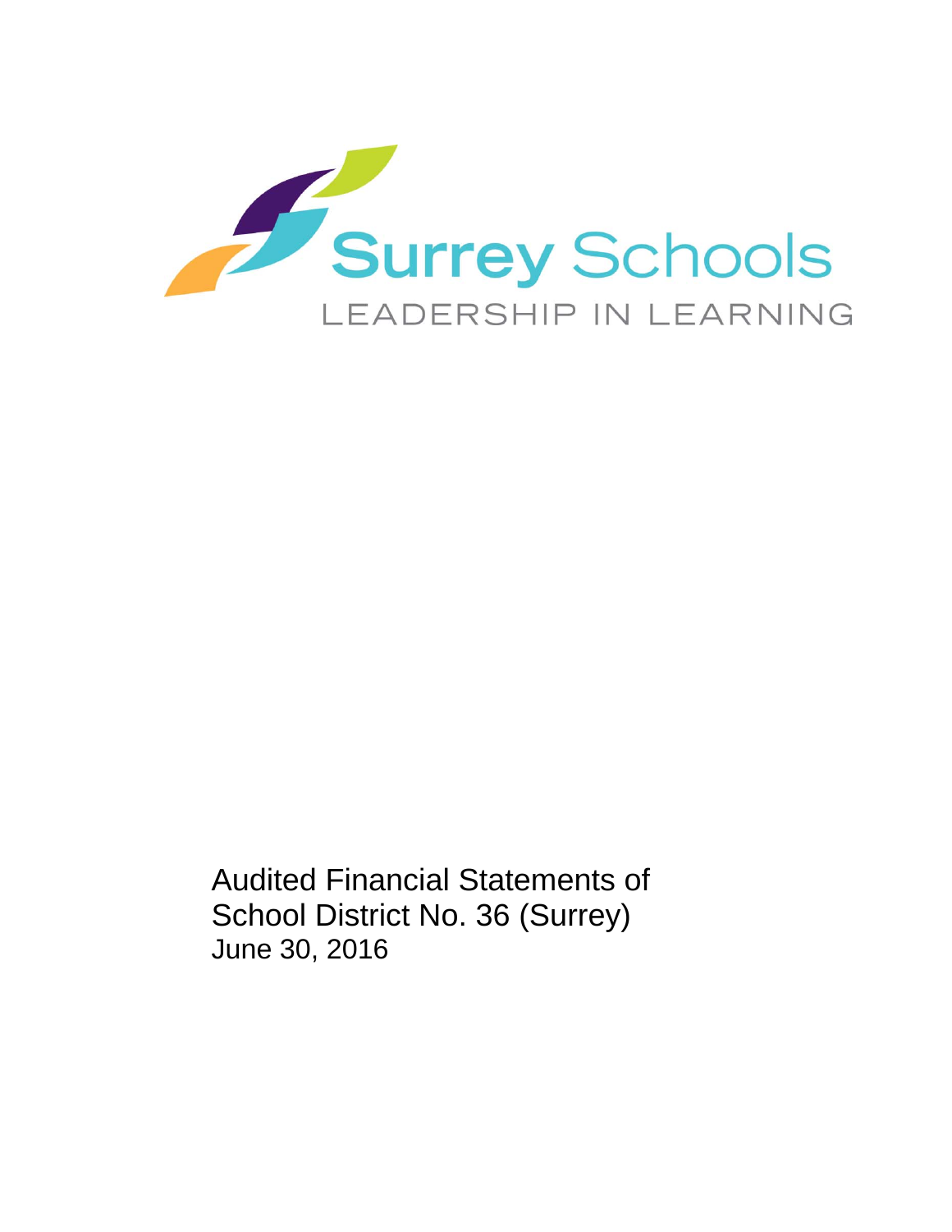Surrey Schools

LEADERSHIP IN LEARNING

Audited Financial Statements of
School District No. 36 (Surrey)
June 30, 2016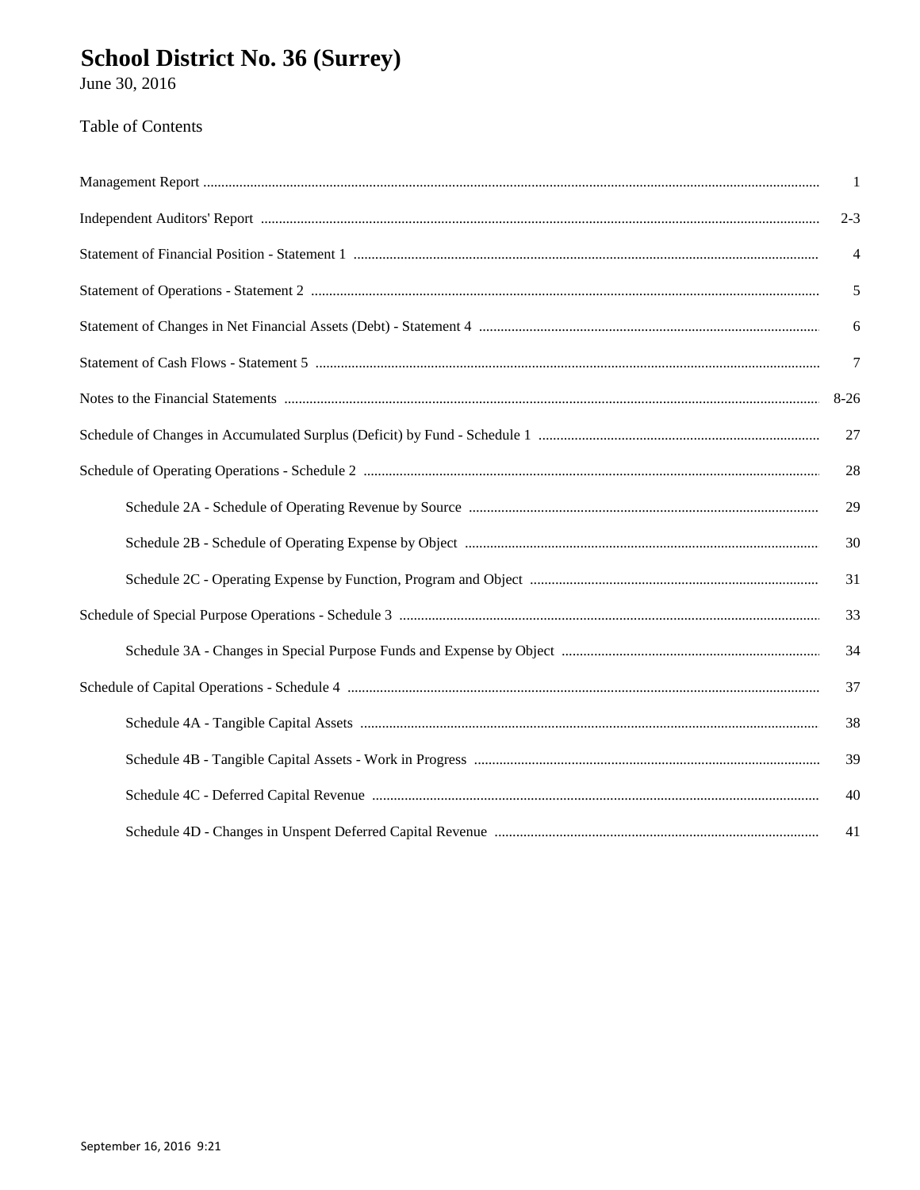# School District No. 36 (Surrey)

June 30, 2016

Table of Contents

| | |
|---|---|
| Management Report | 1 |
| Independent Auditors' Report | 2-3 |
| Statement of Financial Position - Statement 1 | 4 |
| Statement of Operations - Statement 2 | 5 |
| Statement of Changes in Net Financial Assets (Debt) - Statement 4 | 6 |
| Statement of Cash Flows - Statement 5 | 7 |
| Notes to the Financial Statements | 8-26 |
| Schedule of Changes in Accumulated Surplus (Deficit) by Fund - Schedule 1 | 27 |
| Schedule of Operating Operations - Schedule 2 | 28 |
| Schedule 2A - Schedule of Operating Revenue by Source | 29 |
| Schedule 2B - Schedule of Operating Expense by Object | 30 |
| Schedule 2C - Operating Expense by Function, Program and Object | 31 |
| Schedule of Special Purpose Operations - Schedule 3 | 33 |
| Schedule 3A - Changes in Special Purpose Funds and Expense by Object | 34 |
| Schedule of Capital Operations - Schedule 4 | 37 |
| Schedule 4A - Tangible Capital Assets | 38 |
| Schedule 4B - Tangible Capital Assets - Work in Progress | 39 |
| Schedule 4C - Deferred Capital Revenue | 40 |
| Schedule 4D - Changes in Unspent Deferred Capital Revenue | 41 |

September 16, 2016 9:21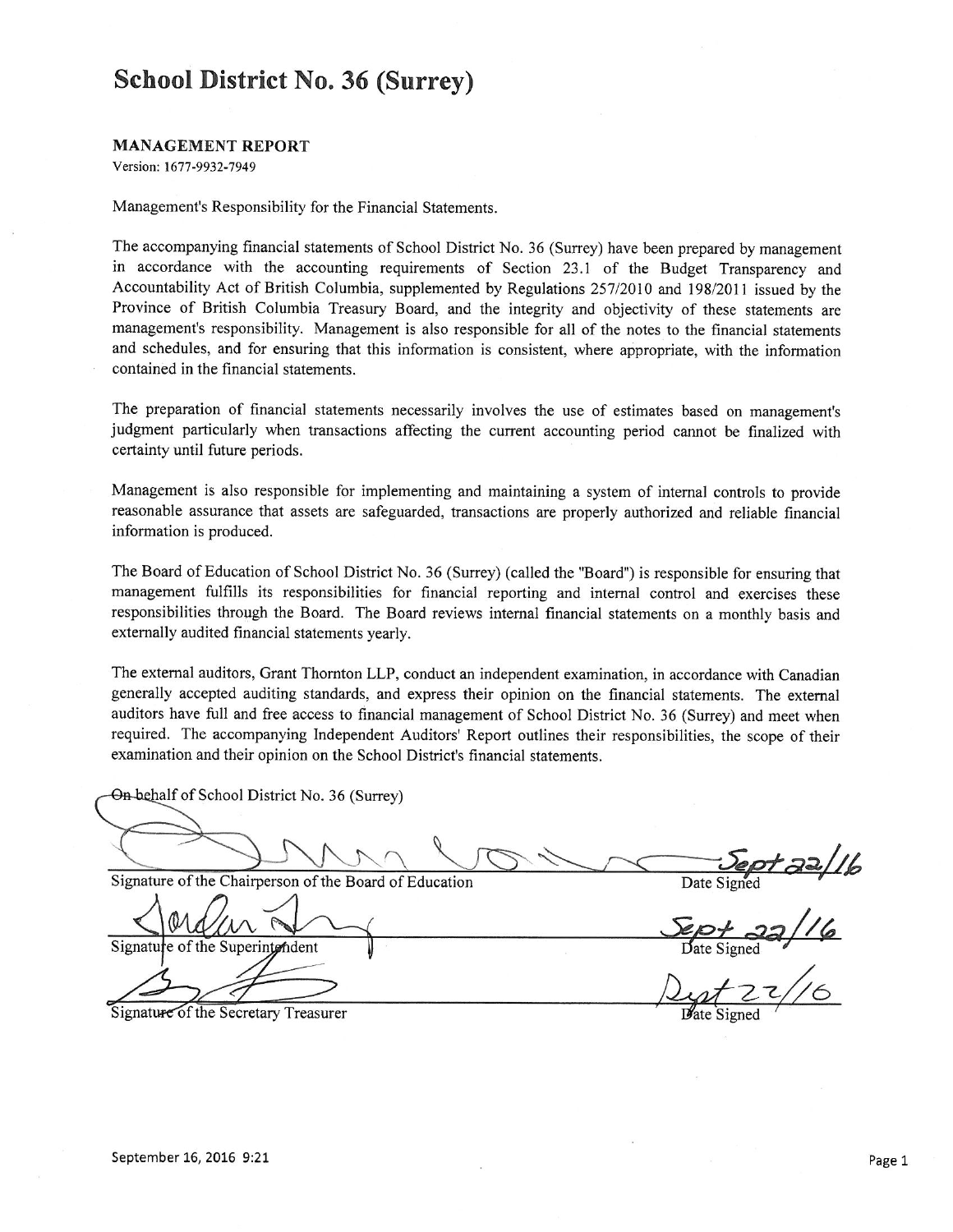# School District No. 36 (Surrey)

**MANAGEMENT REPORT**

Version: 1677-9932-7949

Management's Responsibility for the Financial Statements.

The accompanying financial statements of School District No. 36 (Surrey) have been prepared by management in accordance with the accounting requirements of Section 23.1 of the Budget Transparency and Accountability Act of British Columbia, supplemented by Regulations 257/2010 and 198/2011 issued by the Province of British Columbia Treasury Board, and the integrity and objectivity of these statements are management's responsibility. Management is also responsible for all of the notes to the financial statements and schedules, and for ensuring that this information is consistent, where appropriate, with the information contained in the financial statements.

The preparation of financial statements necessarily involves the use of estimates based on management's judgment particularly when transactions affecting the current accounting period cannot be finalized with certainty until future periods.

Management is also responsible for implementing and maintaining a system of internal controls to provide reasonable assurance that assets are safeguarded, transactions are properly authorized and reliable financial information is produced.

The Board of Education of School District No. 36 (Surrey) (called the "Board") is responsible for ensuring that management fulfills its responsibilities for financial reporting and internal control and exercises these responsibilities through the Board. The Board reviews internal financial statements on a monthly basis and externally audited financial statements yearly.

The external auditors, Grant Thornton LLP, conduct an independent examination, in accordance with Canadian generally accepted auditing standards, and express their opinion on the financial statements. The external auditors have full and free access to financial management of School District No. 36 (Surrey) and meet when required. The accompanying Independent Auditors' Report outlines their responsibilities, the scope of their examination and their opinion on the School District's financial statements.

On behalf of School District No. 36 (Surrey)

Signature of the Chairperson of the Board of Education — Date Signed: Sept 22/16

Signature of the Superintendent — Date Signed: Sept 22/16

Signature of the Secretary Treasurer — Date Signed: Sept 22/16

September 16, 2016 9:21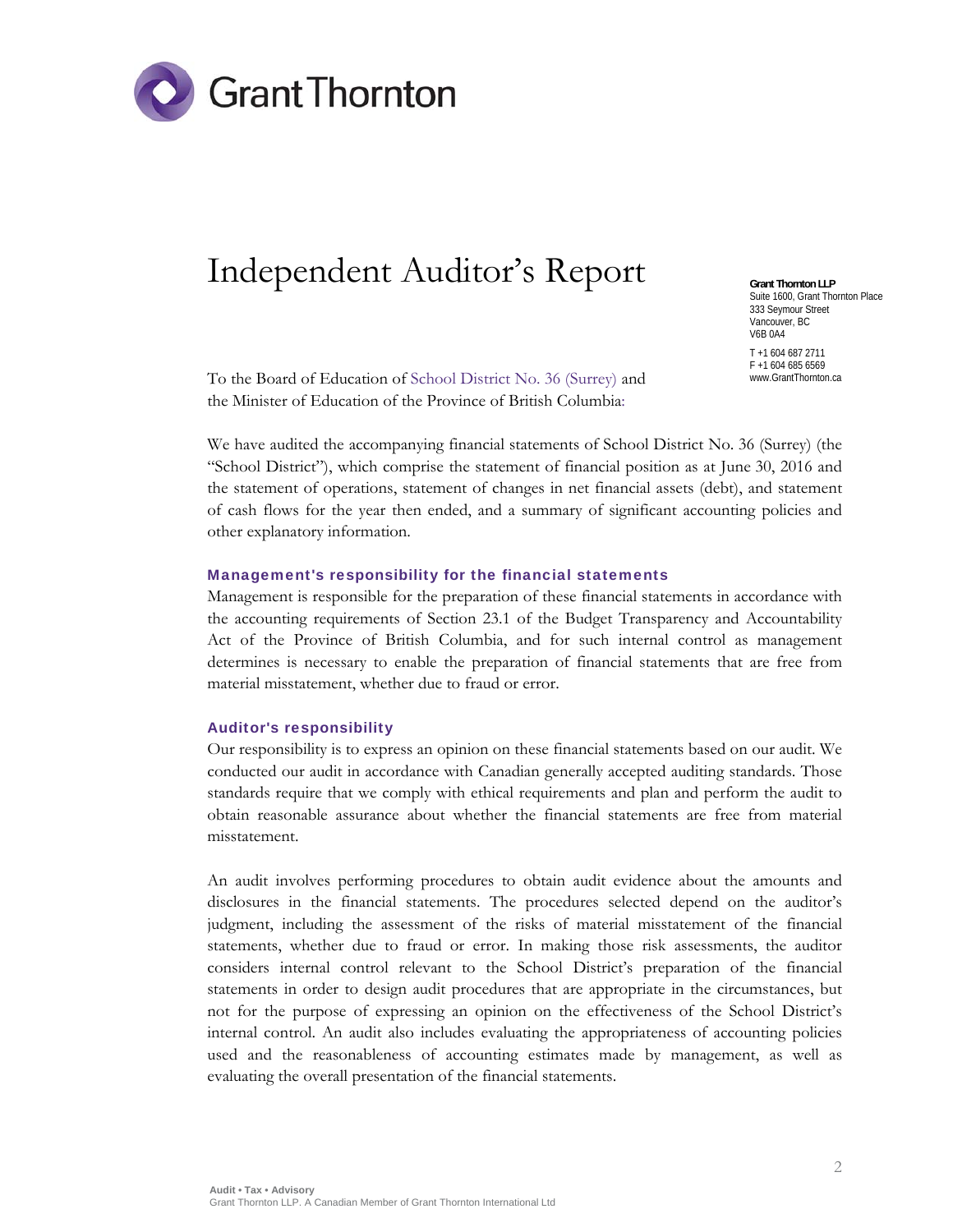Grant Thornton

# Independent Auditor's Report

**Grant Thornton LLP**
Suite 1600, Grant Thornton Place
333 Seymour Street
Vancouver, BC
V6B 0A4

T +1 604 687 2711
F +1 604 685 6569
www.GrantThornton.ca

To the Board of Education of School District No. 36 (Surrey) and the Minister of Education of the Province of British Columbia:

We have audited the accompanying financial statements of School District No. 36 (Surrey) (the "School District"), which comprise the statement of financial position as at June 30, 2016 and the statement of operations, statement of changes in net financial assets (debt), and statement of cash flows for the year then ended, and a summary of significant accounting policies and other explanatory information.

### Management's responsibility for the financial statements

Management is responsible for the preparation of these financial statements in accordance with the accounting requirements of Section 23.1 of the Budget Transparency and Accountability Act of the Province of British Columbia, and for such internal control as management determines is necessary to enable the preparation of financial statements that are free from material misstatement, whether due to fraud or error.

### Auditor's responsibility

Our responsibility is to express an opinion on these financial statements based on our audit. We conducted our audit in accordance with Canadian generally accepted auditing standards. Those standards require that we comply with ethical requirements and plan and perform the audit to obtain reasonable assurance about whether the financial statements are free from material misstatement.

An audit involves performing procedures to obtain audit evidence about the amounts and disclosures in the financial statements. The procedures selected depend on the auditor's judgment, including the assessment of the risks of material misstatement of the financial statements, whether due to fraud or error. In making those risk assessments, the auditor considers internal control relevant to the School District's preparation of the financial statements in order to design audit procedures that are appropriate in the circumstances, but not for the purpose of expressing an opinion on the effectiveness of the School District's internal control. An audit also includes evaluating the appropriateness of accounting policies used and the reasonableness of accounting estimates made by management, as well as evaluating the overall presentation of the financial statements.

**Audit • Tax • Advisory**
Grant Thornton LLP. A Canadian Member of Grant Thornton International Ltd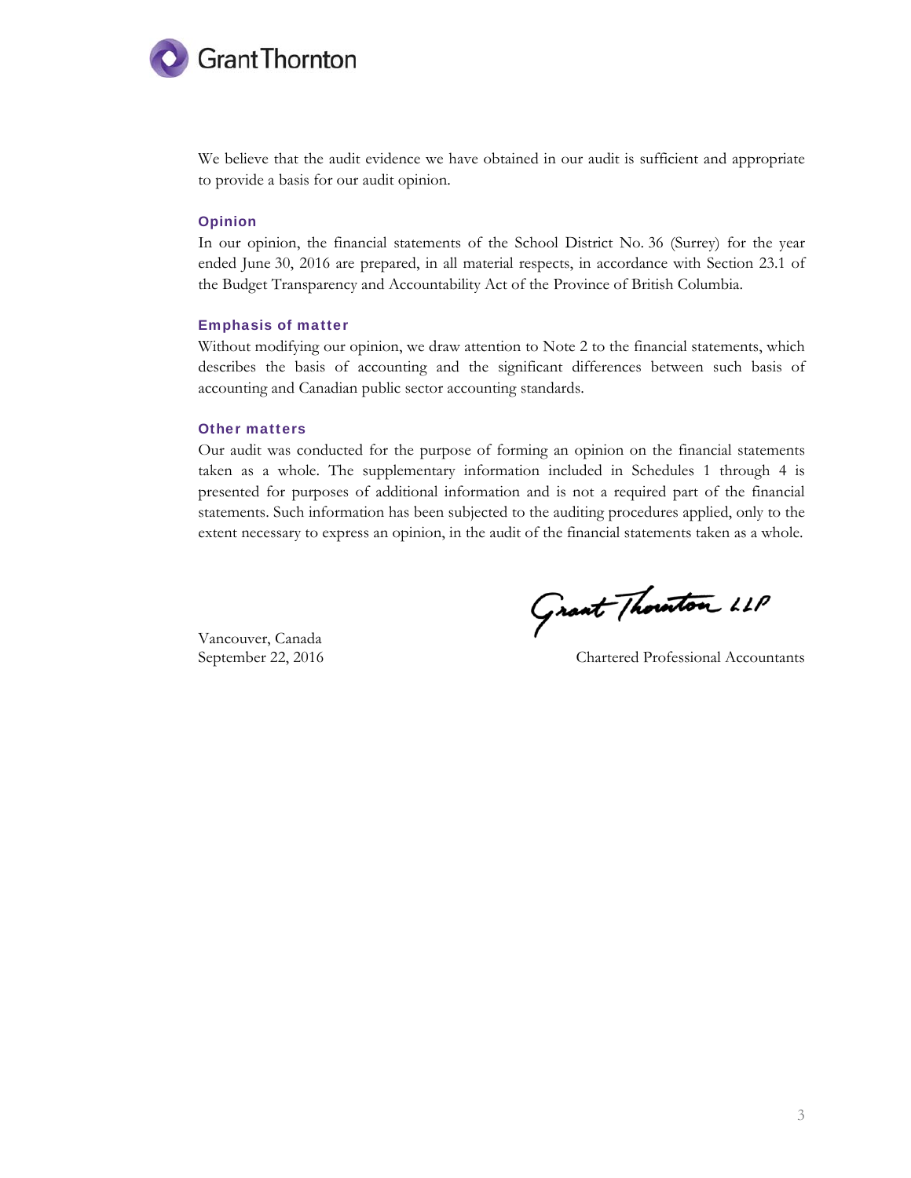We believe that the audit evidence we have obtained in our audit is sufficient and appropriate to provide a basis for our audit opinion.

### Opinion

In our opinion, the financial statements of the School District No. 36 (Surrey) for the year ended June 30, 2016 are prepared, in all material respects, in accordance with Section 23.1 of the Budget Transparency and Accountability Act of the Province of British Columbia.

### Emphasis of matter

Without modifying our opinion, we draw attention to Note 2 to the financial statements, which describes the basis of accounting and the significant differences between such basis of accounting and Canadian public sector accounting standards.

### Other matters

Our audit was conducted for the purpose of forming an opinion on the financial statements taken as a whole. The supplementary information included in Schedules 1 through 4 is presented for purposes of additional information and is not a required part of the financial statements. Such information has been subjected to the auditing procedures applied, only to the extent necessary to express an opinion, in the audit of the financial statements taken as a whole.

Grant Thornton LLP

Vancouver, Canada
September 22, 2016

Chartered Professional Accountants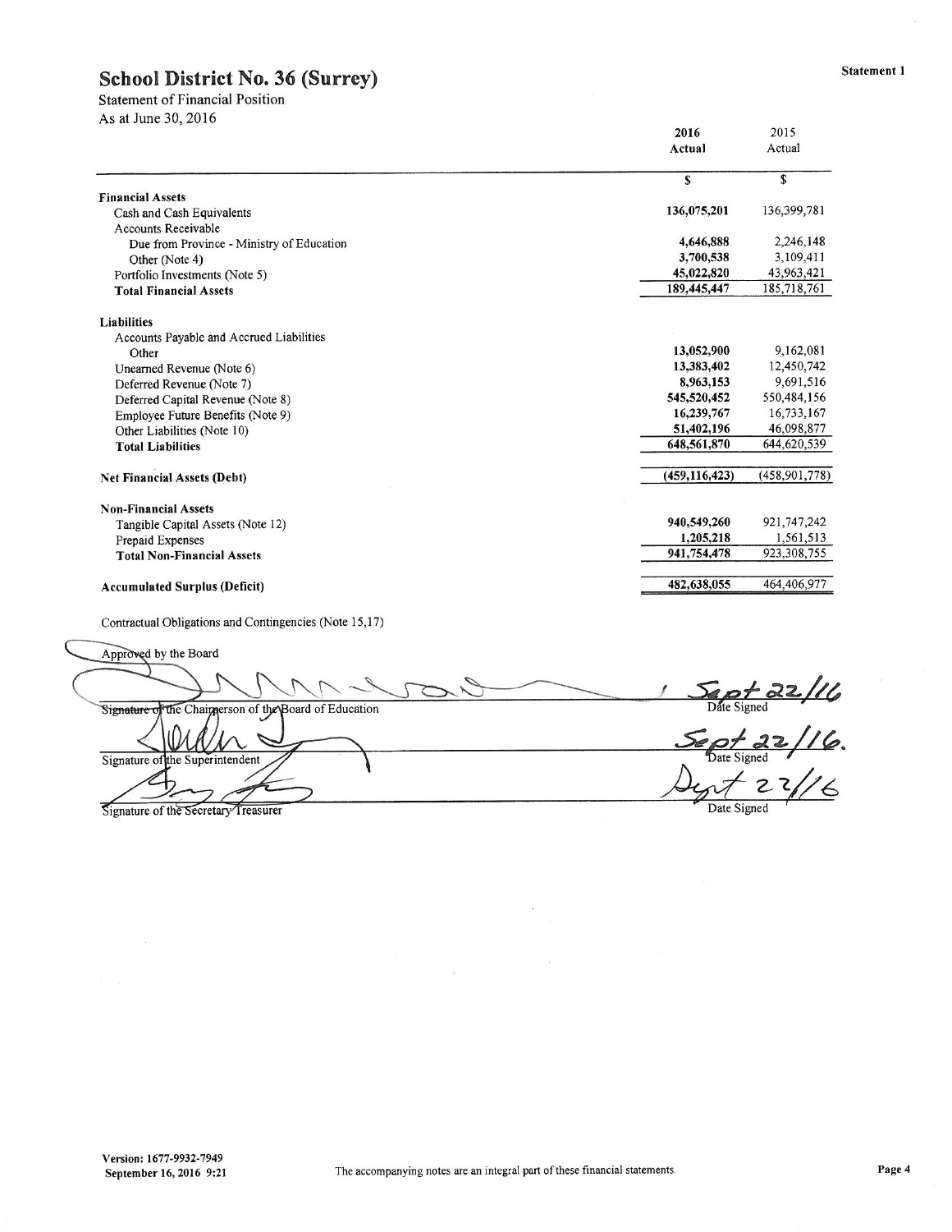# School District No. 36 (Surrey)

Statement 1

Statement of Financial Position
As at June 30, 2016

| | 2016 Actual | 2015 Actual |
|---|---|---|
| | $ | $ |
| **Financial Assets** | | |
| Cash and Cash Equivalents | **136,075,201** | 136,399,781 |
| Accounts Receivable | | |
| Due from Province - Ministry of Education | **4,646,888** | 2,246,148 |
| Other (Note 4) | **3,700,538** | 3,109,411 |
| Portfolio Investments (Note 5) | **45,022,820** | 43,963,421 |
| **Total Financial Assets** | **189,445,447** | 185,718,761 |
| | | |
| **Liabilities** | | |
| Accounts Payable and Accrued Liabilities | | |
| Other | **13,052,900** | 9,162,081 |
| Unearned Revenue (Note 6) | **13,383,402** | 12,450,742 |
| Deferred Revenue (Note 7) | **8,963,153** | 9,691,516 |
| Deferred Capital Revenue (Note 8) | **545,520,452** | 550,484,156 |
| Employee Future Benefits (Note 9) | **16,239,767** | 16,733,167 |
| Other Liabilities (Note 10) | **51,402,196** | 46,098,877 |
| **Total Liabilities** | **648,561,870** | 644,620,539 |
| | | |
| **Net Financial Assets (Debt)** | **(459,116,423)** | (458,901,778) |
| | | |
| **Non-Financial Assets** | | |
| Tangible Capital Assets (Note 12) | **940,549,260** | 921,747,242 |
| Prepaid Expenses | **1,205,218** | 1,561,513 |
| **Total Non-Financial Assets** | **941,754,478** | 923,308,755 |
| | | |
| **Accumulated Surplus (Deficit)** | **482,638,055** | 464,406,977 |

Contractual Obligations and Contingencies (Note 15,17)

Approved by the Board

| | |
|---|---|
| Signature of the Chairperson of the Board of Education | Sept 22/16<br>Date Signed |
| Signature of the Superintendent | Sept 22/16.<br>Date Signed |
| Signature of the Secretary Treasurer | Sept 22/16<br>Date Signed |

Version: 1677-9932-7949
September 16, 2016 9:21

The accompanying notes are an integral part of these financial statements.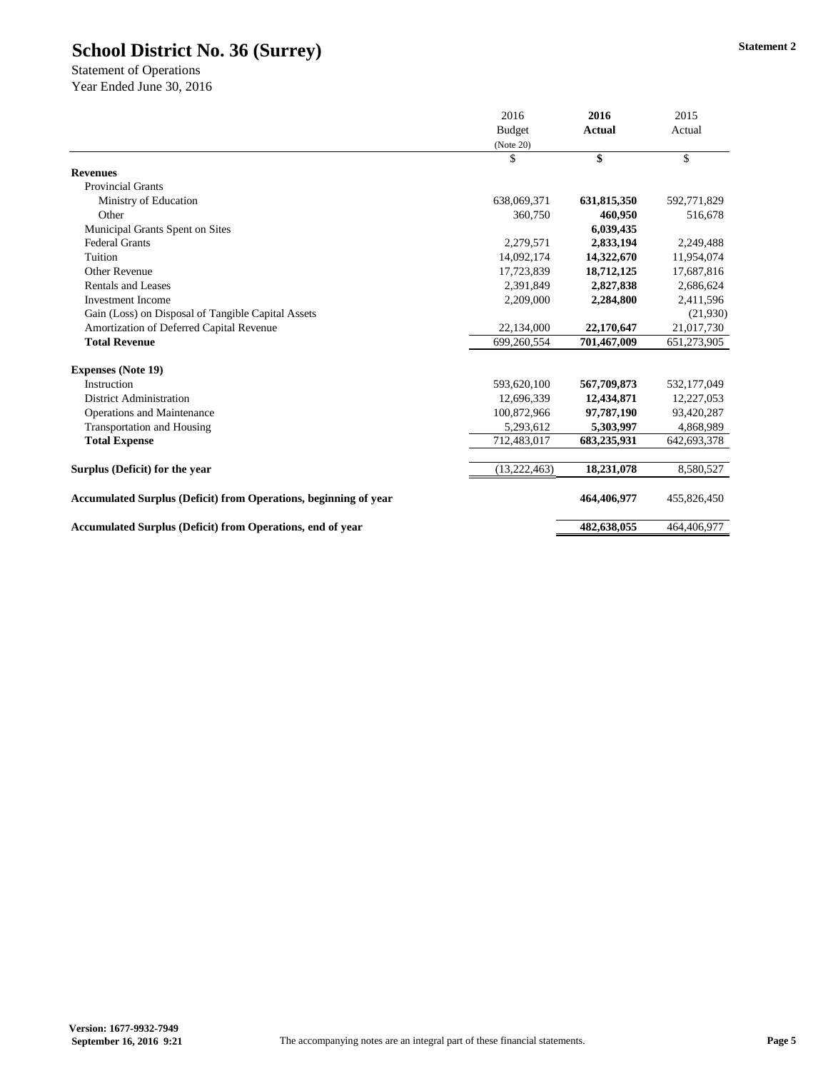# School District No. 36 (Surrey)

**Statement 2**

Statement of Operations
Year Ended June 30, 2016

| | 2016 Budget (Note 20) | **2016 Actual** | 2015 Actual |
|---|---|---|---|
| | $ | **$** | $ |
| **Revenues** | | | |
| Provincial Grants | | | |
| Ministry of Education | 638,069,371 | **631,815,350** | 592,771,829 |
| Other | 360,750 | **460,950** | 516,678 |
| Municipal Grants Spent on Sites | | **6,039,435** | |
| Federal Grants | 2,279,571 | **2,833,194** | 2,249,488 |
| Tuition | 14,092,174 | **14,322,670** | 11,954,074 |
| Other Revenue | 17,723,839 | **18,712,125** | 17,687,816 |
| Rentals and Leases | 2,391,849 | **2,827,838** | 2,686,624 |
| Investment Income | 2,209,000 | **2,284,800** | 2,411,596 |
| Gain (Loss) on Disposal of Tangible Capital Assets | | | (21,930) |
| Amortization of Deferred Capital Revenue | 22,134,000 | **22,170,647** | 21,017,730 |
| **Total Revenue** | 699,260,554 | **701,467,009** | 651,273,905 |
| | | | |
| **Expenses (Note 19)** | | | |
| Instruction | 593,620,100 | **567,709,873** | 532,177,049 |
| District Administration | 12,696,339 | **12,434,871** | 12,227,053 |
| Operations and Maintenance | 100,872,966 | **97,787,190** | 93,420,287 |
| Transportation and Housing | 5,293,612 | **5,303,997** | 4,868,989 |
| **Total Expense** | 712,483,017 | **683,235,931** | 642,693,378 |
| | | | |
| **Surplus (Deficit) for the year** | (13,222,463) | **18,231,078** | 8,580,527 |
| | | | |
| **Accumulated Surplus (Deficit) from Operations, beginning of year** | | **464,406,977** | 455,826,450 |
| | | | |
| **Accumulated Surplus (Deficit) from Operations, end of year** | | **482,638,055** | 464,406,977 |

**Version: 1677-9932-7949**
**September 16, 2016 9:21**

The accompanying notes are an integral part of these financial statements.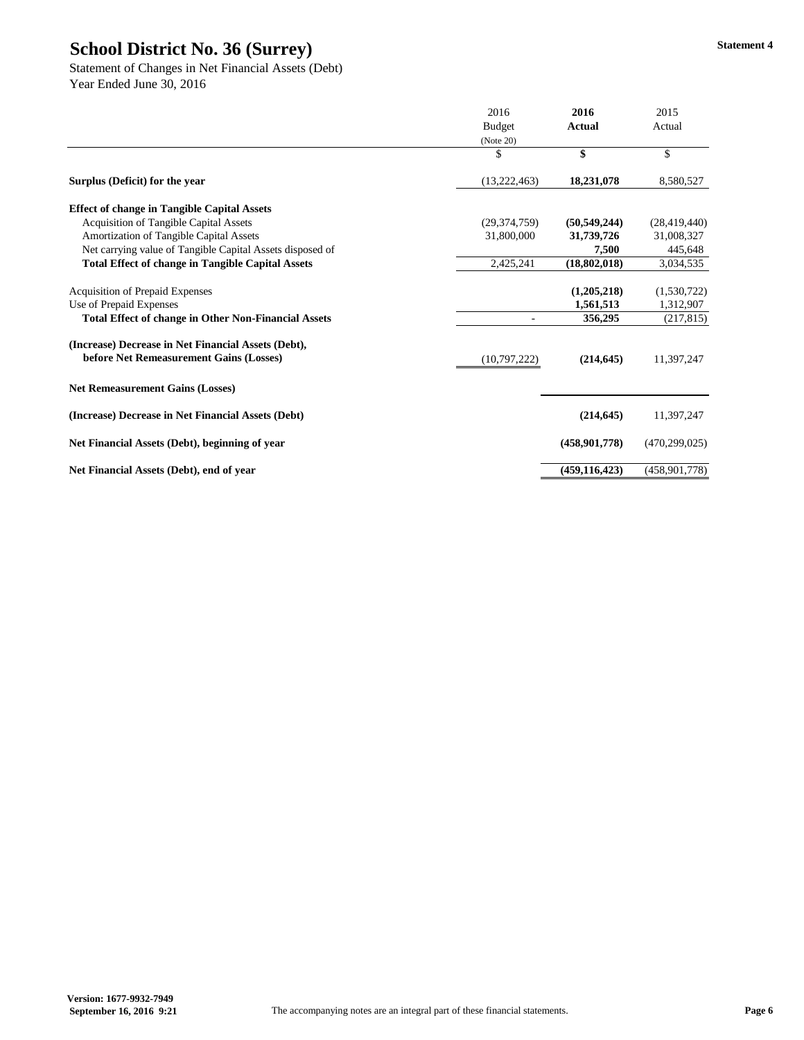# School District No. 36 (Surrey)

**Statement 4**

Statement of Changes in Net Financial Assets (Debt)
Year Ended June 30, 2016

| | 2016 Budget (Note 20) | **2016 Actual** | 2015 Actual |
|---|---|---|---|
| | $ | **$** | $ |
| **Surplus (Deficit) for the year** | (13,222,463) | **18,231,078** | 8,580,527 |
| **Effect of change in Tangible Capital Assets** | | | |
| Acquisition of Tangible Capital Assets | (29,374,759) | **(50,549,244)** | (28,419,440) |
| Amortization of Tangible Capital Assets | 31,800,000 | **31,739,726** | 31,008,327 |
| Net carrying value of Tangible Capital Assets disposed of | | **7,500** | 445,648 |
| **Total Effect of change in Tangible Capital Assets** | 2,425,241 | **(18,802,018)** | 3,034,535 |
| Acquisition of Prepaid Expenses | | **(1,205,218)** | (1,530,722) |
| Use of Prepaid Expenses | | **1,561,513** | 1,312,907 |
| **Total Effect of change in Other Non-Financial Assets** | - | **356,295** | (217,815) |
| **(Increase) Decrease in Net Financial Assets (Debt), before Net Remeasurement Gains (Losses)** | (10,797,222) | **(214,645)** | 11,397,247 |
| **Net Remeasurement Gains (Losses)** | | | |
| **(Increase) Decrease in Net Financial Assets (Debt)** | | **(214,645)** | 11,397,247 |
| **Net Financial Assets (Debt), beginning of year** | | **(458,901,778)** | (470,299,025) |
| **Net Financial Assets (Debt), end of year** | | **(459,116,423)** | (458,901,778) |

**Version: 1677-9932-7949**
**September 16, 2016 9:21**

The accompanying notes are an integral part of these financial statements.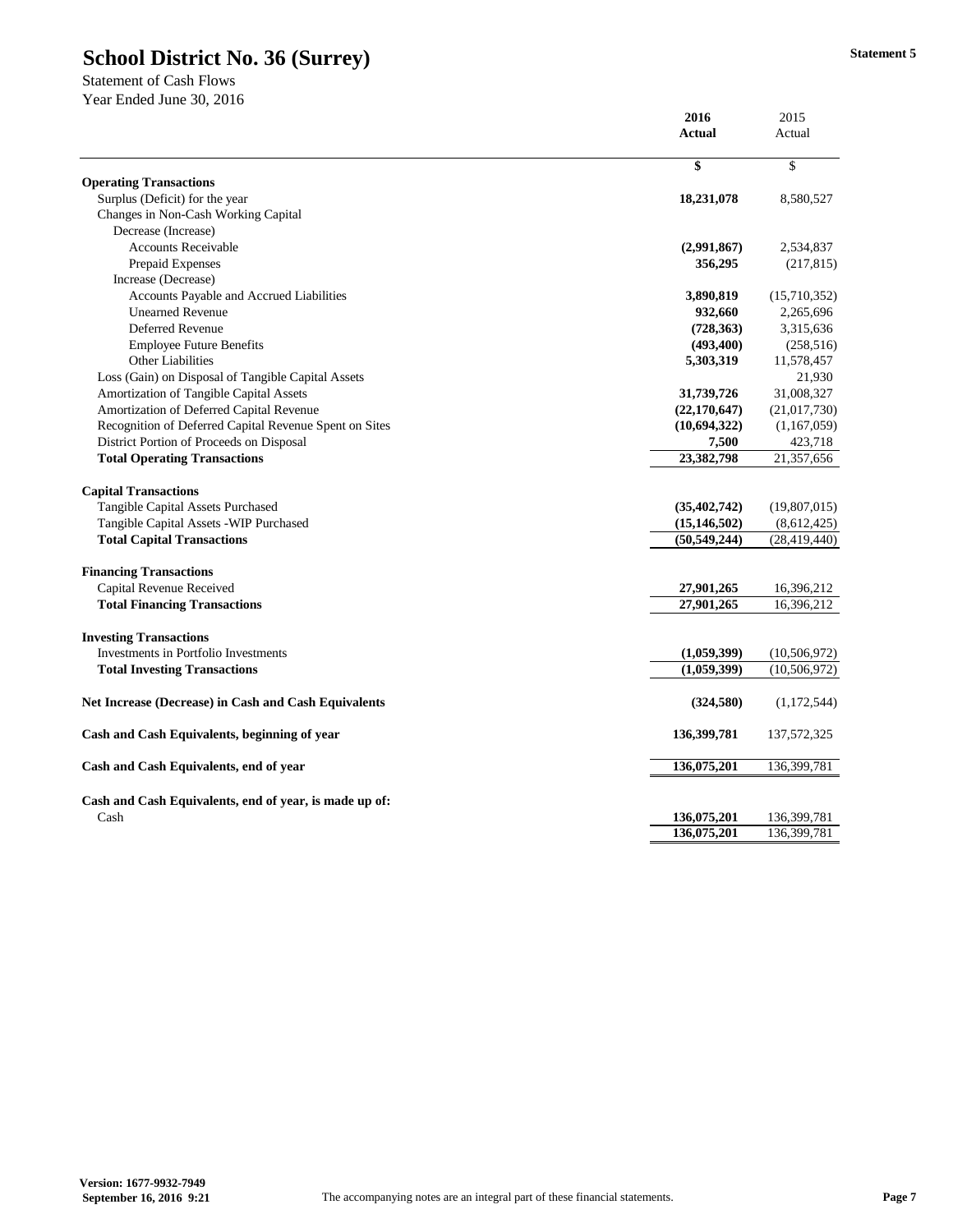# School District No. 36 (Surrey)

**Statement 5**

Statement of Cash Flows
Year Ended June 30, 2016

| | 2016 Actual | 2015 Actual |
|---|---|---|
| | **$** | $ |
| **Operating Transactions** | | |
| Surplus (Deficit) for the year | **18,231,078** | 8,580,527 |
| Changes in Non-Cash Working Capital | | |
| Decrease (Increase) | | |
| Accounts Receivable | **(2,991,867)** | 2,534,837 |
| Prepaid Expenses | **356,295** | (217,815) |
| Increase (Decrease) | | |
| Accounts Payable and Accrued Liabilities | **3,890,819** | (15,710,352) |
| Unearned Revenue | **932,660** | 2,265,696 |
| Deferred Revenue | **(728,363)** | 3,315,636 |
| Employee Future Benefits | **(493,400)** | (258,516) |
| Other Liabilities | **5,303,319** | 11,578,457 |
| Loss (Gain) on Disposal of Tangible Capital Assets | | 21,930 |
| Amortization of Tangible Capital Assets | **31,739,726** | 31,008,327 |
| Amortization of Deferred Capital Revenue | **(22,170,647)** | (21,017,730) |
| Recognition of Deferred Capital Revenue Spent on Sites | **(10,694,322)** | (1,167,059) |
| District Portion of Proceeds on Disposal | **7,500** | 423,718 |
| **Total Operating Transactions** | **23,382,798** | 21,357,656 |
| **Capital Transactions** | | |
| Tangible Capital Assets Purchased | **(35,402,742)** | (19,807,015) |
| Tangible Capital Assets -WIP Purchased | **(15,146,502)** | (8,612,425) |
| **Total Capital Transactions** | **(50,549,244)** | (28,419,440) |
| **Financing Transactions** | | |
| Capital Revenue Received | **27,901,265** | 16,396,212 |
| **Total Financing Transactions** | **27,901,265** | 16,396,212 |
| **Investing Transactions** | | |
| Investments in Portfolio Investments | **(1,059,399)** | (10,506,972) |
| **Total Investing Transactions** | **(1,059,399)** | (10,506,972) |
| **Net Increase (Decrease) in Cash and Cash Equivalents** | **(324,580)** | (1,172,544) |
| **Cash and Cash Equivalents, beginning of year** | **136,399,781** | 137,572,325 |
| **Cash and Cash Equivalents, end of year** | **136,075,201** | 136,399,781 |
| **Cash and Cash Equivalents, end of year, is made up of:** | | |
| Cash | **136,075,201** | 136,399,781 |
| | **136,075,201** | 136,399,781 |

Version: 1677-9932-7949
September 16, 2016 9:21

The accompanying notes are an integral part of these financial statements.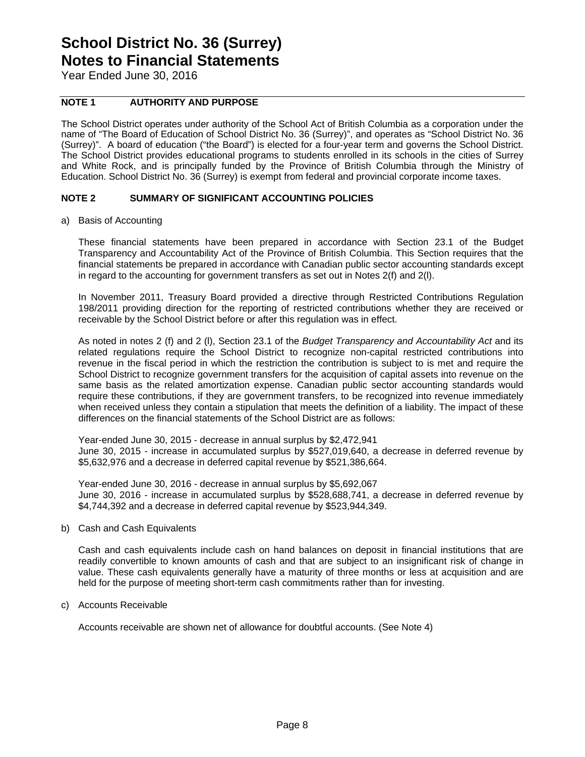# School District No. 36 (Surrey)
# Notes to Financial Statements

Year Ended June 30, 2016

## NOTE 1 AUTHORITY AND PURPOSE

The School District operates under authority of the School Act of British Columbia as a corporation under the name of "The Board of Education of School District No. 36 (Surrey)", and operates as "School District No. 36 (Surrey)". A board of education ("the Board") is elected for a four-year term and governs the School District. The School District provides educational programs to students enrolled in its schools in the cities of Surrey and White Rock, and is principally funded by the Province of British Columbia through the Ministry of Education. School District No. 36 (Surrey) is exempt from federal and provincial corporate income taxes.

## NOTE 2 SUMMARY OF SIGNIFICANT ACCOUNTING POLICIES

a) Basis of Accounting

These financial statements have been prepared in accordance with Section 23.1 of the Budget Transparency and Accountability Act of the Province of British Columbia. This Section requires that the financial statements be prepared in accordance with Canadian public sector accounting standards except in regard to the accounting for government transfers as set out in Notes 2(f) and 2(l).

In November 2011, Treasury Board provided a directive through Restricted Contributions Regulation 198/2011 providing direction for the reporting of restricted contributions whether they are received or receivable by the School District before or after this regulation was in effect.

As noted in notes 2 (f) and 2 (l), Section 23.1 of the *Budget Transparency and Accountability Act* and its related regulations require the School District to recognize non-capital restricted contributions into revenue in the fiscal period in which the restriction the contribution is subject to is met and require the School District to recognize government transfers for the acquisition of capital assets into revenue on the same basis as the related amortization expense. Canadian public sector accounting standards would require these contributions, if they are government transfers, to be recognized into revenue immediately when received unless they contain a stipulation that meets the definition of a liability. The impact of these differences on the financial statements of the School District are as follows:

Year-ended June 30, 2015 - decrease in annual surplus by $2,472,941
June 30, 2015 - increase in accumulated surplus by $527,019,640, a decrease in deferred revenue by $5,632,976 and a decrease in deferred capital revenue by $521,386,664.

Year-ended June 30, 2016 - decrease in annual surplus by $5,692,067
June 30, 2016 - increase in accumulated surplus by $528,688,741, a decrease in deferred revenue by $4,744,392 and a decrease in deferred capital revenue by $523,944,349.

b) Cash and Cash Equivalents

Cash and cash equivalents include cash on hand balances on deposit in financial institutions that are readily convertible to known amounts of cash and that are subject to an insignificant risk of change in value. These cash equivalents generally have a maturity of three months or less at acquisition and are held for the purpose of meeting short-term cash commitments rather than for investing.

c) Accounts Receivable

Accounts receivable are shown net of allowance for doubtful accounts. (See Note 4)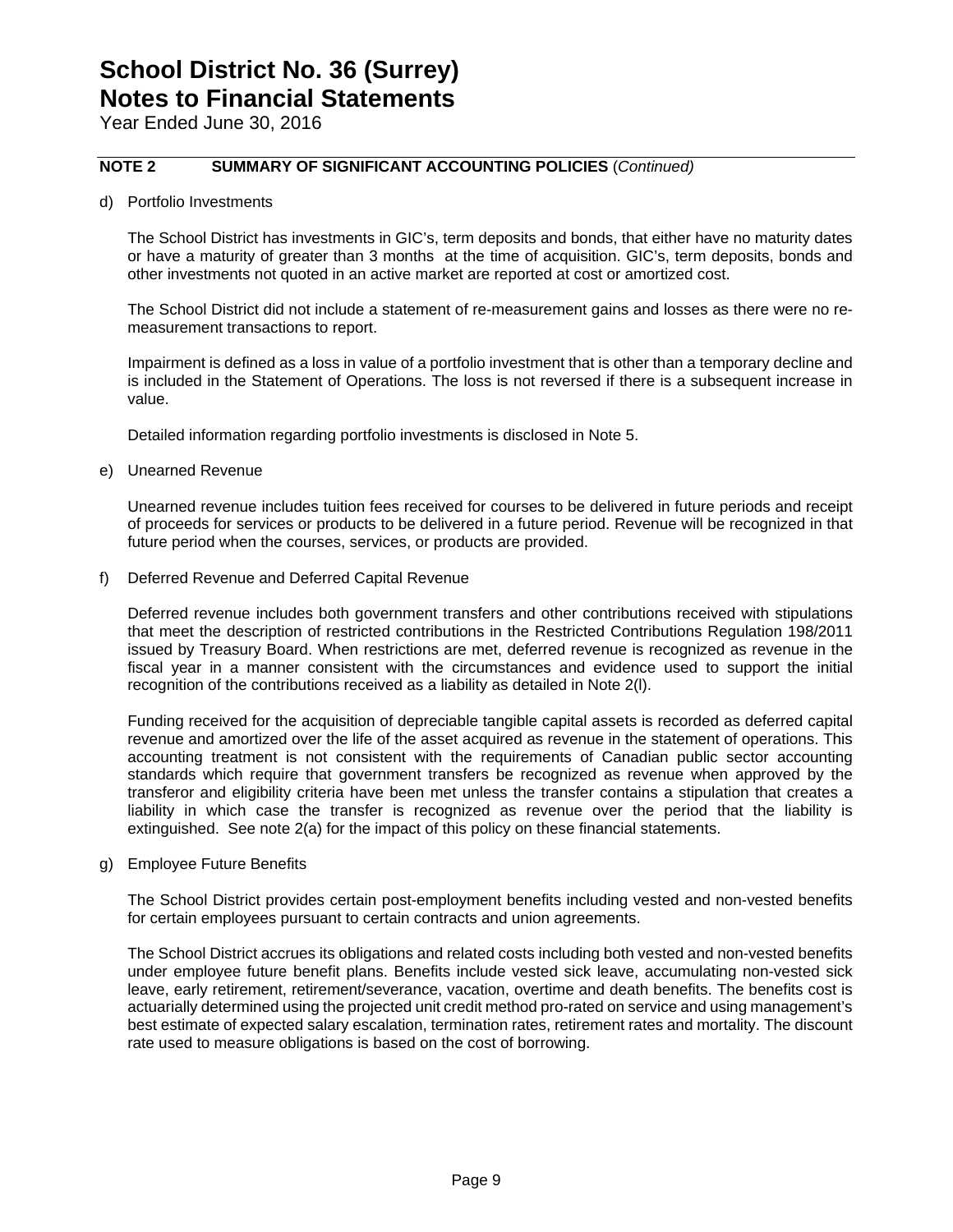# School District No. 36 (Surrey)
# Notes to Financial Statements

Year Ended June 30, 2016

## NOTE 2 SUMMARY OF SIGNIFICANT ACCOUNTING POLICIES (*Continued)*

d) Portfolio Investments

The School District has investments in GIC's, term deposits and bonds, that either have no maturity dates or have a maturity of greater than 3 months at the time of acquisition. GIC's, term deposits, bonds and other investments not quoted in an active market are reported at cost or amortized cost.

The School District did not include a statement of re-measurement gains and losses as there were no re-measurement transactions to report.

Impairment is defined as a loss in value of a portfolio investment that is other than a temporary decline and is included in the Statement of Operations. The loss is not reversed if there is a subsequent increase in value.

Detailed information regarding portfolio investments is disclosed in Note 5.

e) Unearned Revenue

Unearned revenue includes tuition fees received for courses to be delivered in future periods and receipt of proceeds for services or products to be delivered in a future period. Revenue will be recognized in that future period when the courses, services, or products are provided.

f) Deferred Revenue and Deferred Capital Revenue

Deferred revenue includes both government transfers and other contributions received with stipulations that meet the description of restricted contributions in the Restricted Contributions Regulation 198/2011 issued by Treasury Board. When restrictions are met, deferred revenue is recognized as revenue in the fiscal year in a manner consistent with the circumstances and evidence used to support the initial recognition of the contributions received as a liability as detailed in Note 2(l).

Funding received for the acquisition of depreciable tangible capital assets is recorded as deferred capital revenue and amortized over the life of the asset acquired as revenue in the statement of operations. This accounting treatment is not consistent with the requirements of Canadian public sector accounting standards which require that government transfers be recognized as revenue when approved by the transferor and eligibility criteria have been met unless the transfer contains a stipulation that creates a liability in which case the transfer is recognized as revenue over the period that the liability is extinguished. See note 2(a) for the impact of this policy on these financial statements.

g) Employee Future Benefits

The School District provides certain post-employment benefits including vested and non-vested benefits for certain employees pursuant to certain contracts and union agreements.

The School District accrues its obligations and related costs including both vested and non-vested benefits under employee future benefit plans. Benefits include vested sick leave, accumulating non-vested sick leave, early retirement, retirement/severance, vacation, overtime and death benefits. The benefits cost is actuarially determined using the projected unit credit method pro-rated on service and using management's best estimate of expected salary escalation, termination rates, retirement rates and mortality. The discount rate used to measure obligations is based on the cost of borrowing.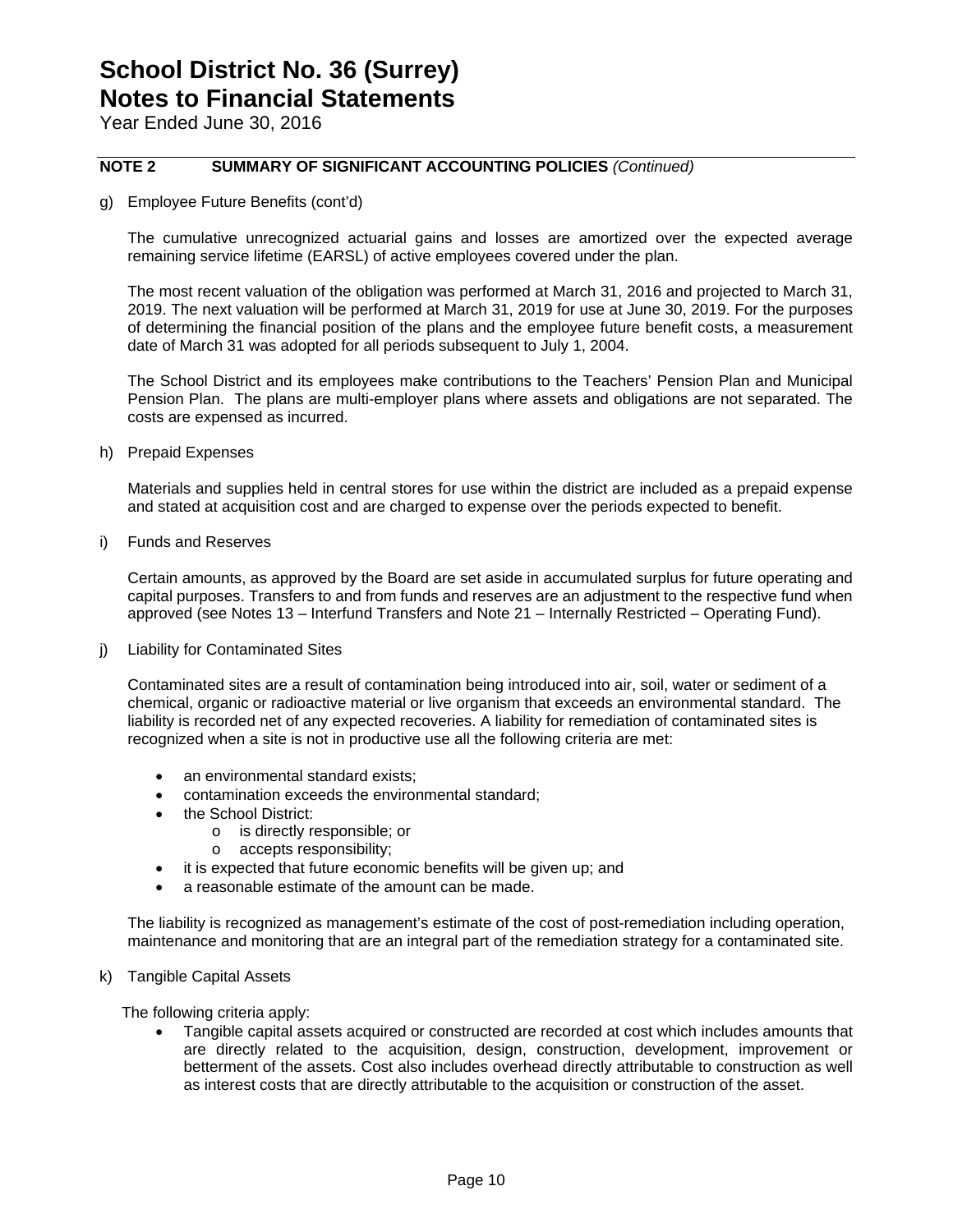# School District No. 36 (Surrey)
# Notes to Financial Statements

Year Ended June 30, 2016

## NOTE 2 SUMMARY OF SIGNIFICANT ACCOUNTING POLICIES *(Continued)*

g) Employee Future Benefits (cont'd)

The cumulative unrecognized actuarial gains and losses are amortized over the expected average remaining service lifetime (EARSL) of active employees covered under the plan.

The most recent valuation of the obligation was performed at March 31, 2016 and projected to March 31, 2019. The next valuation will be performed at March 31, 2019 for use at June 30, 2019. For the purposes of determining the financial position of the plans and the employee future benefit costs, a measurement date of March 31 was adopted for all periods subsequent to July 1, 2004.

The School District and its employees make contributions to the Teachers' Pension Plan and Municipal Pension Plan. The plans are multi-employer plans where assets and obligations are not separated. The costs are expensed as incurred.

h) Prepaid Expenses

Materials and supplies held in central stores for use within the district are included as a prepaid expense and stated at acquisition cost and are charged to expense over the periods expected to benefit.

i) Funds and Reserves

Certain amounts, as approved by the Board are set aside in accumulated surplus for future operating and capital purposes. Transfers to and from funds and reserves are an adjustment to the respective fund when approved (see Notes 13 – Interfund Transfers and Note 21 – Internally Restricted – Operating Fund).

j) Liability for Contaminated Sites

Contaminated sites are a result of contamination being introduced into air, soil, water or sediment of a chemical, organic or radioactive material or live organism that exceeds an environmental standard. The liability is recorded net of any expected recoveries. A liability for remediation of contaminated sites is recognized when a site is not in productive use all the following criteria are met:

- an environmental standard exists;
- contamination exceeds the environmental standard;
- the School District:
  - is directly responsible; or
  - accepts responsibility;
- it is expected that future economic benefits will be given up; and
- a reasonable estimate of the amount can be made.

The liability is recognized as management's estimate of the cost of post-remediation including operation, maintenance and monitoring that are an integral part of the remediation strategy for a contaminated site.

k) Tangible Capital Assets

The following criteria apply:

- Tangible capital assets acquired or constructed are recorded at cost which includes amounts that are directly related to the acquisition, design, construction, development, improvement or betterment of the assets. Cost also includes overhead directly attributable to construction as well as interest costs that are directly attributable to the acquisition or construction of the asset.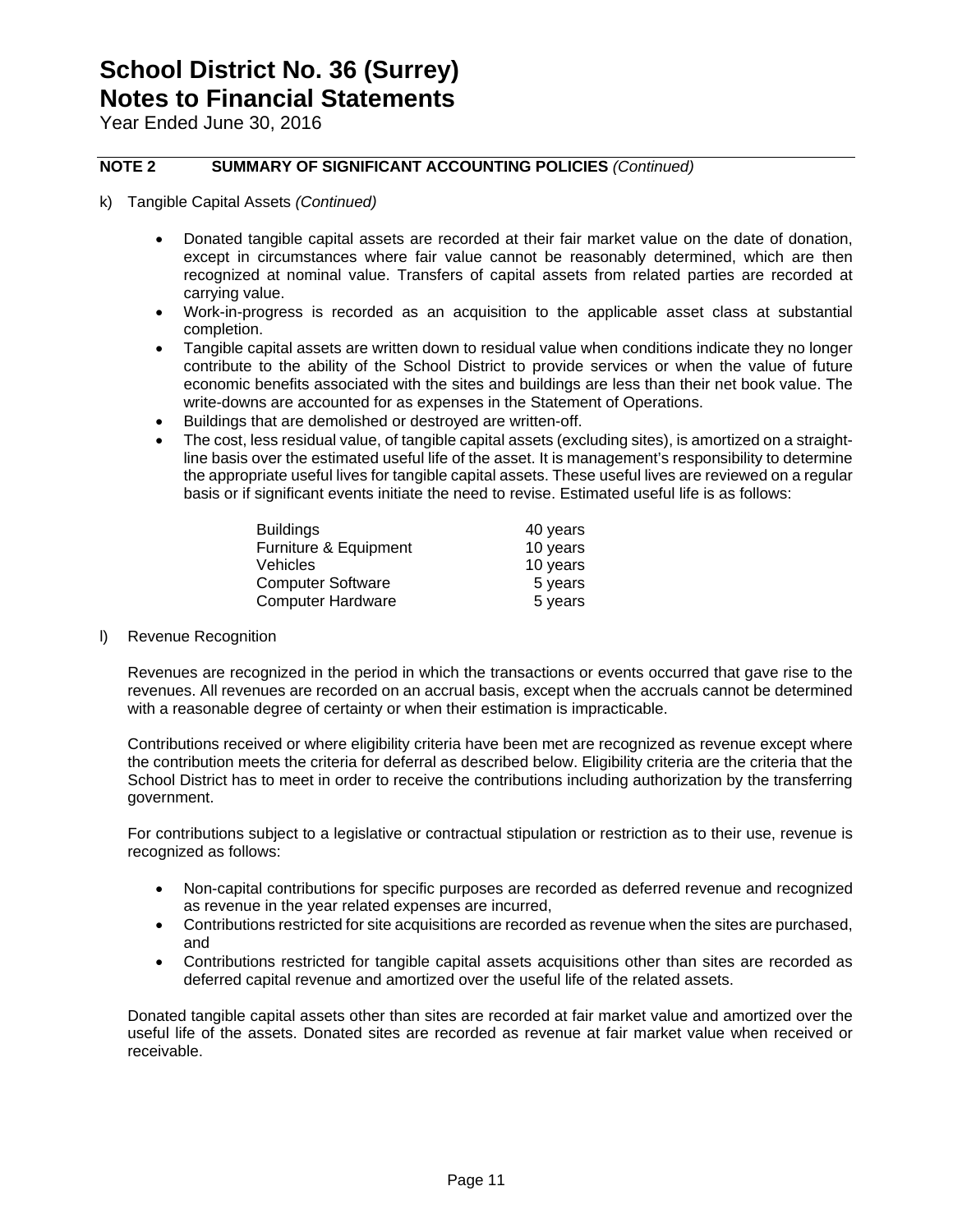# School District No. 36 (Surrey)
# Notes to Financial Statements

Year Ended June 30, 2016

**NOTE 2 SUMMARY OF SIGNIFICANT ACCOUNTING POLICIES** *(Continued)*

k) Tangible Capital Assets *(Continued)*

- Donated tangible capital assets are recorded at their fair market value on the date of donation, except in circumstances where fair value cannot be reasonably determined, which are then recognized at nominal value. Transfers of capital assets from related parties are recorded at carrying value.
- Work-in-progress is recorded as an acquisition to the applicable asset class at substantial completion.
- Tangible capital assets are written down to residual value when conditions indicate they no longer contribute to the ability of the School District to provide services or when the value of future economic benefits associated with the sites and buildings are less than their net book value. The write-downs are accounted for as expenses in the Statement of Operations.
- Buildings that are demolished or destroyed are written-off.
- The cost, less residual value, of tangible capital assets (excluding sites), is amortized on a straight-line basis over the estimated useful life of the asset. It is management's responsibility to determine the appropriate useful lives for tangible capital assets. These useful lives are reviewed on a regular basis or if significant events initiate the need to revise. Estimated useful life is as follows:

| | |
|---|---|
| Buildings | 40 years |
| Furniture & Equipment | 10 years |
| Vehicles | 10 years |
| Computer Software | 5 years |
| Computer Hardware | 5 years |

l) Revenue Recognition

Revenues are recognized in the period in which the transactions or events occurred that gave rise to the revenues. All revenues are recorded on an accrual basis, except when the accruals cannot be determined with a reasonable degree of certainty or when their estimation is impracticable.

Contributions received or where eligibility criteria have been met are recognized as revenue except where the contribution meets the criteria for deferral as described below. Eligibility criteria are the criteria that the School District has to meet in order to receive the contributions including authorization by the transferring government.

For contributions subject to a legislative or contractual stipulation or restriction as to their use, revenue is recognized as follows:

- Non-capital contributions for specific purposes are recorded as deferred revenue and recognized as revenue in the year related expenses are incurred,
- Contributions restricted for site acquisitions are recorded as revenue when the sites are purchased, and
- Contributions restricted for tangible capital assets acquisitions other than sites are recorded as deferred capital revenue and amortized over the useful life of the related assets.

Donated tangible capital assets other than sites are recorded at fair market value and amortized over the useful life of the assets. Donated sites are recorded as revenue at fair market value when received or receivable.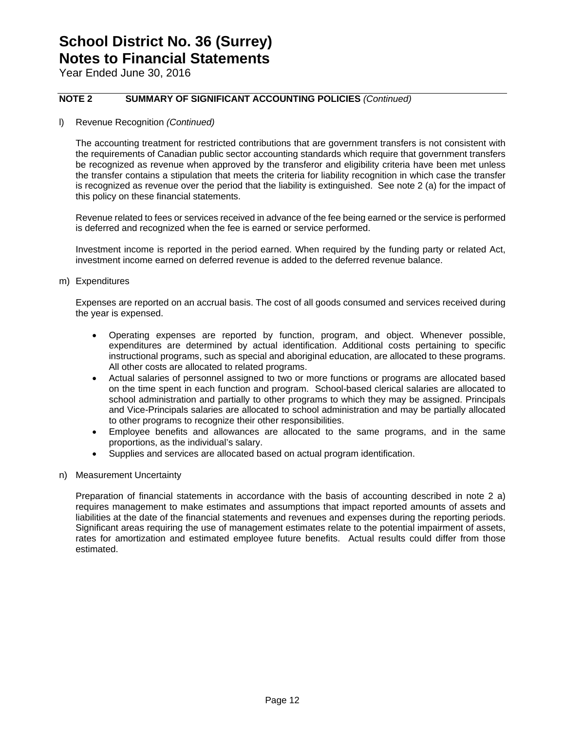# School District No. 36 (Surrey)
# Notes to Financial Statements
Year Ended June 30, 2016

## NOTE 2 SUMMARY OF SIGNIFICANT ACCOUNTING POLICIES *(Continued)*

l) Revenue Recognition *(Continued)*

The accounting treatment for restricted contributions that are government transfers is not consistent with the requirements of Canadian public sector accounting standards which require that government transfers be recognized as revenue when approved by the transferor and eligibility criteria have been met unless the transfer contains a stipulation that meets the criteria for liability recognition in which case the transfer is recognized as revenue over the period that the liability is extinguished. See note 2 (a) for the impact of this policy on these financial statements.

Revenue related to fees or services received in advance of the fee being earned or the service is performed is deferred and recognized when the fee is earned or service performed.

Investment income is reported in the period earned. When required by the funding party or related Act, investment income earned on deferred revenue is added to the deferred revenue balance.

m) Expenditures

Expenses are reported on an accrual basis. The cost of all goods consumed and services received during the year is expensed.

- Operating expenses are reported by function, program, and object. Whenever possible, expenditures are determined by actual identification. Additional costs pertaining to specific instructional programs, such as special and aboriginal education, are allocated to these programs. All other costs are allocated to related programs.
- Actual salaries of personnel assigned to two or more functions or programs are allocated based on the time spent in each function and program. School-based clerical salaries are allocated to school administration and partially to other programs to which they may be assigned. Principals and Vice-Principals salaries are allocated to school administration and may be partially allocated to other programs to recognize their other responsibilities.
- Employee benefits and allowances are allocated to the same programs, and in the same proportions, as the individual's salary.
- Supplies and services are allocated based on actual program identification.

n) Measurement Uncertainty

Preparation of financial statements in accordance with the basis of accounting described in note 2 a) requires management to make estimates and assumptions that impact reported amounts of assets and liabilities at the date of the financial statements and revenues and expenses during the reporting periods. Significant areas requiring the use of management estimates relate to the potential impairment of assets, rates for amortization and estimated employee future benefits. Actual results could differ from those estimated.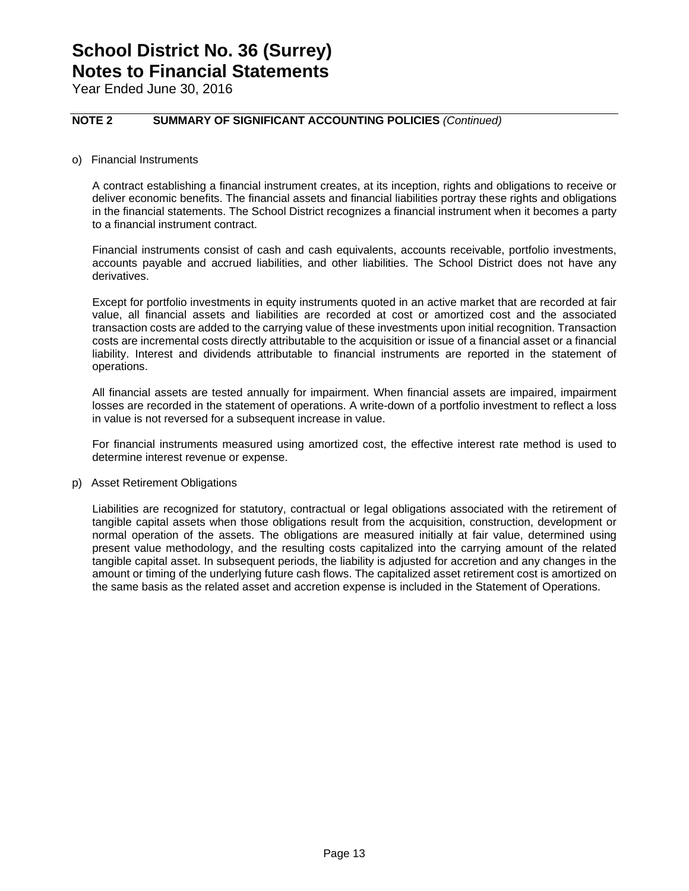# School District No. 36 (Surrey)
# Notes to Financial Statements

Year Ended June 30, 2016

**NOTE 2 SUMMARY OF SIGNIFICANT ACCOUNTING POLICIES** *(Continued)*

o) Financial Instruments

A contract establishing a financial instrument creates, at its inception, rights and obligations to receive or deliver economic benefits. The financial assets and financial liabilities portray these rights and obligations in the financial statements. The School District recognizes a financial instrument when it becomes a party to a financial instrument contract.

Financial instruments consist of cash and cash equivalents, accounts receivable, portfolio investments, accounts payable and accrued liabilities, and other liabilities. The School District does not have any derivatives.

Except for portfolio investments in equity instruments quoted in an active market that are recorded at fair value, all financial assets and liabilities are recorded at cost or amortized cost and the associated transaction costs are added to the carrying value of these investments upon initial recognition. Transaction costs are incremental costs directly attributable to the acquisition or issue of a financial asset or a financial liability. Interest and dividends attributable to financial instruments are reported in the statement of operations.

All financial assets are tested annually for impairment. When financial assets are impaired, impairment losses are recorded in the statement of operations. A write-down of a portfolio investment to reflect a loss in value is not reversed for a subsequent increase in value.

For financial instruments measured using amortized cost, the effective interest rate method is used to determine interest revenue or expense.

p) Asset Retirement Obligations

Liabilities are recognized for statutory, contractual or legal obligations associated with the retirement of tangible capital assets when those obligations result from the acquisition, construction, development or normal operation of the assets. The obligations are measured initially at fair value, determined using present value methodology, and the resulting costs capitalized into the carrying amount of the related tangible capital asset. In subsequent periods, the liability is adjusted for accretion and any changes in the amount or timing of the underlying future cash flows. The capitalized asset retirement cost is amortized on the same basis as the related asset and accretion expense is included in the Statement of Operations.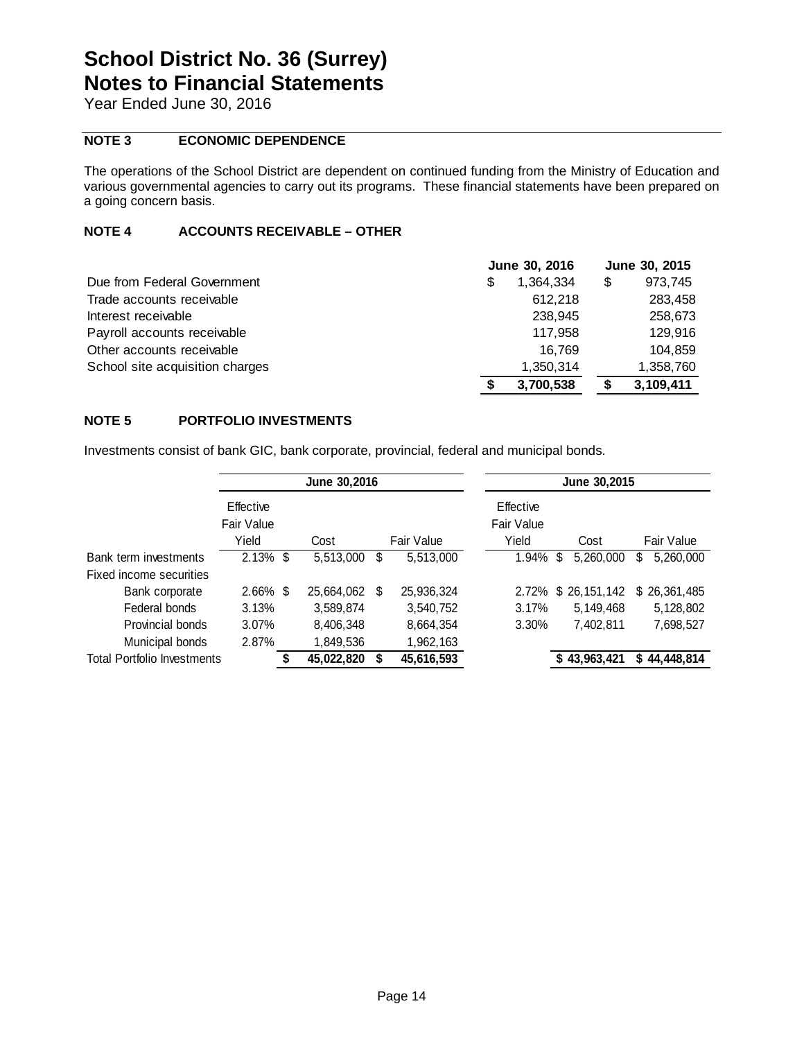# School District No. 36 (Surrey)
# Notes to Financial Statements

Year Ended June 30, 2016

## NOTE 3 ECONOMIC DEPENDENCE

The operations of the School District are dependent on continued funding from the Ministry of Education and various governmental agencies to carry out its programs. These financial statements have been prepared on a going concern basis.

## NOTE 4 ACCOUNTS RECEIVABLE – OTHER

| | June 30, 2016 | June 30, 2015 |
|---|---|---|
| Due from Federal Government | $ 1,364,334 | $ 973,745 |
| Trade accounts receivable | 612,218 | 283,458 |
| Interest receivable | 238,945 | 258,673 |
| Payroll accounts receivable | 117,958 | 129,916 |
| Other accounts receivable | 16,769 | 104,859 |
| School site acquisition charges | 1,350,314 | 1,358,760 |
| | **$ 3,700,538** | **$ 3,109,411** |

## NOTE 5 PORTFOLIO INVESTMENTS

Investments consist of bank GIC, bank corporate, provincial, federal and municipal bonds.

| | June 30,2016 | | | June 30,2015 | | |
|---|---|---|---|---|---|---|
| | Effective Fair Value Yield | Cost | Fair Value | Effective Fair Value Yield | Cost | Fair Value |
| Bank term investments | 2.13% | $ 5,513,000 | $ 5,513,000 | 1.94% | $ 5,260,000 | $ 5,260,000 |
| Fixed income securities | | | | | | |
| Bank corporate | 2.66% | $ 25,664,062 | $ 25,936,324 | 2.72% | $ 26,151,142 | $ 26,361,485 |
| Federal bonds | 3.13% | 3,589,874 | 3,540,752 | 3.17% | 5,149,468 | 5,128,802 |
| Provincial bonds | 3.07% | 8,406,348 | 8,664,354 | 3.30% | 7,402,811 | 7,698,527 |
| Municipal bonds | 2.87% | 1,849,536 | 1,962,163 | | | |
| Total Portfolio Investments | | **$ 45,022,820** | **$ 45,616,593** | | **$ 43,963,421** | **$ 44,448,814** |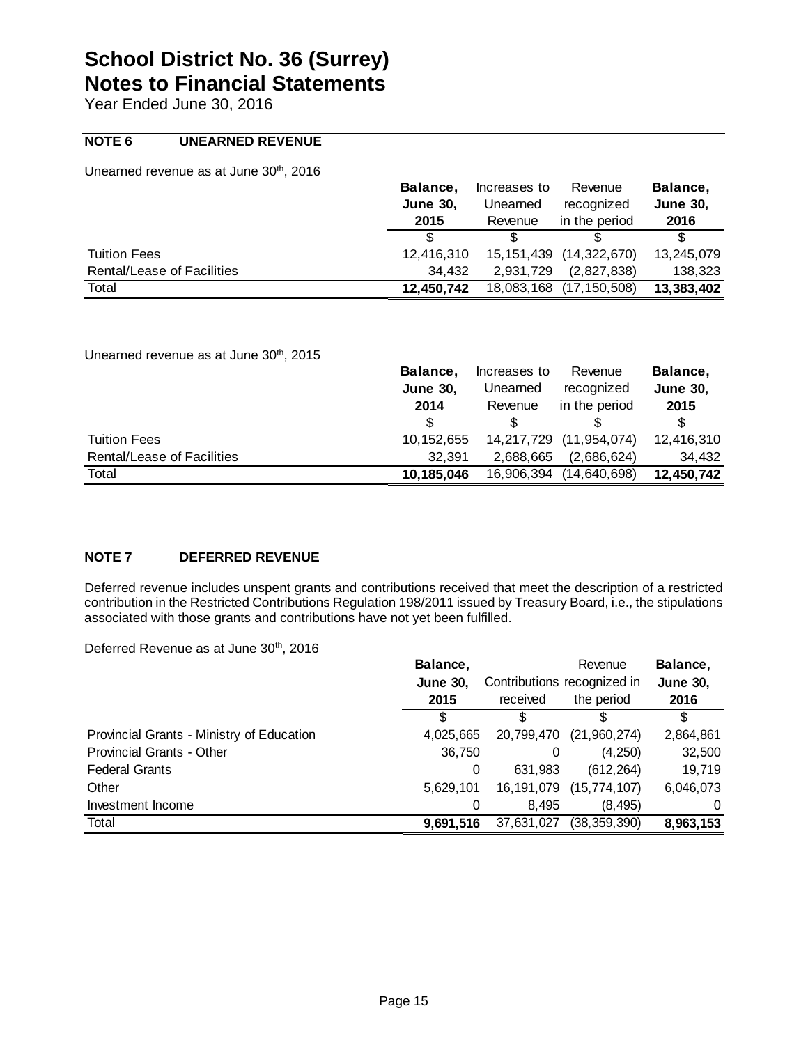# School District No. 36 (Surrey)
# Notes to Financial Statements

Year Ended June 30, 2016

## NOTE 6 UNEARNED REVENUE

Unearned revenue as at June 30th, 2016

| | Balance, June 30, 2015 | Increases to Unearned Revenue | Revenue recognized in the period | Balance, June 30, 2016 |
|---|---|---|---|---|
| | $ | $ | $ | $ |
| Tuition Fees | 12,416,310 | 15,151,439 | (14,322,670) | 13,245,079 |
| Rental/Lease of Facilities | 34,432 | 2,931,729 | (2,827,838) | 138,323 |
| Total | **12,450,742** | 18,083,168 | (17,150,508) | **13,383,402** |

Unearned revenue as at June 30th, 2015

| | Balance, June 30, 2014 | Increases to Unearned Revenue | Revenue recognized in the period | Balance, June 30, 2015 |
|---|---|---|---|---|
| | $ | $ | $ | $ |
| Tuition Fees | 10,152,655 | 14,217,729 | (11,954,074) | 12,416,310 |
| Rental/Lease of Facilities | 32,391 | 2,688,665 | (2,686,624) | 34,432 |
| Total | **10,185,046** | 16,906,394 | (14,640,698) | **12,450,742** |

## NOTE 7 DEFERRED REVENUE

Deferred revenue includes unspent grants and contributions received that meet the description of a restricted contribution in the Restricted Contributions Regulation 198/2011 issued by Treasury Board, i.e., the stipulations associated with those grants and contributions have not yet been fulfilled.

Deferred Revenue as at June 30th, 2016

| | Balance, June 30, 2015 | Contributions received | Revenue recognized in the period | Balance, June 30, 2016 |
|---|---|---|---|---|
| | $ | $ | $ | $ |
| Provincial Grants - Ministry of Education | 4,025,665 | 20,799,470 | (21,960,274) | 2,864,861 |
| Provincial Grants - Other | 36,750 | 0 | (4,250) | 32,500 |
| Federal Grants | 0 | 631,983 | (612,264) | 19,719 |
| Other | 5,629,101 | 16,191,079 | (15,774,107) | 6,046,073 |
| Investment Income | 0 | 8,495 | (8,495) | 0 |
| Total | **9,691,516** | 37,631,027 | (38,359,390) | **8,963,153** |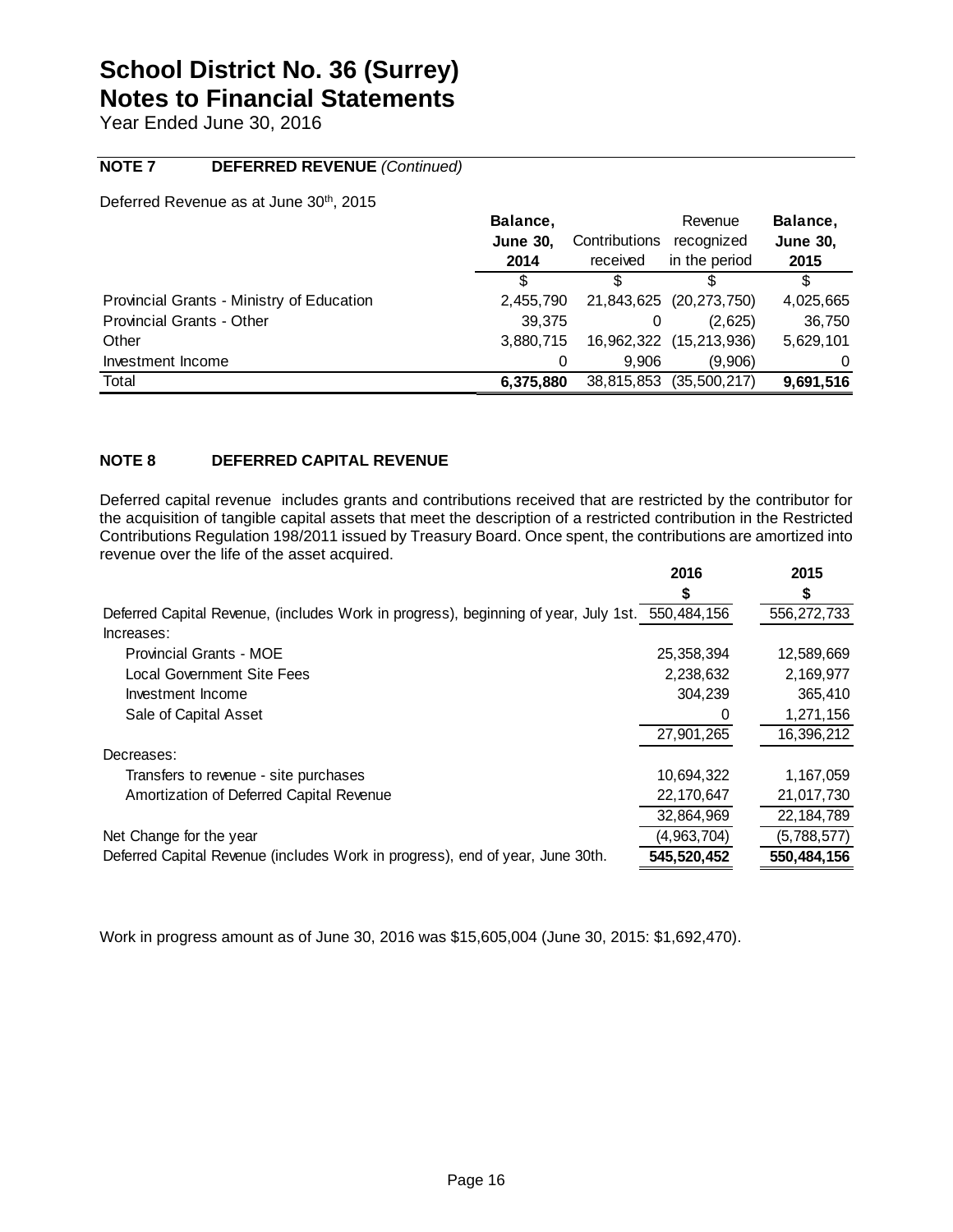# School District No. 36 (Surrey)
# Notes to Financial Statements
Year Ended June 30, 2016

## NOTE 7 DEFERRED REVENUE *(Continued)*

Deferred Revenue as at June 30th, 2015

| | **Balance, June 30, 2014** | Contributions received | Revenue recognized in the period | **Balance, June 30, 2015** |
|---|---|---|---|---|
| | $ | $ | $ | $ |
| Provincial Grants - Ministry of Education | 2,455,790 | 21,843,625 | (20,273,750) | 4,025,665 |
| Provincial Grants - Other | 39,375 | 0 | (2,625) | 36,750 |
| Other | 3,880,715 | 16,962,322 | (15,213,936) | 5,629,101 |
| Investment Income | 0 | 9,906 | (9,906) | 0 |
| Total | **6,375,880** | 38,815,853 | (35,500,217) | **9,691,516** |

## NOTE 8 DEFERRED CAPITAL REVENUE

Deferred capital revenue includes grants and contributions received that are restricted by the contributor for the acquisition of tangible capital assets that meet the description of a restricted contribution in the Restricted Contributions Regulation 198/2011 issued by Treasury Board. Once spent, the contributions are amortized into revenue over the life of the asset acquired.

| | **2016** | **2015** |
|---|---|---|
| | **$** | **$** |
| Deferred Capital Revenue, (includes Work in progress), beginning of year, July 1st. | 550,484,156 | 556,272,733 |
| Increases: | | |
| Provincial Grants - MOE | 25,358,394 | 12,589,669 |
| Local Government Site Fees | 2,238,632 | 2,169,977 |
| Investment Income | 304,239 | 365,410 |
| Sale of Capital Asset | 0 | 1,271,156 |
| | 27,901,265 | 16,396,212 |
| Decreases: | | |
| Transfers to revenue - site purchases | 10,694,322 | 1,167,059 |
| Amortization of Deferred Capital Revenue | 22,170,647 | 21,017,730 |
| | 32,864,969 | 22,184,789 |
| Net Change for the year | (4,963,704) | (5,788,577) |
| Deferred Capital Revenue (includes Work in progress), end of year, June 30th. | **545,520,452** | **550,484,156** |

Work in progress amount as of June 30, 2016 was $15,605,004 (June 30, 2015: $1,692,470).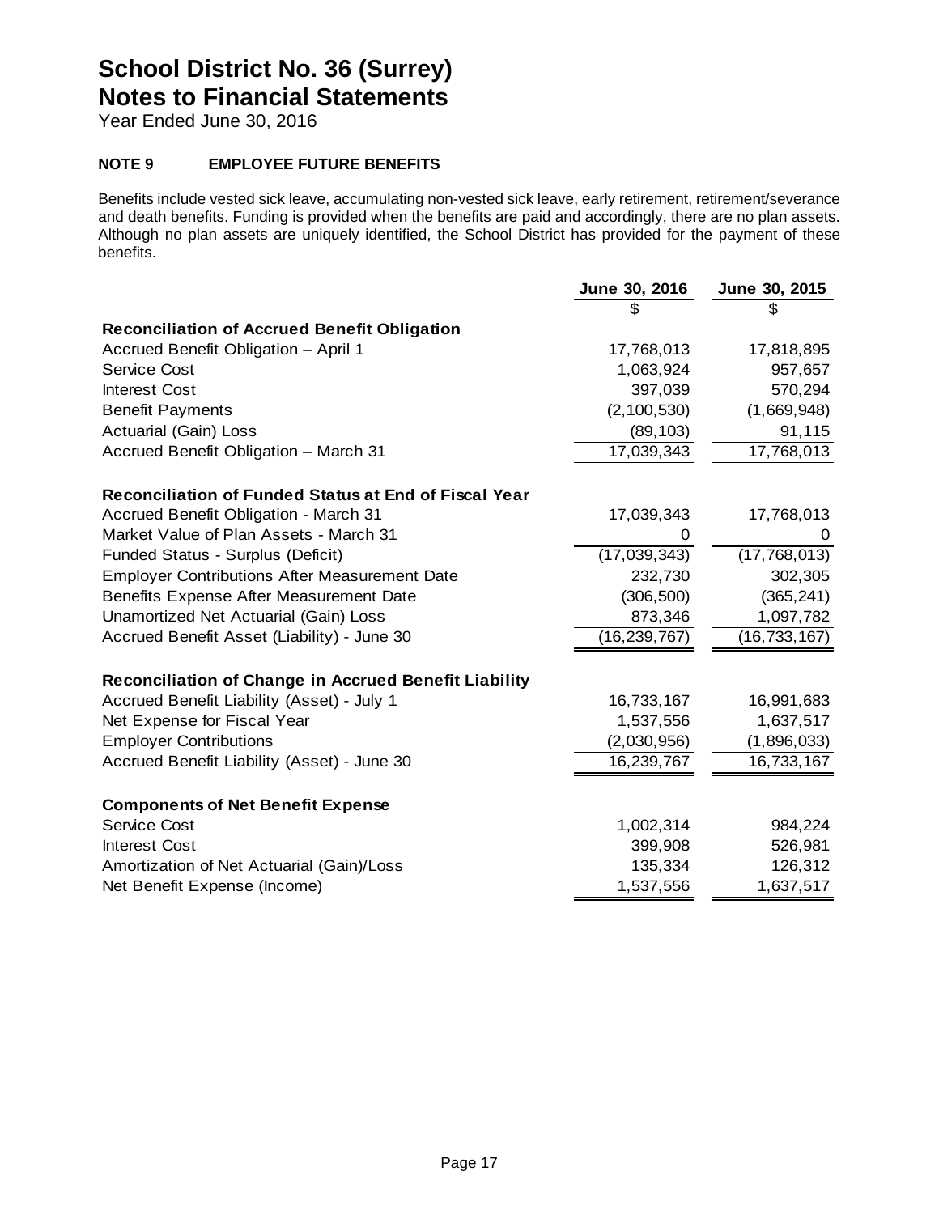# School District No. 36 (Surrey)
# Notes to Financial Statements

Year Ended June 30, 2016

## NOTE 9 EMPLOYEE FUTURE BENEFITS

Benefits include vested sick leave, accumulating non-vested sick leave, early retirement, retirement/severance and death benefits. Funding is provided when the benefits are paid and accordingly, there are no plan assets. Although no plan assets are uniquely identified, the School District has provided for the payment of these benefits.

| | June 30, 2016 | June 30, 2015 |
|---|---|---|
| | $ | $ |
| **Reconciliation of Accrued Benefit Obligation** | | |
| Accrued Benefit Obligation – April 1 | 17,768,013 | 17,818,895 |
| Service Cost | 1,063,924 | 957,657 |
| Interest Cost | 397,039 | 570,294 |
| Benefit Payments | (2,100,530) | (1,669,948) |
| Actuarial (Gain) Loss | (89,103) | 91,115 |
| Accrued Benefit Obligation – March 31 | 17,039,343 | 17,768,013 |
| **Reconciliation of Funded Status at End of Fiscal Year** | | |
| Accrued Benefit Obligation - March 31 | 17,039,343 | 17,768,013 |
| Market Value of Plan Assets - March 31 | 0 | 0 |
| Funded Status - Surplus (Deficit) | (17,039,343) | (17,768,013) |
| Employer Contributions After Measurement Date | 232,730 | 302,305 |
| Benefits Expense After Measurement Date | (306,500) | (365,241) |
| Unamortized Net Actuarial (Gain) Loss | 873,346 | 1,097,782 |
| Accrued Benefit Asset (Liability) - June 30 | (16,239,767) | (16,733,167) |
| **Reconciliation of Change in Accrued Benefit Liability** | | |
| Accrued Benefit Liability (Asset) - July 1 | 16,733,167 | 16,991,683 |
| Net Expense for Fiscal Year | 1,537,556 | 1,637,517 |
| Employer Contributions | (2,030,956) | (1,896,033) |
| Accrued Benefit Liability (Asset) - June 30 | 16,239,767 | 16,733,167 |
| **Components of Net Benefit Expense** | | |
| Service Cost | 1,002,314 | 984,224 |
| Interest Cost | 399,908 | 526,981 |
| Amortization of Net Actuarial (Gain)/Loss | 135,334 | 126,312 |
| Net Benefit Expense (Income) | 1,537,556 | 1,637,517 |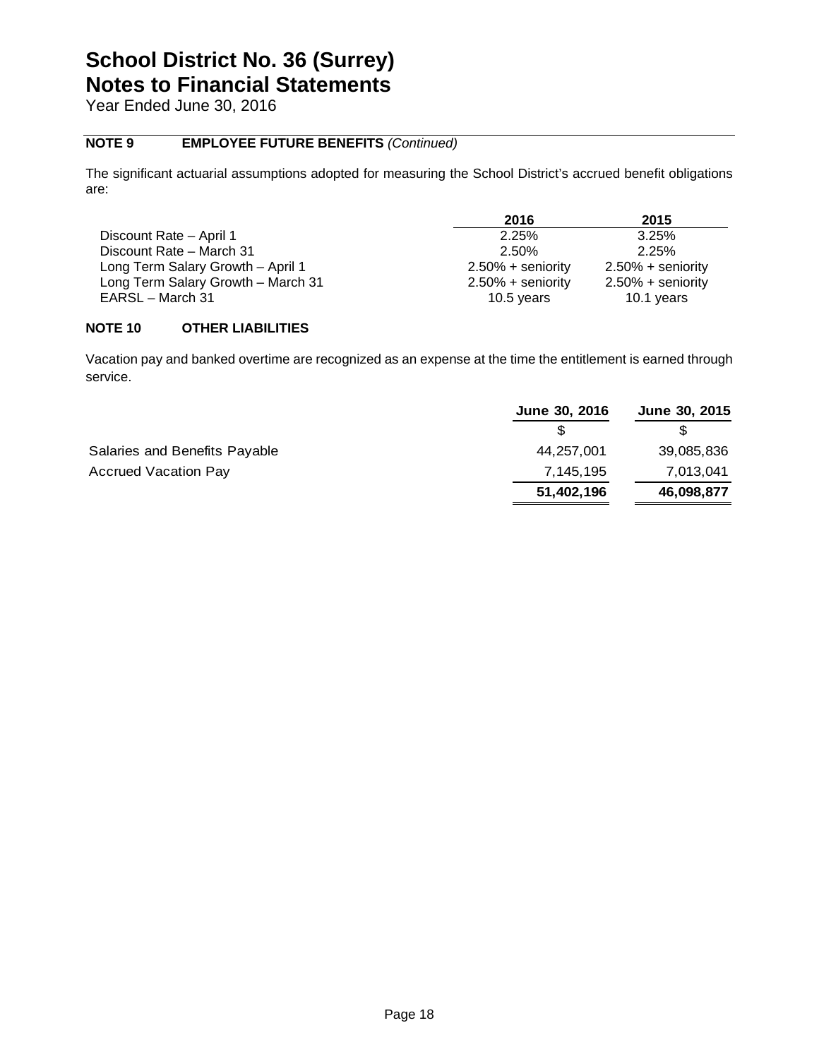# School District No. 36 (Surrey)
# Notes to Financial Statements

Year Ended June 30, 2016

### NOTE 9 EMPLOYEE FUTURE BENEFITS *(Continued)*

The significant actuarial assumptions adopted for measuring the School District's accrued benefit obligations are:

| | 2016 | 2015 |
|---|---|---|
| Discount Rate – April 1 | 2.25% | 3.25% |
| Discount Rate – March 31 | 2.50% | 2.25% |
| Long Term Salary Growth – April 1 | 2.50% + seniority | 2.50% + seniority |
| Long Term Salary Growth – March 31 | 2.50% + seniority | 2.50% + seniority |
| EARSL – March 31 | 10.5 years | 10.1 years |

### NOTE 10 OTHER LIABILITIES

Vacation pay and banked overtime are recognized as an expense at the time the entitlement is earned through service.

| | June 30, 2016 | June 30, 2015 |
|---|---|---|
| | $ | $ |
| Salaries and Benefits Payable | 44,257,001 | 39,085,836 |
| Accrued Vacation Pay | 7,145,195 | 7,013,041 |
| | **51,402,196** | **46,098,877** |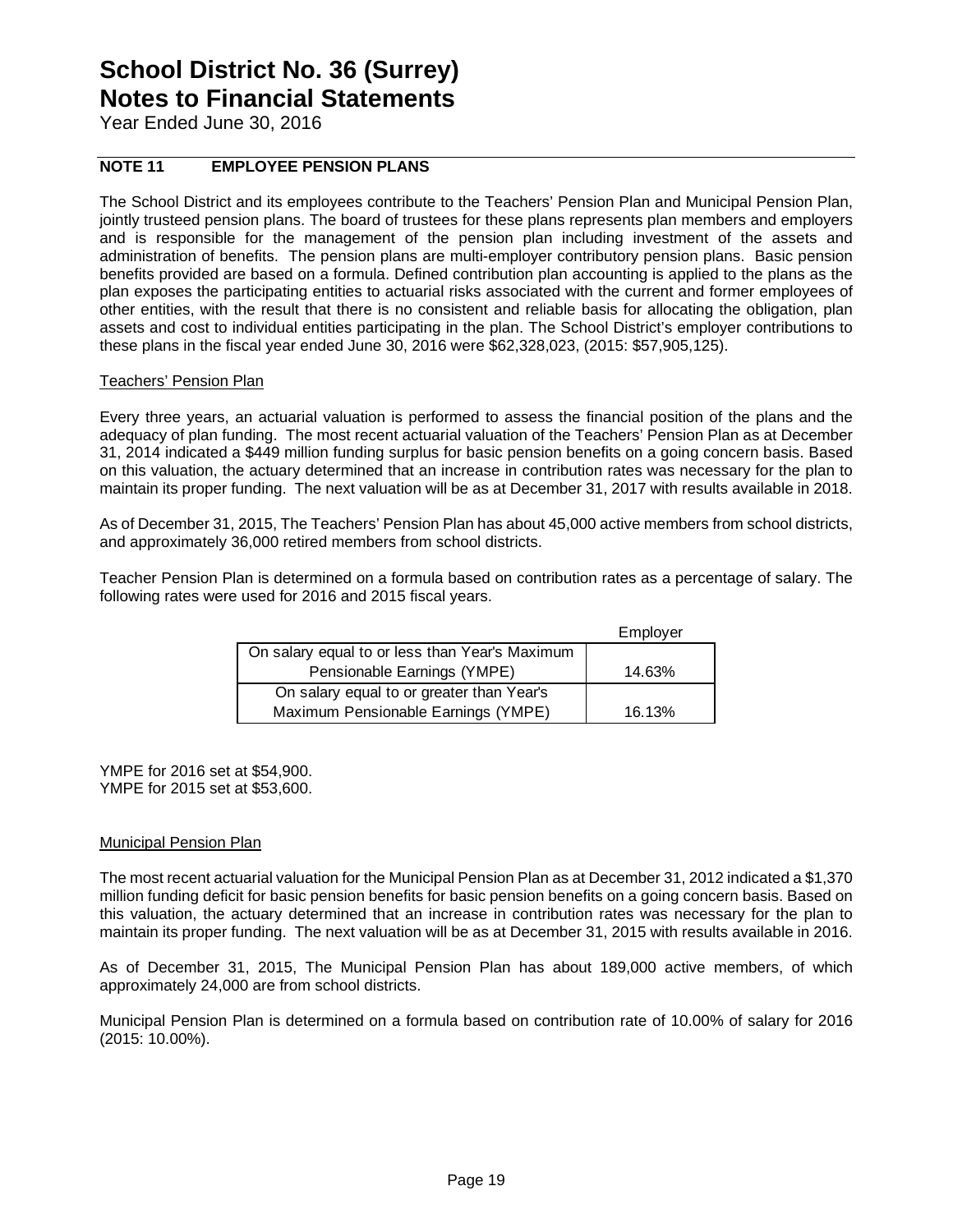# School District No. 36 (Surrey)
# Notes to Financial Statements

Year Ended June 30, 2016

## NOTE 11 EMPLOYEE PENSION PLANS

The School District and its employees contribute to the Teachers' Pension Plan and Municipal Pension Plan, jointly trusteed pension plans. The board of trustees for these plans represents plan members and employers and is responsible for the management of the pension plan including investment of the assets and administration of benefits. The pension plans are multi-employer contributory pension plans. Basic pension benefits provided are based on a formula. Defined contribution plan accounting is applied to the plans as the plan exposes the participating entities to actuarial risks associated with the current and former employees of other entities, with the result that there is no consistent and reliable basis for allocating the obligation, plan assets and cost to individual entities participating in the plan. The School District's employer contributions to these plans in the fiscal year ended June 30, 2016 were $62,328,023, (2015: $57,905,125).

### Teachers' Pension Plan

Every three years, an actuarial valuation is performed to assess the financial position of the plans and the adequacy of plan funding. The most recent actuarial valuation of the Teachers' Pension Plan as at December 31, 2014 indicated a $449 million funding surplus for basic pension benefits on a going concern basis. Based on this valuation, the actuary determined that an increase in contribution rates was necessary for the plan to maintain its proper funding. The next valuation will be as at December 31, 2017 with results available in 2018.

As of December 31, 2015, The Teachers' Pension Plan has about 45,000 active members from school districts, and approximately 36,000 retired members from school districts.

Teacher Pension Plan is determined on a formula based on contribution rates as a percentage of salary. The following rates were used for 2016 and 2015 fiscal years.

| | Employer |
|---|---|
| On salary equal to or less than Year's Maximum Pensionable Earnings (YMPE) | 14.63% |
| On salary equal to or greater than Year's Maximum Pensionable Earnings (YMPE) | 16.13% |

YMPE for 2016 set at $54,900.
YMPE for 2015 set at $53,600.

### Municipal Pension Plan

The most recent actuarial valuation for the Municipal Pension Plan as at December 31, 2012 indicated a $1,370 million funding deficit for basic pension benefits for basic pension benefits on a going concern basis. Based on this valuation, the actuary determined that an increase in contribution rates was necessary for the plan to maintain its proper funding. The next valuation will be as at December 31, 2015 with results available in 2016.

As of December 31, 2015, The Municipal Pension Plan has about 189,000 active members, of which approximately 24,000 are from school districts.

Municipal Pension Plan is determined on a formula based on contribution rate of 10.00% of salary for 2016 (2015: 10.00%).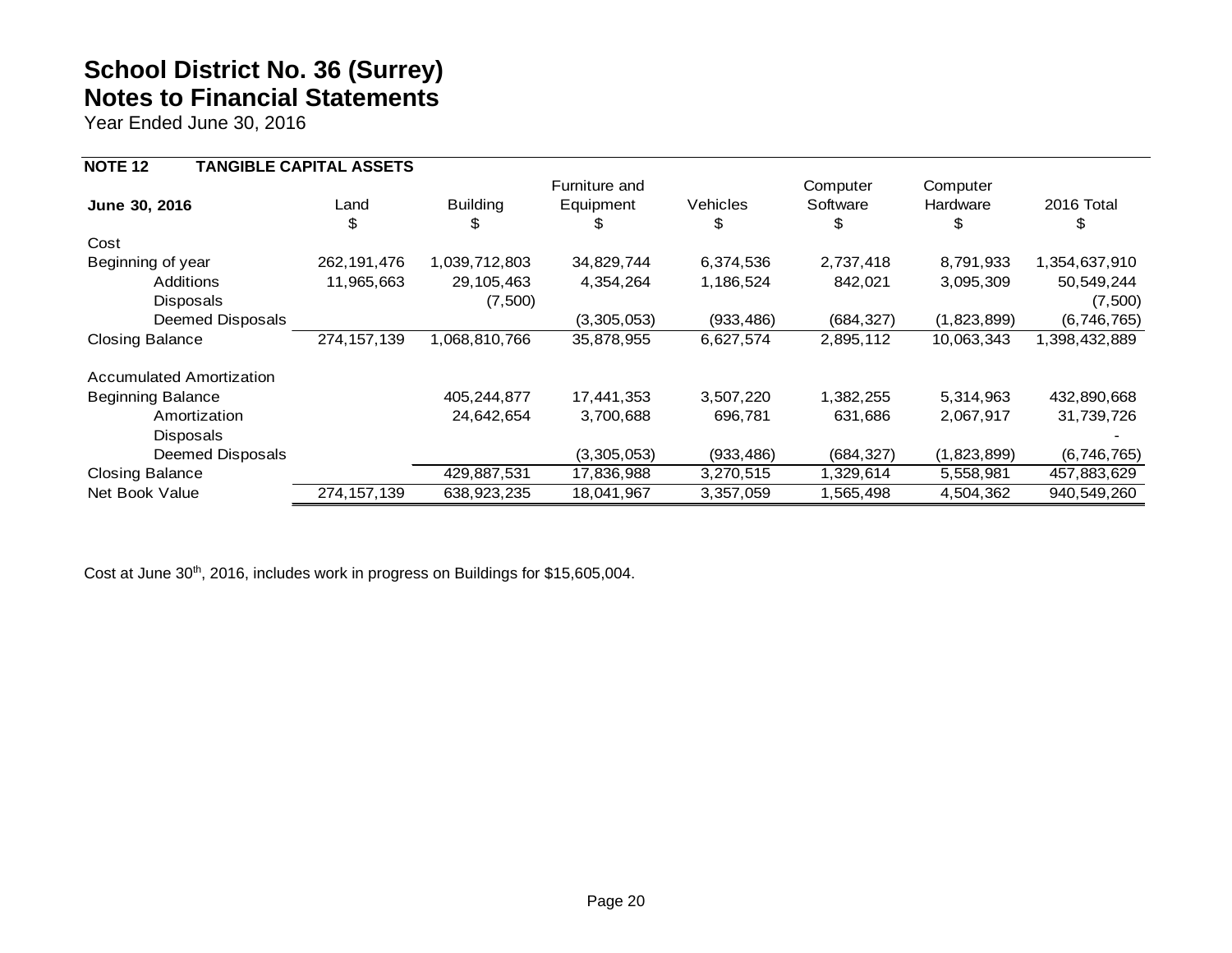# School District No. 36 (Surrey)
# Notes to Financial Statements

Year Ended June 30, 2016

**NOTE 12 TANGIBLE CAPITAL ASSETS**

| June 30, 2016 | Land | Building | Furniture and Equipment | Vehicles | Computer Software | Computer Hardware | 2016 Total |
|---|---|---|---|---|---|---|---|
| | $ | $ | $ | $ | $ | $ | $ |
| Cost | | | | | | | |
| Beginning of year | 262,191,476 | 1,039,712,803 | 34,829,744 | 6,374,536 | 2,737,418 | 8,791,933 | 1,354,637,910 |
| Additions | 11,965,663 | 29,105,463 | 4,354,264 | 1,186,524 | 842,021 | 3,095,309 | 50,549,244 |
| Disposals | | (7,500) | | | | | (7,500) |
| Deemed Disposals | | | (3,305,053) | (933,486) | (684,327) | (1,823,899) | (6,746,765) |
| Closing Balance | 274,157,139 | 1,068,810,766 | 35,878,955 | 6,627,574 | 2,895,112 | 10,063,343 | 1,398,432,889 |
| | | | | | | | |
| Accumulated Amortization | | | | | | | |
| Beginning Balance | | 405,244,877 | 17,441,353 | 3,507,220 | 1,382,255 | 5,314,963 | 432,890,668 |
| Amortization | | 24,642,654 | 3,700,688 | 696,781 | 631,686 | 2,067,917 | 31,739,726 |
| Disposals | | | | | | | - |
| Deemed Disposals | | | (3,305,053) | (933,486) | (684,327) | (1,823,899) | (6,746,765) |
| Closing Balance | | 429,887,531 | 17,836,988 | 3,270,515 | 1,329,614 | 5,558,981 | 457,883,629 |
| Net Book Value | 274,157,139 | 638,923,235 | 18,041,967 | 3,357,059 | 1,565,498 | 4,504,362 | 940,549,260 |

Cost at June 30th, 2016, includes work in progress on Buildings for $15,605,004.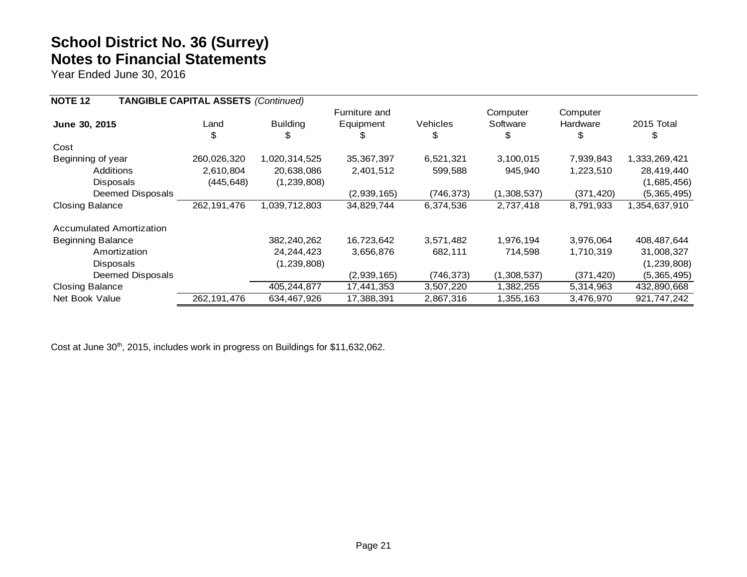# School District No. 36 (Surrey)
# Notes to Financial Statements

Year Ended June 30, 2016

**NOTE 12 TANGIBLE CAPITAL ASSETS** *(Continued)*

| June 30, 2015 | Land | Building | Furniture and Equipment | Vehicles | Computer Software | Computer Hardware | 2015 Total |
|---|---|---|---|---|---|---|---|
| | $ | $ | $ | $ | $ | $ | $ |
| Cost | | | | | | | |
| Beginning of year | 260,026,320 | 1,020,314,525 | 35,367,397 | 6,521,321 | 3,100,015 | 7,939,843 | 1,333,269,421 |
| Additions | 2,610,804 | 20,638,086 | 2,401,512 | 599,588 | 945,940 | 1,223,510 | 28,419,440 |
| Disposals | (445,648) | (1,239,808) | | | | | (1,685,456) |
| Deemed Disposals | | | (2,939,165) | (746,373) | (1,308,537) | (371,420) | (5,365,495) |
| Closing Balance | 262,191,476 | 1,039,712,803 | 34,829,744 | 6,374,536 | 2,737,418 | 8,791,933 | 1,354,637,910 |
| | | | | | | | |
| Accumulated Amortization | | | | | | | |
| Beginning Balance | | 382,240,262 | 16,723,642 | 3,571,482 | 1,976,194 | 3,976,064 | 408,487,644 |
| Amortization | | 24,244,423 | 3,656,876 | 682,111 | 714,598 | 1,710,319 | 31,008,327 |
| Disposals | | (1,239,808) | | | | | (1,239,808) |
| Deemed Disposals | | | (2,939,165) | (746,373) | (1,308,537) | (371,420) | (5,365,495) |
| Closing Balance | | 405,244,877 | 17,441,353 | 3,507,220 | 1,382,255 | 5,314,963 | 432,890,668 |
| Net Book Value | 262,191,476 | 634,467,926 | 17,388,391 | 2,867,316 | 1,355,163 | 3,476,970 | 921,747,242 |

Cost at June 30th, 2015, includes work in progress on Buildings for $11,632,062.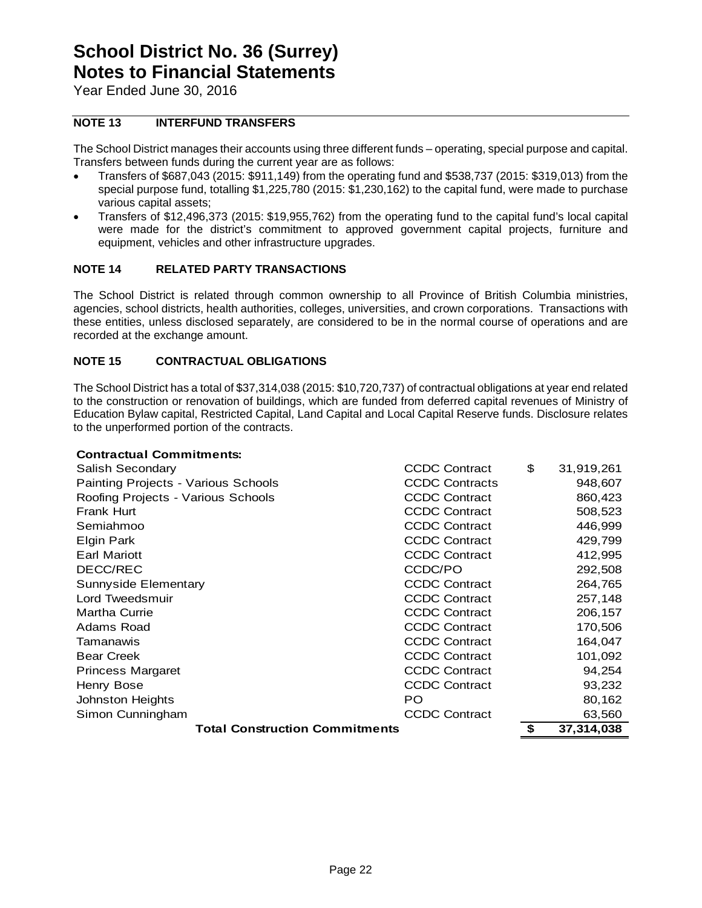# School District No. 36 (Surrey)
# Notes to Financial Statements

Year Ended June 30, 2016

## NOTE 13 INTERFUND TRANSFERS

The School District manages their accounts using three different funds – operating, special purpose and capital. Transfers between funds during the current year are as follows:

- Transfers of $687,043 (2015: $911,149) from the operating fund and $538,737 (2015: $319,013) from the special purpose fund, totalling $1,225,780 (2015: $1,230,162) to the capital fund, were made to purchase various capital assets;
- Transfers of $12,496,373 (2015: $19,955,762) from the operating fund to the capital fund's local capital were made for the district's commitment to approved government capital projects, furniture and equipment, vehicles and other infrastructure upgrades.

## NOTE 14 RELATED PARTY TRANSACTIONS

The School District is related through common ownership to all Province of British Columbia ministries, agencies, school districts, health authorities, colleges, universities, and crown corporations. Transactions with these entities, unless disclosed separately, are considered to be in the normal course of operations and are recorded at the exchange amount.

## NOTE 15 CONTRACTUAL OBLIGATIONS

The School District has a total of $37,314,038 (2015: $10,720,737) of contractual obligations at year end related to the construction or renovation of buildings, which are funded from deferred capital revenues of Ministry of Education Bylaw capital, Restricted Capital, Land Capital and Local Capital Reserve funds. Disclosure relates to the unperformed portion of the contracts.

| **Contractual Commitments:** | | |
|---|---|---|
| Salish Secondary | CCDC Contract | $ 31,919,261 |
| Painting Projects - Various Schools | CCDC Contracts | 948,607 |
| Roofing Projects - Various Schools | CCDC Contract | 860,423 |
| Frank Hurt | CCDC Contract | 508,523 |
| Semiahmoo | CCDC Contract | 446,999 |
| Elgin Park | CCDC Contract | 429,799 |
| Earl Mariott | CCDC Contract | 412,995 |
| DECC/REC | CCDC/PO | 292,508 |
| Sunnyside Elementary | CCDC Contract | 264,765 |
| Lord Tweedsmuir | CCDC Contract | 257,148 |
| Martha Currie | CCDC Contract | 206,157 |
| Adams Road | CCDC Contract | 170,506 |
| Tamanawis | CCDC Contract | 164,047 |
| Bear Creek | CCDC Contract | 101,092 |
| Princess Margaret | CCDC Contract | 94,254 |
| Henry Bose | CCDC Contract | 93,232 |
| Johnston Heights | PO | 80,162 |
| Simon Cunningham | CCDC Contract | 63,560 |
| **Total Construction Commitments** | | **$ 37,314,038** |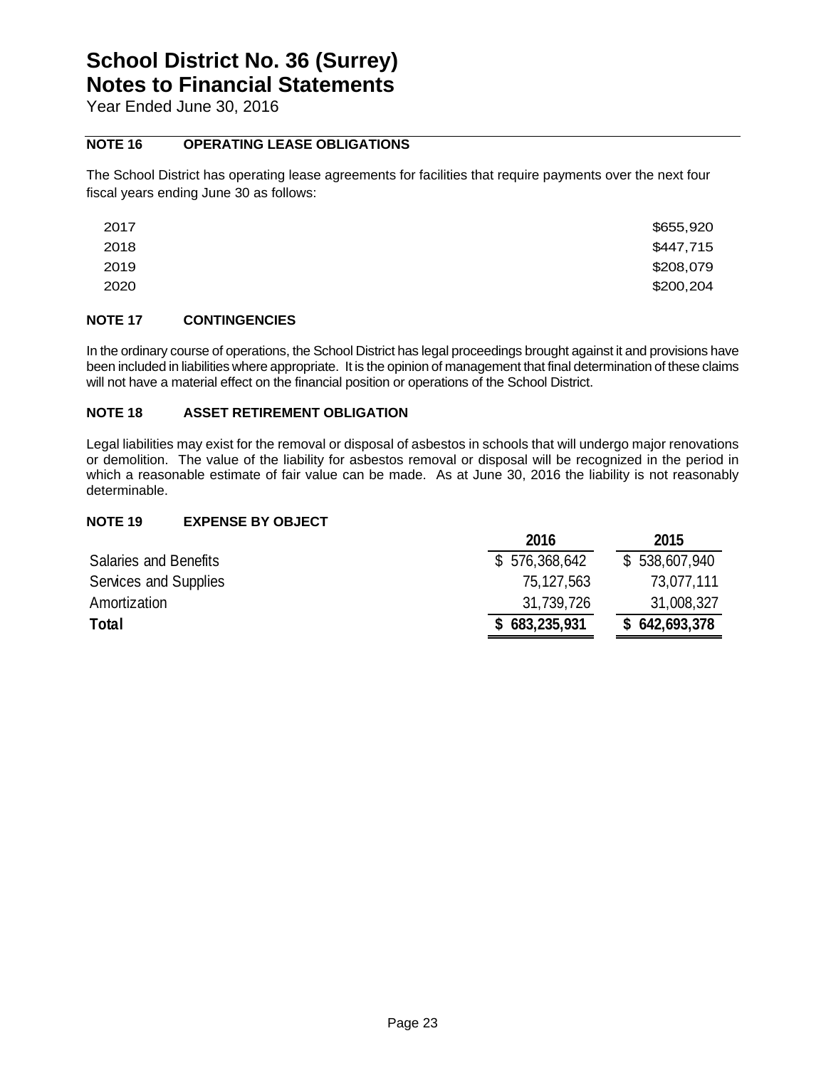# School District No. 36 (Surrey)
# Notes to Financial Statements

Year Ended June 30, 2016

## NOTE 16 OPERATING LEASE OBLIGATIONS

The School District has operating lease agreements for facilities that require payments over the next four fiscal years ending June 30 as follows:

| | |
|---|---|
| 2017 | $655,920 |
| 2018 | $447,715 |
| 2019 | $208,079 |
| 2020 | $200,204 |

## NOTE 17 CONTINGENCIES

In the ordinary course of operations, the School District has legal proceedings brought against it and provisions have been included in liabilities where appropriate. It is the opinion of management that final determination of these claims will not have a material effect on the financial position or operations of the School District.

## NOTE 18 ASSET RETIREMENT OBLIGATION

Legal liabilities may exist for the removal or disposal of asbestos in schools that will undergo major renovations or demolition. The value of the liability for asbestos removal or disposal will be recognized in the period in which a reasonable estimate of fair value can be made. As at June 30, 2016 the liability is not reasonably determinable.

## NOTE 19 EXPENSE BY OBJECT

| | 2016 | 2015 |
|---|---|---|
| Salaries and Benefits | $ 576,368,642 | $ 538,607,940 |
| Services and Supplies | 75,127,563 | 73,077,111 |
| Amortization | 31,739,726 | 31,008,327 |
| **Total** | **$ 683,235,931** | **$ 642,693,378** |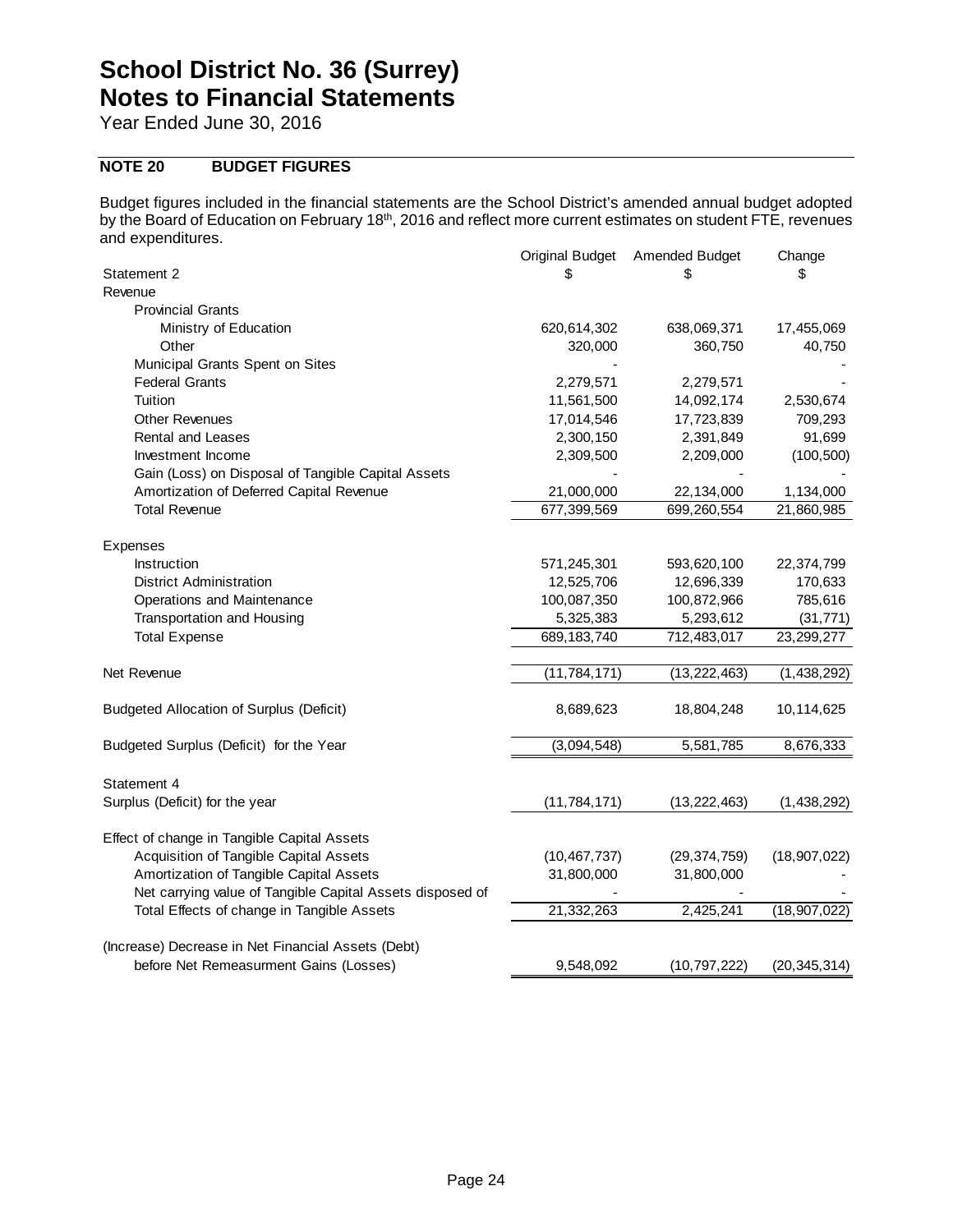# School District No. 36 (Surrey)
# Notes to Financial Statements

Year Ended June 30, 2016

## NOTE 20 BUDGET FIGURES

Budget figures included in the financial statements are the School District's amended annual budget adopted by the Board of Education on February 18th, 2016 and reflect more current estimates on student FTE, revenues and expenditures.

| | Original Budget | Amended Budget | Change |
|---|---|---|---|
| Statement 2 | $ | $ | $ |
| Revenue | | | |
| Provincial Grants | | | |
| Ministry of Education | 620,614,302 | 638,069,371 | 17,455,069 |
| Other | 320,000 | 360,750 | 40,750 |
| Municipal Grants Spent on Sites | - | | - |
| Federal Grants | 2,279,571 | 2,279,571 | - |
| Tuition | 11,561,500 | 14,092,174 | 2,530,674 |
| Other Revenues | 17,014,546 | 17,723,839 | 709,293 |
| Rental and Leases | 2,300,150 | 2,391,849 | 91,699 |
| Investment Income | 2,309,500 | 2,209,000 | (100,500) |
| Gain (Loss) on Disposal of Tangible Capital Assets | - | - | - |
| Amortization of Deferred Capital Revenue | 21,000,000 | 22,134,000 | 1,134,000 |
| Total Revenue | 677,399,569 | 699,260,554 | 21,860,985 |
| Expenses | | | |
| Instruction | 571,245,301 | 593,620,100 | 22,374,799 |
| District Administration | 12,525,706 | 12,696,339 | 170,633 |
| Operations and Maintenance | 100,087,350 | 100,872,966 | 785,616 |
| Transportation and Housing | 5,325,383 | 5,293,612 | (31,771) |
| Total Expense | 689,183,740 | 712,483,017 | 23,299,277 |
| Net Revenue | (11,784,171) | (13,222,463) | (1,438,292) |
| Budgeted Allocation of Surplus (Deficit) | 8,689,623 | 18,804,248 | 10,114,625 |
| Budgeted Surplus (Deficit) for the Year | (3,094,548) | 5,581,785 | 8,676,333 |
| Statement 4 | | | |
| Surplus (Deficit) for the year | (11,784,171) | (13,222,463) | (1,438,292) |
| Effect of change in Tangible Capital Assets | | | |
| Acquisition of Tangible Capital Assets | (10,467,737) | (29,374,759) | (18,907,022) |
| Amortization of Tangible Capital Assets | 31,800,000 | 31,800,000 | - |
| Net carrying value of Tangible Capital Assets disposed of | - | - | - |
| Total Effects of change in Tangible Assets | 21,332,263 | 2,425,241 | (18,907,022) |
| (Increase) Decrease in Net Financial Assets (Debt) before Net Remeasurment Gains (Losses) | 9,548,092 | (10,797,222) | (20,345,314) |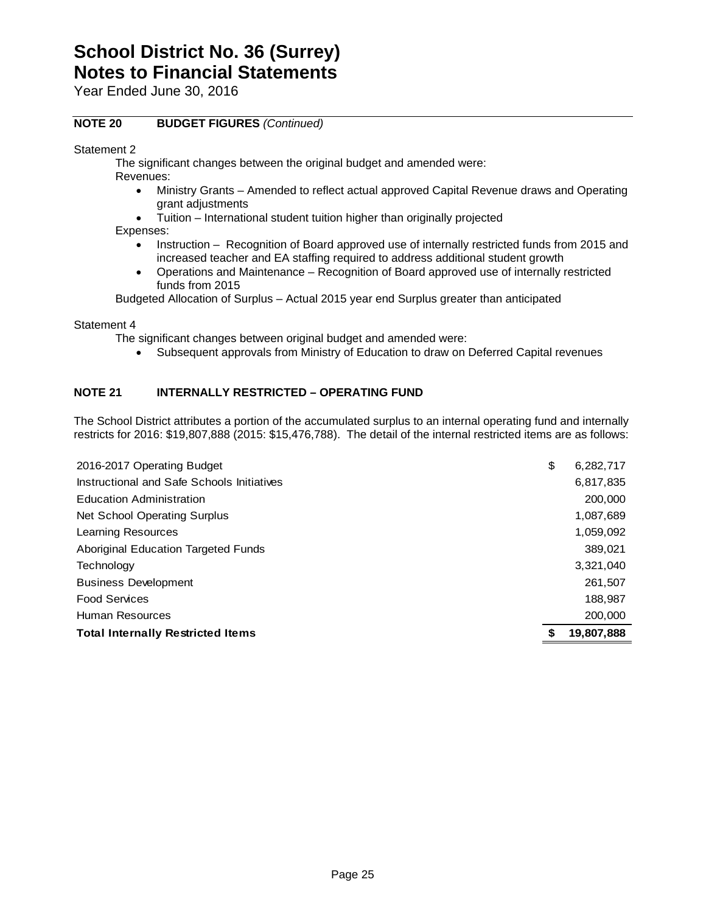# School District No. 36 (Surrey)
# Notes to Financial Statements

Year Ended June 30, 2016

### NOTE 20 BUDGET FIGURES *(Continued)*

Statement 2

The significant changes between the original budget and amended were:

Revenues:

- Ministry Grants – Amended to reflect actual approved Capital Revenue draws and Operating grant adjustments
- Tuition – International student tuition higher than originally projected

Expenses:

- Instruction – Recognition of Board approved use of internally restricted funds from 2015 and increased teacher and EA staffing required to address additional student growth
- Operations and Maintenance – Recognition of Board approved use of internally restricted funds from 2015

Budgeted Allocation of Surplus – Actual 2015 year end Surplus greater than anticipated

Statement 4

The significant changes between original budget and amended were:

- Subsequent approvals from Ministry of Education to draw on Deferred Capital revenues

### NOTE 21 INTERNALLY RESTRICTED – OPERATING FUND

The School District attributes a portion of the accumulated surplus to an internal operating fund and internally restricts for 2016: $19,807,888 (2015: $15,476,788). The detail of the internal restricted items are as follows:

| | |
|---|---|
| 2016-2017 Operating Budget | $ 6,282,717 |
| Instructional and Safe Schools Initiatives | 6,817,835 |
| Education Administration | 200,000 |
| Net School Operating Surplus | 1,087,689 |
| Learning Resources | 1,059,092 |
| Aboriginal Education Targeted Funds | 389,021 |
| Technology | 3,321,040 |
| Business Development | 261,507 |
| Food Services | 188,987 |
| Human Resources | 200,000 |
| **Total Internally Restricted Items** | **$ 19,807,888** |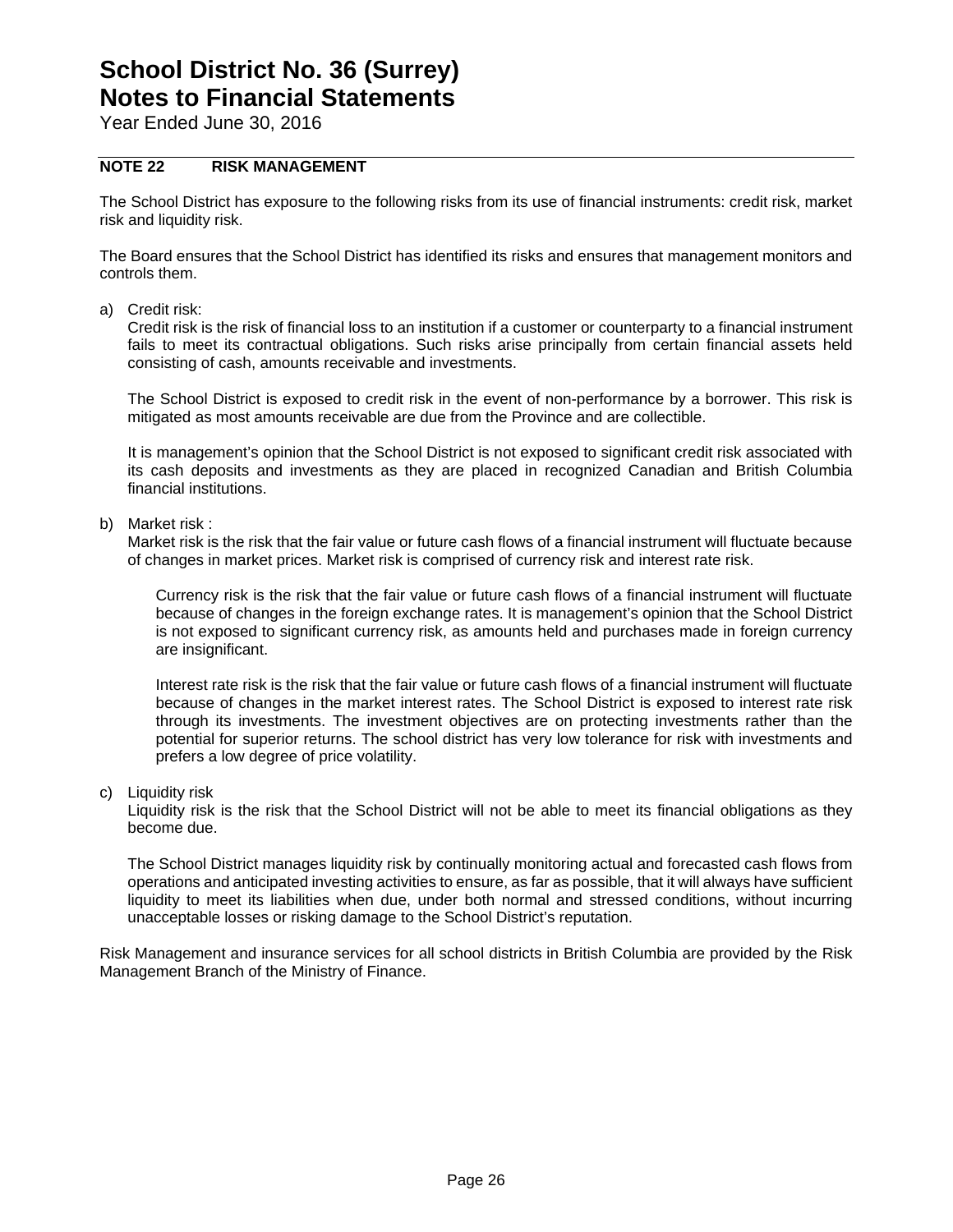# School District No. 36 (Surrey)
# Notes to Financial Statements

Year Ended June 30, 2016

## NOTE 22 RISK MANAGEMENT

The School District has exposure to the following risks from its use of financial instruments: credit risk, market risk and liquidity risk.

The Board ensures that the School District has identified its risks and ensures that management monitors and controls them.

a) Credit risk:

Credit risk is the risk of financial loss to an institution if a customer or counterparty to a financial instrument fails to meet its contractual obligations. Such risks arise principally from certain financial assets held consisting of cash, amounts receivable and investments.

The School District is exposed to credit risk in the event of non-performance by a borrower. This risk is mitigated as most amounts receivable are due from the Province and are collectible.

It is management's opinion that the School District is not exposed to significant credit risk associated with its cash deposits and investments as they are placed in recognized Canadian and British Columbia financial institutions.

b) Market risk :

Market risk is the risk that the fair value or future cash flows of a financial instrument will fluctuate because of changes in market prices. Market risk is comprised of currency risk and interest rate risk.

Currency risk is the risk that the fair value or future cash flows of a financial instrument will fluctuate because of changes in the foreign exchange rates. It is management's opinion that the School District is not exposed to significant currency risk, as amounts held and purchases made in foreign currency are insignificant.

Interest rate risk is the risk that the fair value or future cash flows of a financial instrument will fluctuate because of changes in the market interest rates. The School District is exposed to interest rate risk through its investments. The investment objectives are on protecting investments rather than the potential for superior returns. The school district has very low tolerance for risk with investments and prefers a low degree of price volatility.

c) Liquidity risk

Liquidity risk is the risk that the School District will not be able to meet its financial obligations as they become due.

The School District manages liquidity risk by continually monitoring actual and forecasted cash flows from operations and anticipated investing activities to ensure, as far as possible, that it will always have sufficient liquidity to meet its liabilities when due, under both normal and stressed conditions, without incurring unacceptable losses or risking damage to the School District's reputation.

Risk Management and insurance services for all school districts in British Columbia are provided by the Risk Management Branch of the Ministry of Finance.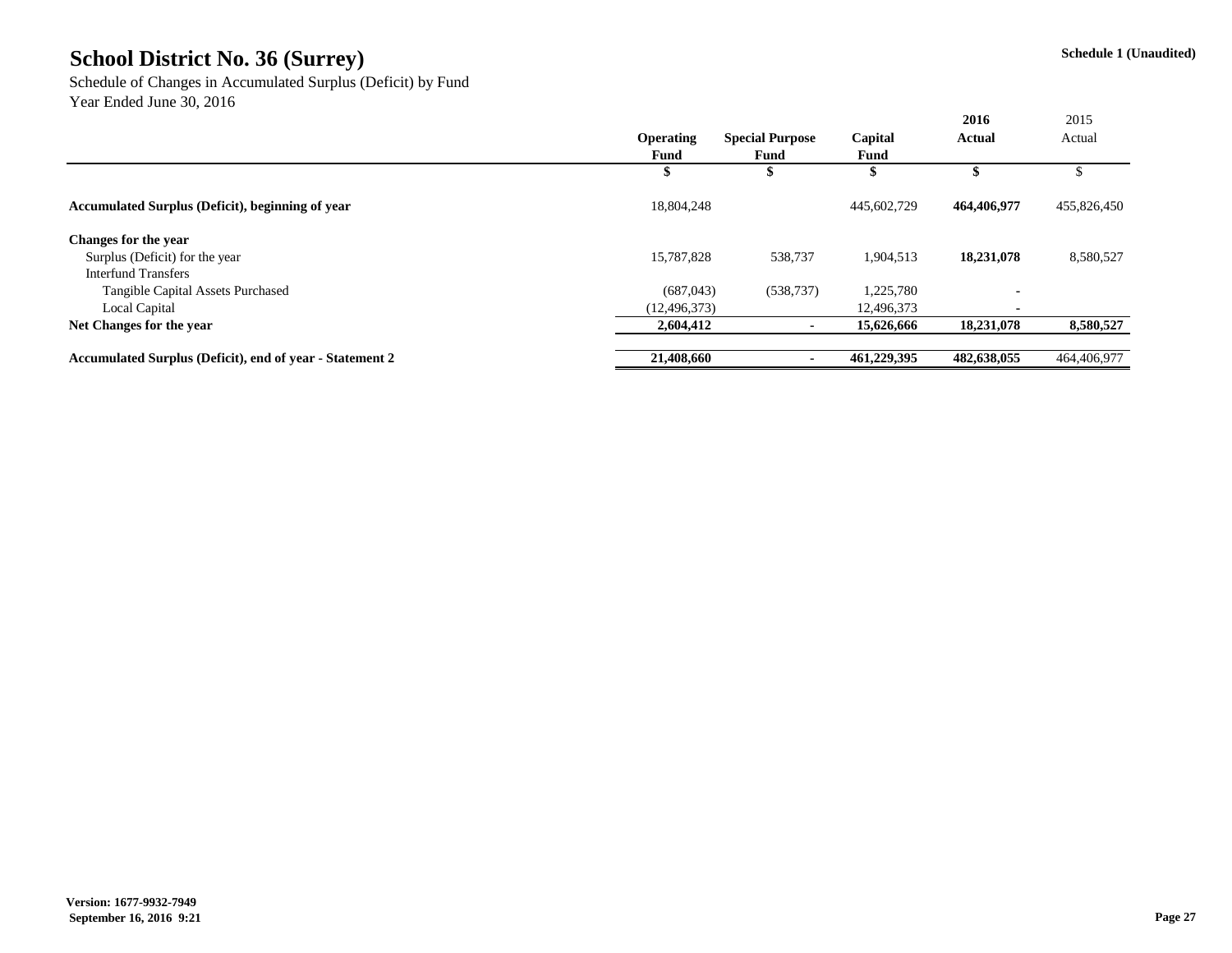# School District No. 36 (Surrey)

**Schedule 1 (Unaudited)**

Schedule of Changes in Accumulated Surplus (Deficit) by Fund
Year Ended June 30, 2016

| | Operating Fund | Special Purpose Fund | Capital Fund | 2016 Actual | 2015 Actual |
|---|---|---|---|---|---|
| | **$** | **$** | **$** | **$** | $ |
| **Accumulated Surplus (Deficit), beginning of year** | 18,804,248 | | 445,602,729 | **464,406,977** | 455,826,450 |
| **Changes for the year** | | | | | |
| Surplus (Deficit) for the year | 15,787,828 | 538,737 | 1,904,513 | **18,231,078** | 8,580,527 |
| Interfund Transfers | | | | | |
| Tangible Capital Assets Purchased | (687,043) | (538,737) | 1,225,780 | - | |
| Local Capital | (12,496,373) | | 12,496,373 | - | |
| **Net Changes for the year** | **2,604,412** | **-** | **15,626,666** | **18,231,078** | **8,580,527** |
| **Accumulated Surplus (Deficit), end of year - Statement 2** | **21,408,660** | **-** | **461,229,395** | **482,638,055** | 464,406,977 |

**Version: 1677-9932-7949**
**September 16, 2016 9:21**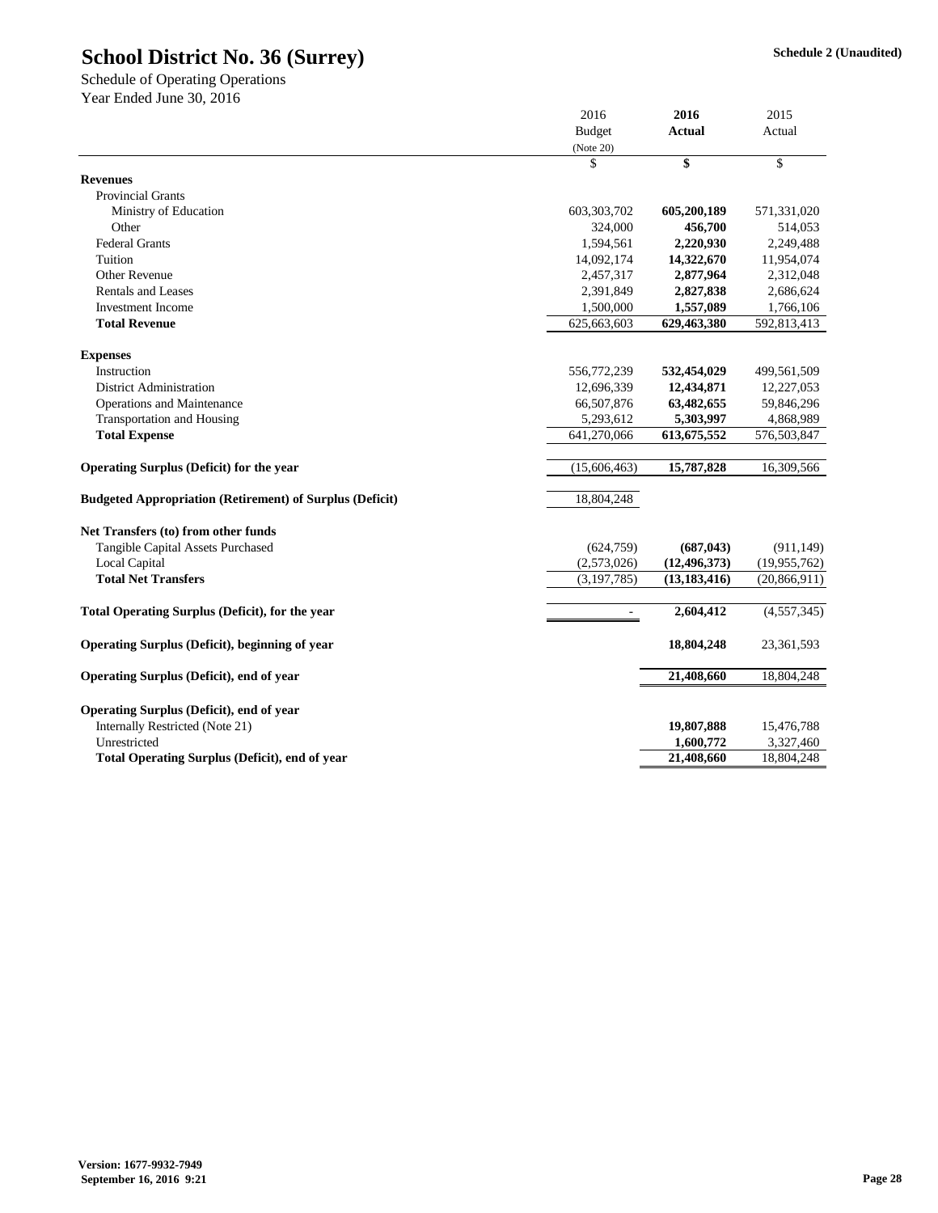# School District No. 36 (Surrey)

**Schedule 2 (Unaudited)**

Schedule of Operating Operations
Year Ended June 30, 2016

| | 2016 Budget (Note 20) | **2016 Actual** | 2015 Actual |
|---|---|---|---|
| | $ | **$** | $ |
| **Revenues** | | | |
| Provincial Grants | | | |
| Ministry of Education | 603,303,702 | **605,200,189** | 571,331,020 |
| Other | 324,000 | **456,700** | 514,053 |
| Federal Grants | 1,594,561 | **2,220,930** | 2,249,488 |
| Tuition | 14,092,174 | **14,322,670** | 11,954,074 |
| Other Revenue | 2,457,317 | **2,877,964** | 2,312,048 |
| Rentals and Leases | 2,391,849 | **2,827,838** | 2,686,624 |
| Investment Income | 1,500,000 | **1,557,089** | 1,766,106 |
| **Total Revenue** | 625,663,603 | **629,463,380** | 592,813,413 |
| **Expenses** | | | |
| Instruction | 556,772,239 | **532,454,029** | 499,561,509 |
| District Administration | 12,696,339 | **12,434,871** | 12,227,053 |
| Operations and Maintenance | 66,507,876 | **63,482,655** | 59,846,296 |
| Transportation and Housing | 5,293,612 | **5,303,997** | 4,868,989 |
| **Total Expense** | 641,270,066 | **613,675,552** | 576,503,847 |
| **Operating Surplus (Deficit) for the year** | (15,606,463) | **15,787,828** | 16,309,566 |
| **Budgeted Appropriation (Retirement) of Surplus (Deficit)** | 18,804,248 | | |
| **Net Transfers (to) from other funds** | | | |
| Tangible Capital Assets Purchased | (624,759) | **(687,043)** | (911,149) |
| Local Capital | (2,573,026) | **(12,496,373)** | (19,955,762) |
| **Total Net Transfers** | (3,197,785) | **(13,183,416)** | (20,866,911) |
| **Total Operating Surplus (Deficit), for the year** | - | **2,604,412** | (4,557,345) |
| **Operating Surplus (Deficit), beginning of year** | | **18,804,248** | 23,361,593 |
| **Operating Surplus (Deficit), end of year** | | **21,408,660** | 18,804,248 |
| **Operating Surplus (Deficit), end of year** | | | |
| Internally Restricted (Note 21) | | **19,807,888** | 15,476,788 |
| Unrestricted | | **1,600,772** | 3,327,460 |
| **Total Operating Surplus (Deficit), end of year** | | **21,408,660** | 18,804,248 |

**Version: 1677-9932-7949**
**September 16, 2016 9:21**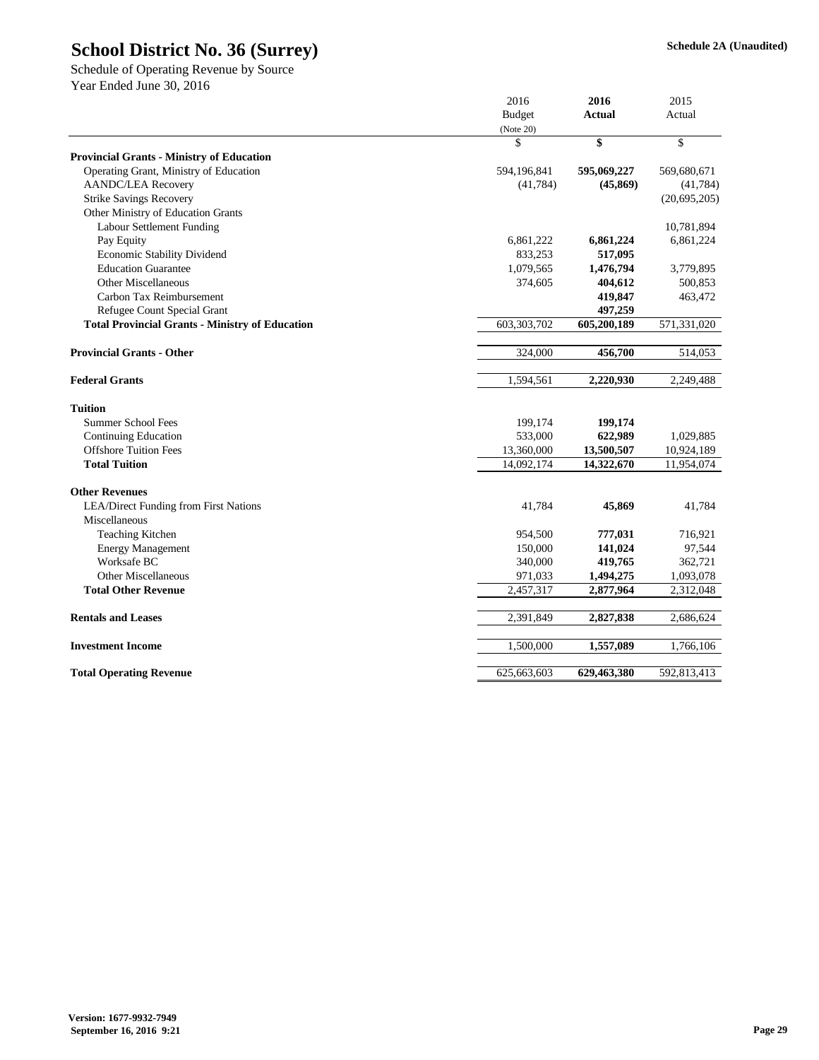# School District No. 36 (Surrey)

**Schedule 2A (Unaudited)**

Schedule of Operating Revenue by Source
Year Ended June 30, 2016

| | 2016 Budget (Note 20) | **2016 Actual** | 2015 Actual |
|---|---|---|---|
| | $ | **$** | $ |
| **Provincial Grants - Ministry of Education** | | | |
| Operating Grant, Ministry of Education | 594,196,841 | **595,069,227** | 569,680,671 |
| AANDC/LEA Recovery | (41,784) | **(45,869)** | (41,784) |
| Strike Savings Recovery | | | (20,695,205) |
| Other Ministry of Education Grants | | | |
| Labour Settlement Funding | | | 10,781,894 |
| Pay Equity | 6,861,222 | **6,861,224** | 6,861,224 |
| Economic Stability Dividend | 833,253 | **517,095** | |
| Education Guarantee | 1,079,565 | **1,476,794** | 3,779,895 |
| Other Miscellaneous | 374,605 | **404,612** | 500,853 |
| Carbon Tax Reimbursement | | **419,847** | 463,472 |
| Refugee Count Special Grant | | **497,259** | |
| **Total Provincial Grants - Ministry of Education** | 603,303,702 | **605,200,189** | 571,331,020 |
| | | | |
| **Provincial Grants - Other** | 324,000 | **456,700** | 514,053 |
| | | | |
| **Federal Grants** | 1,594,561 | **2,220,930** | 2,249,488 |
| | | | |
| **Tuition** | | | |
| Summer School Fees | 199,174 | **199,174** | |
| Continuing Education | 533,000 | **622,989** | 1,029,885 |
| Offshore Tuition Fees | 13,360,000 | **13,500,507** | 10,924,189 |
| **Total Tuition** | 14,092,174 | **14,322,670** | 11,954,074 |
| | | | |
| **Other Revenues** | | | |
| LEA/Direct Funding from First Nations | 41,784 | **45,869** | 41,784 |
| Miscellaneous | | | |
| Teaching Kitchen | 954,500 | **777,031** | 716,921 |
| Energy Management | 150,000 | **141,024** | 97,544 |
| Worksafe BC | 340,000 | **419,765** | 362,721 |
| Other Miscellaneous | 971,033 | **1,494,275** | 1,093,078 |
| **Total Other Revenue** | 2,457,317 | **2,877,964** | 2,312,048 |
| | | | |
| **Rentals and Leases** | 2,391,849 | **2,827,838** | 2,686,624 |
| | | | |
| **Investment Income** | 1,500,000 | **1,557,089** | 1,766,106 |
| | | | |
| **Total Operating Revenue** | 625,663,603 | **629,463,380** | 592,813,413 |

**Version: 1677-9932-7949**
**September 16, 2016 9:21**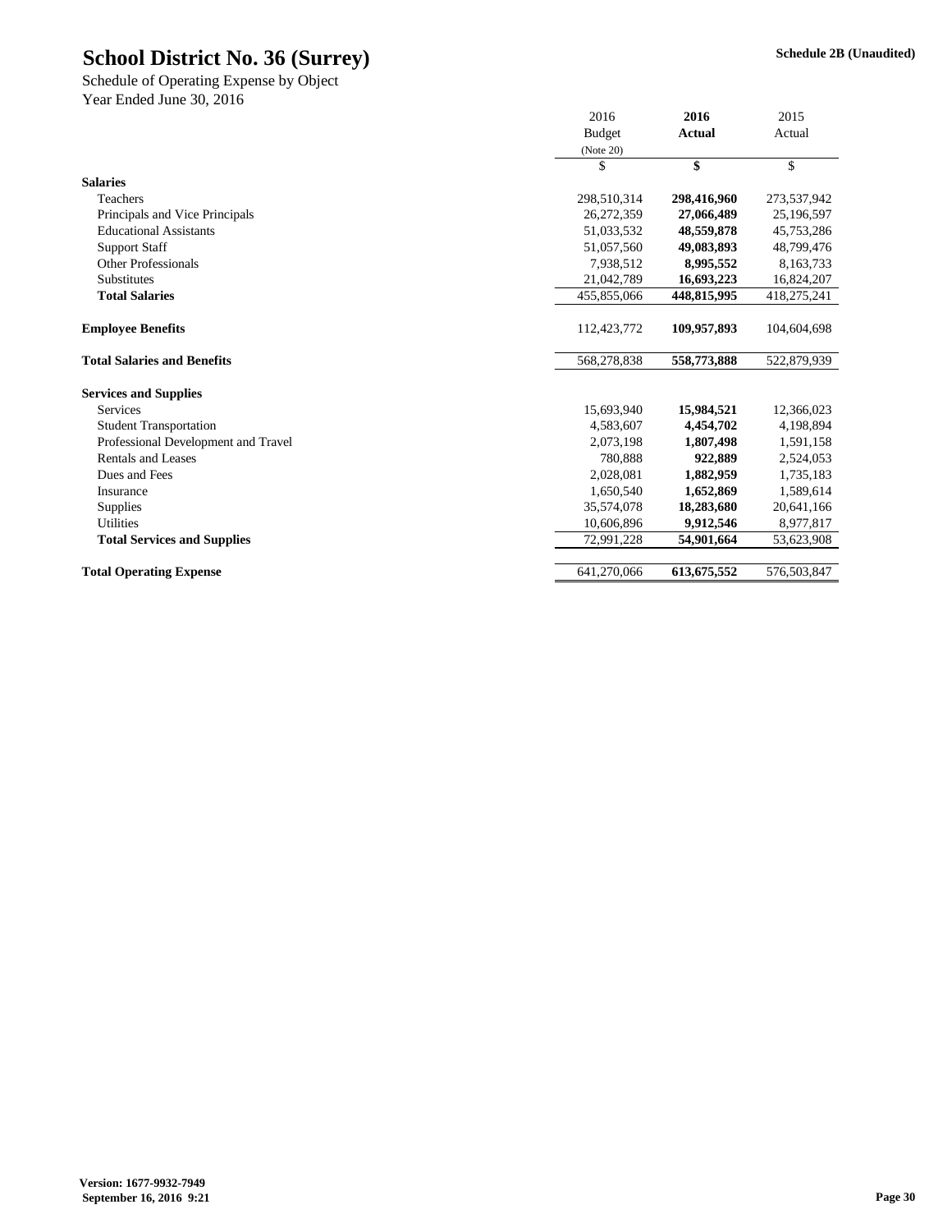# School District No. 36 (Surrey)

**Schedule 2B (Unaudited)**

Schedule of Operating Expense by Object
Year Ended June 30, 2016

| | 2016 Budget (Note 20) | **2016 Actual** | 2015 Actual |
|---|---|---|---|
| | $ | **$** | $ |
| **Salaries** | | | |
| Teachers | 298,510,314 | **298,416,960** | 273,537,942 |
| Principals and Vice Principals | 26,272,359 | **27,066,489** | 25,196,597 |
| Educational Assistants | 51,033,532 | **48,559,878** | 45,753,286 |
| Support Staff | 51,057,560 | **49,083,893** | 48,799,476 |
| Other Professionals | 7,938,512 | **8,995,552** | 8,163,733 |
| Substitutes | 21,042,789 | **16,693,223** | 16,824,207 |
| **Total Salaries** | 455,855,066 | **448,815,995** | 418,275,241 |
| | | | |
| **Employee Benefits** | 112,423,772 | **109,957,893** | 104,604,698 |
| | | | |
| **Total Salaries and Benefits** | 568,278,838 | **558,773,888** | 522,879,939 |
| | | | |
| **Services and Supplies** | | | |
| Services | 15,693,940 | **15,984,521** | 12,366,023 |
| Student Transportation | 4,583,607 | **4,454,702** | 4,198,894 |
| Professional Development and Travel | 2,073,198 | **1,807,498** | 1,591,158 |
| Rentals and Leases | 780,888 | **922,889** | 2,524,053 |
| Dues and Fees | 2,028,081 | **1,882,959** | 1,735,183 |
| Insurance | 1,650,540 | **1,652,869** | 1,589,614 |
| Supplies | 35,574,078 | **18,283,680** | 20,641,166 |
| Utilities | 10,606,896 | **9,912,546** | 8,977,817 |
| **Total Services and Supplies** | 72,991,228 | **54,901,664** | 53,623,908 |
| | | | |
| **Total Operating Expense** | 641,270,066 | **613,675,552** | 576,503,847 |

**Version: 1677-9932-7949**
**September 16, 2016 9:21**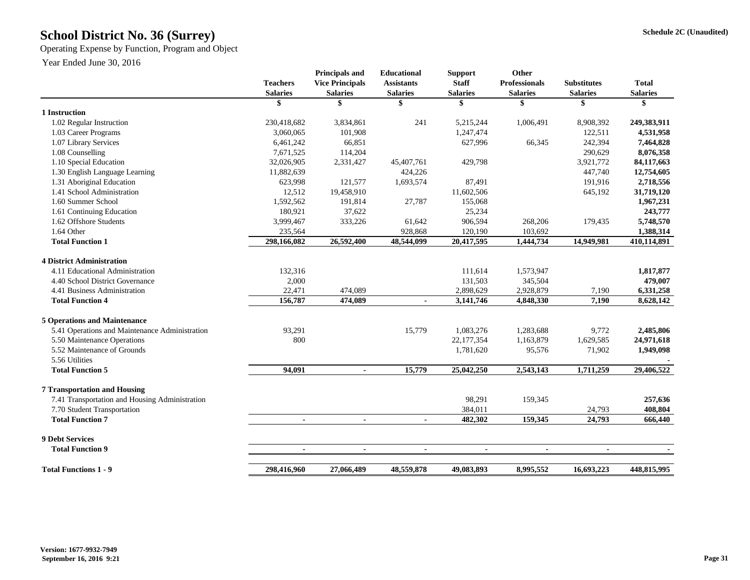# School District No. 36 (Surrey)

Schedule 2C (Unaudited)

Operating Expense by Function, Program and Object

Year Ended June 30, 2016

| | Teachers Salaries | Principals and Vice Principals Salaries | Educational Assistants Salaries | Support Staff Salaries | Other Professionals Salaries | Substitutes Salaries | Total Salaries |
|---|---|---|---|---|---|---|---|
| | $ | $ | $ | $ | $ | $ | $ |
| **1 Instruction** | | | | | | | |
| 1.02 Regular Instruction | 230,418,682 | 3,834,861 | 241 | 5,215,244 | 1,006,491 | 8,908,392 | **249,383,911** |
| 1.03 Career Programs | 3,060,065 | 101,908 | | 1,247,474 | | 122,511 | **4,531,958** |
| 1.07 Library Services | 6,461,242 | 66,851 | | 627,996 | 66,345 | 242,394 | **7,464,828** |
| 1.08 Counselling | 7,671,525 | 114,204 | | | | 290,629 | **8,076,358** |
| 1.10 Special Education | 32,026,905 | 2,331,427 | 45,407,761 | 429,798 | | 3,921,772 | **84,117,663** |
| 1.30 English Language Learning | 11,882,639 | | 424,226 | | | 447,740 | **12,754,605** |
| 1.31 Aboriginal Education | 623,998 | 121,577 | 1,693,574 | 87,491 | | 191,916 | **2,718,556** |
| 1.41 School Administration | 12,512 | 19,458,910 | | 11,602,506 | | 645,192 | **31,719,120** |
| 1.60 Summer School | 1,592,562 | 191,814 | 27,787 | 155,068 | | | **1,967,231** |
| 1.61 Continuing Education | 180,921 | 37,622 | | 25,234 | | | **243,777** |
| 1.62 Offshore Students | 3,999,467 | 333,226 | 61,642 | 906,594 | 268,206 | 179,435 | **5,748,570** |
| 1.64 Other | 235,564 | | 928,868 | 120,190 | 103,692 | | **1,388,314** |
| **Total Function 1** | **298,166,082** | **26,592,400** | **48,544,099** | **20,417,595** | **1,444,734** | **14,949,981** | **410,114,891** |
| **4 District Administration** | | | | | | | |
| 4.11 Educational Administration | 132,316 | | | 111,614 | 1,573,947 | | **1,817,877** |
| 4.40 School District Governance | 2,000 | | | 131,503 | 345,504 | | **479,007** |
| 4.41 Business Administration | 22,471 | 474,089 | | 2,898,629 | 2,928,879 | 7,190 | **6,331,258** |
| **Total Function 4** | **156,787** | **474,089** | **-** | **3,141,746** | **4,848,330** | **7,190** | **8,628,142** |
| **5 Operations and Maintenance** | | | | | | | |
| 5.41 Operations and Maintenance Administration | 93,291 | | 15,779 | 1,083,276 | 1,283,688 | 9,772 | **2,485,806** |
| 5.50 Maintenance Operations | 800 | | | 22,177,354 | 1,163,879 | 1,629,585 | **24,971,618** |
| 5.52 Maintenance of Grounds | | | | 1,781,620 | 95,576 | 71,902 | **1,949,098** |
| 5.56 Utilities | | | | | | | **-** |
| **Total Function 5** | **94,091** | **-** | **15,779** | **25,042,250** | **2,543,143** | **1,711,259** | **29,406,522** |
| **7 Transportation and Housing** | | | | | | | |
| 7.41 Transportation and Housing Administration | | | | 98,291 | 159,345 | | **257,636** |
| 7.70 Student Transportation | | | | 384,011 | | 24,793 | **408,804** |
| **Total Function 7** | **-** | **-** | **-** | **482,302** | **159,345** | **24,793** | **666,440** |
| **9 Debt Services** | | | | | | | |
| **Total Function 9** | **-** | **-** | **-** | **-** | **-** | **-** | **-** |
| **Total Functions 1 - 9** | **298,416,960** | **27,066,489** | **48,559,878** | **49,083,893** | **8,995,552** | **16,693,223** | **448,815,995** |

**Version: 1677-9932-7949**
**September 16, 2016 9:21**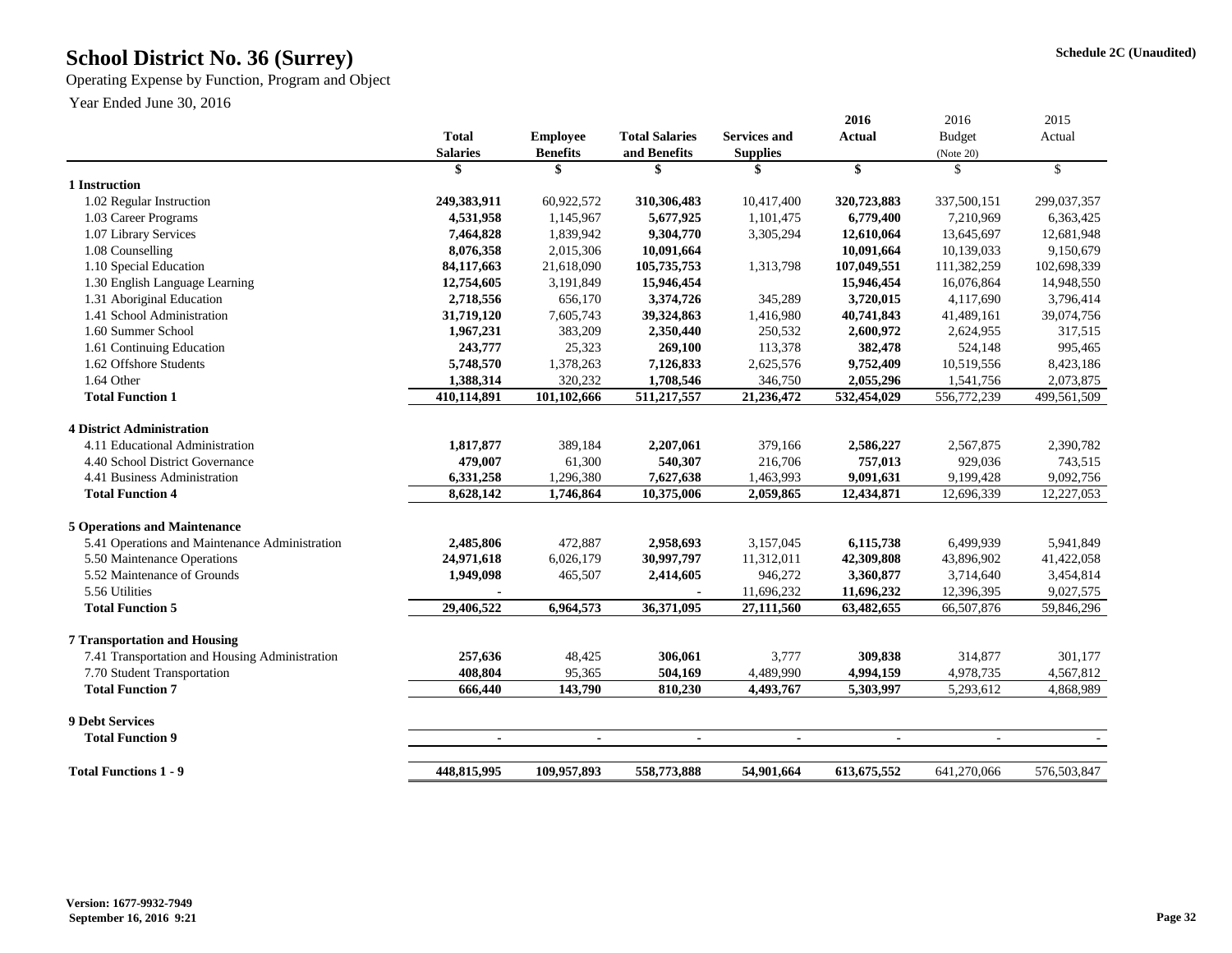# School District No. 36 (Surrey)

Schedule 2C (Unaudited)

Operating Expense by Function, Program and Object

Year Ended June 30, 2016

| | Total Salaries | Employee Benefits | Total Salaries and Benefits | Services and Supplies | 2016 Actual | 2016 Budget (Note 20) | 2015 Actual |
|---|---|---|---|---|---|---|---|
| | $ | $ | $ | $ | $ | $ | $ |
| **1 Instruction** | | | | | | | |
| 1.02 Regular Instruction | **249,383,911** | 60,922,572 | **310,306,483** | 10,417,400 | **320,723,883** | 337,500,151 | 299,037,357 |
| 1.03 Career Programs | **4,531,958** | 1,145,967 | **5,677,925** | 1,101,475 | **6,779,400** | 7,210,969 | 6,363,425 |
| 1.07 Library Services | **7,464,828** | 1,839,942 | **9,304,770** | 3,305,294 | **12,610,064** | 13,645,697 | 12,681,948 |
| 1.08 Counselling | **8,076,358** | 2,015,306 | **10,091,664** | | **10,091,664** | 10,139,033 | 9,150,679 |
| 1.10 Special Education | **84,117,663** | 21,618,090 | **105,735,753** | 1,313,798 | **107,049,551** | 111,382,259 | 102,698,339 |
| 1.30 English Language Learning | **12,754,605** | 3,191,849 | **15,946,454** | | **15,946,454** | 16,076,864 | 14,948,550 |
| 1.31 Aboriginal Education | **2,718,556** | 656,170 | **3,374,726** | 345,289 | **3,720,015** | 4,117,690 | 3,796,414 |
| 1.41 School Administration | **31,719,120** | 7,605,743 | **39,324,863** | 1,416,980 | **40,741,843** | 41,489,161 | 39,074,756 |
| 1.60 Summer School | **1,967,231** | 383,209 | **2,350,440** | 250,532 | **2,600,972** | 2,624,955 | 317,515 |
| 1.61 Continuing Education | **243,777** | 25,323 | **269,100** | 113,378 | **382,478** | 524,148 | 995,465 |
| 1.62 Offshore Students | **5,748,570** | 1,378,263 | **7,126,833** | 2,625,576 | **9,752,409** | 10,519,556 | 8,423,186 |
| 1.64 Other | **1,388,314** | 320,232 | **1,708,546** | 346,750 | **2,055,296** | 1,541,756 | 2,073,875 |
| **Total Function 1** | **410,114,891** | **101,102,666** | **511,217,557** | **21,236,472** | **532,454,029** | 556,772,239 | 499,561,509 |
| **4 District Administration** | | | | | | | |
| 4.11 Educational Administration | **1,817,877** | 389,184 | **2,207,061** | 379,166 | **2,586,227** | 2,567,875 | 2,390,782 |
| 4.40 School District Governance | **479,007** | 61,300 | **540,307** | 216,706 | **757,013** | 929,036 | 743,515 |
| 4.41 Business Administration | **6,331,258** | 1,296,380 | **7,627,638** | 1,463,993 | **9,091,631** | 9,199,428 | 9,092,756 |
| **Total Function 4** | **8,628,142** | **1,746,864** | **10,375,006** | **2,059,865** | **12,434,871** | 12,696,339 | 12,227,053 |
| **5 Operations and Maintenance** | | | | | | | |
| 5.41 Operations and Maintenance Administration | **2,485,806** | 472,887 | **2,958,693** | 3,157,045 | **6,115,738** | 6,499,939 | 5,941,849 |
| 5.50 Maintenance Operations | **24,971,618** | 6,026,179 | **30,997,797** | 11,312,011 | **42,309,808** | 43,896,902 | 41,422,058 |
| 5.52 Maintenance of Grounds | **1,949,098** | 465,507 | **2,414,605** | 946,272 | **3,360,877** | 3,714,640 | 3,454,814 |
| 5.56 Utilities | **-** | | - | 11,696,232 | **11,696,232** | 12,396,395 | 9,027,575 |
| **Total Function 5** | **29,406,522** | **6,964,573** | **36,371,095** | **27,111,560** | **63,482,655** | 66,507,876 | 59,846,296 |
| **7 Transportation and Housing** | | | | | | | |
| 7.41 Transportation and Housing Administration | **257,636** | 48,425 | **306,061** | 3,777 | **309,838** | 314,877 | 301,177 |
| 7.70 Student Transportation | **408,804** | 95,365 | **504,169** | 4,489,990 | **4,994,159** | 4,978,735 | 4,567,812 |
| **Total Function 7** | **666,440** | **143,790** | **810,230** | **4,493,767** | **5,303,997** | 5,293,612 | 4,868,989 |
| **9 Debt Services** | | | | | | | |
| **Total Function 9** | **-** | **-** | **-** | **-** | **-** | - | - |
| **Total Functions 1 - 9** | **448,815,995** | **109,957,893** | **558,773,888** | **54,901,664** | **613,675,552** | 641,270,066 | 576,503,847 |

**Version: 1677-9932-7949**
**September 16, 2016 9:21**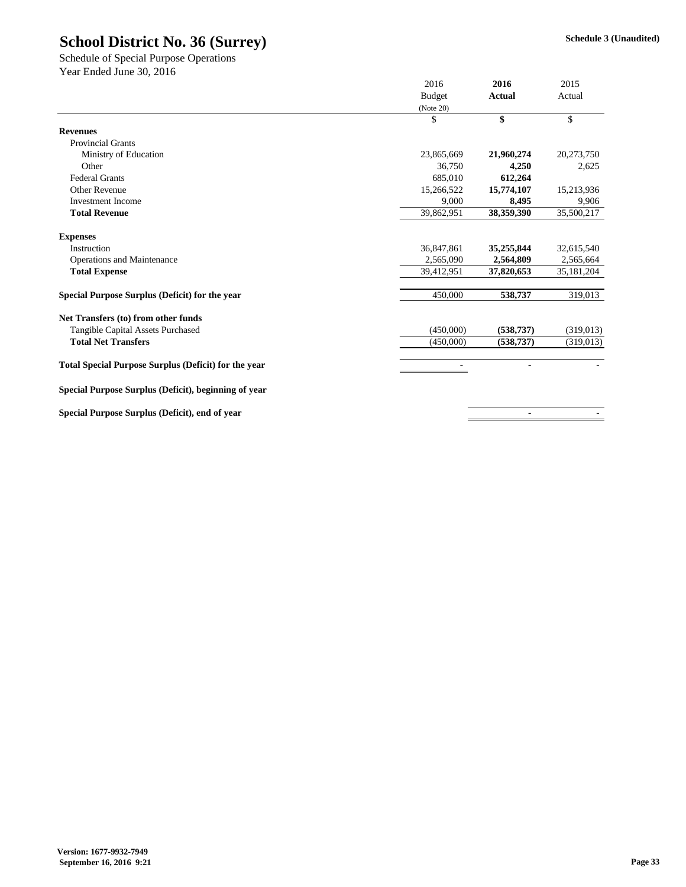# School District No. 36 (Surrey)

**Schedule 3 (Unaudited)**

Schedule of Special Purpose Operations
Year Ended June 30, 2016

| | 2016 Budget (Note 20) | **2016 Actual** | 2015 Actual |
|---|---|---|---|
| | $ | **$** | $ |
| **Revenues** | | | |
| Provincial Grants | | | |
| Ministry of Education | 23,865,669 | **21,960,274** | 20,273,750 |
| Other | 36,750 | **4,250** | 2,625 |
| Federal Grants | 685,010 | **612,264** | |
| Other Revenue | 15,266,522 | **15,774,107** | 15,213,936 |
| Investment Income | 9,000 | **8,495** | 9,906 |
| **Total Revenue** | 39,862,951 | **38,359,390** | 35,500,217 |
| | | | |
| **Expenses** | | | |
| Instruction | 36,847,861 | **35,255,844** | 32,615,540 |
| Operations and Maintenance | 2,565,090 | **2,564,809** | 2,565,664 |
| **Total Expense** | 39,412,951 | **37,820,653** | 35,181,204 |
| | | | |
| **Special Purpose Surplus (Deficit) for the year** | 450,000 | **538,737** | 319,013 |
| | | | |
| **Net Transfers (to) from other funds** | | | |
| Tangible Capital Assets Purchased | (450,000) | **(538,737)** | (319,013) |
| **Total Net Transfers** | (450,000) | **(538,737)** | (319,013) |
| | | | |
| **Total Special Purpose Surplus (Deficit) for the year** | - | **-** | - |
| | | | |
| **Special Purpose Surplus (Deficit), beginning of year** | | | |
| | | | |
| **Special Purpose Surplus (Deficit), end of year** | | **-** | - |

**Version: 1677-9932-7949**
**September 16, 2016 9:21**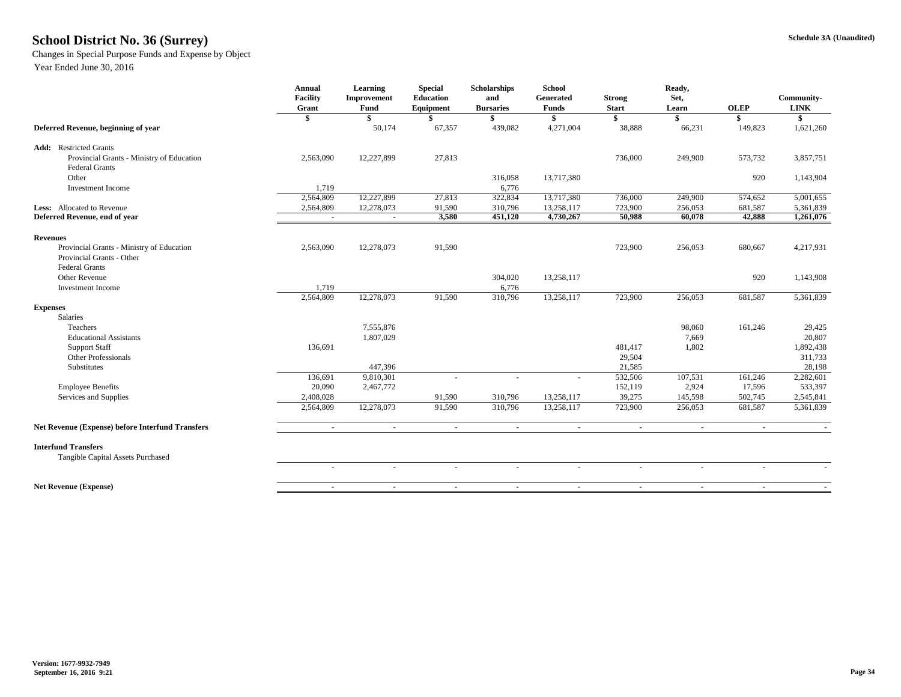# School District No. 36 (Surrey)

**Schedule 3A (Unaudited)**

Changes in Special Purpose Funds and Expense by Object

Year Ended June 30, 2016

| | Annual Facility Grant | Learning Improvement Fund | Special Education Equipment | Scholarships and Bursaries | School Generated Funds | Strong Start | Ready, Set, Learn | OLEP | Community-LINK |
|---|---|---|---|---|---|---|---|---|---|
| | $ | $ | $ | $ | $ | $ | $ | $ | $ |
| **Deferred Revenue, beginning of year** | | 50,174 | 67,357 | 439,082 | 4,271,004 | 38,888 | 66,231 | 149,823 | 1,621,260 |
| **Add:** Restricted Grants | | | | | | | | | |
| Provincial Grants - Ministry of Education | 2,563,090 | 12,227,899 | 27,813 | | | 736,000 | 249,900 | 573,732 | 3,857,751 |
| Federal Grants | | | | | | | | | |
| Other | | | | 316,058 | 13,717,380 | | | 920 | 1,143,904 |
| Investment Income | 1,719 | | | 6,776 | | | | | |
| | 2,564,809 | 12,227,899 | 27,813 | 322,834 | 13,717,380 | 736,000 | 249,900 | 574,652 | 5,001,655 |
| **Less:** Allocated to Revenue | 2,564,809 | 12,278,073 | 91,590 | 310,796 | 13,258,117 | 723,900 | 256,053 | 681,587 | 5,361,839 |
| **Deferred Revenue, end of year** | **-** | **-** | **3,580** | **451,120** | **4,730,267** | **50,988** | **60,078** | **42,888** | **1,261,076** |
| **Revenues** | | | | | | | | | |
| Provincial Grants - Ministry of Education | 2,563,090 | 12,278,073 | 91,590 | | | 723,900 | 256,053 | 680,667 | 4,217,931 |
| Provincial Grants - Other | | | | | | | | | |
| Federal Grants | | | | | | | | | |
| Other Revenue | | | | 304,020 | 13,258,117 | | | 920 | 1,143,908 |
| Investment Income | 1,719 | | | 6,776 | | | | | |
| | 2,564,809 | 12,278,073 | 91,590 | 310,796 | 13,258,117 | 723,900 | 256,053 | 681,587 | 5,361,839 |
| **Expenses** | | | | | | | | | |
| Salaries | | | | | | | | | |
| Teachers | | 7,555,876 | | | | | 98,060 | 161,246 | 29,425 |
| Educational Assistants | | 1,807,029 | | | | | 7,669 | | 20,807 |
| Support Staff | 136,691 | | | | | 481,417 | 1,802 | | 1,892,438 |
| Other Professionals | | | | | | 29,504 | | | 311,733 |
| Substitutes | | 447,396 | | | | 21,585 | | | 28,198 |
| | 136,691 | 9,810,301 | - | - | - | 532,506 | 107,531 | 161,246 | 2,282,601 |
| Employee Benefits | 20,090 | 2,467,772 | | | | 152,119 | 2,924 | 17,596 | 533,397 |
| Services and Supplies | 2,408,028 | | 91,590 | 310,796 | 13,258,117 | 39,275 | 145,598 | 502,745 | 2,545,841 |
| | 2,564,809 | 12,278,073 | 91,590 | 310,796 | 13,258,117 | 723,900 | 256,053 | 681,587 | 5,361,839 |
| **Net Revenue (Expense) before Interfund Transfers** | - | - | - | - | - | - | - | - | - |
| **Interfund Transfers** | | | | | | | | | |
| Tangible Capital Assets Purchased | | | | | | | | | |
| | - | - | - | - | - | - | - | - | - |
| **Net Revenue (Expense)** | - | - | - | - | - | - | - | - | - |

Version: 1677-9932-7949
September 16, 2016 9:21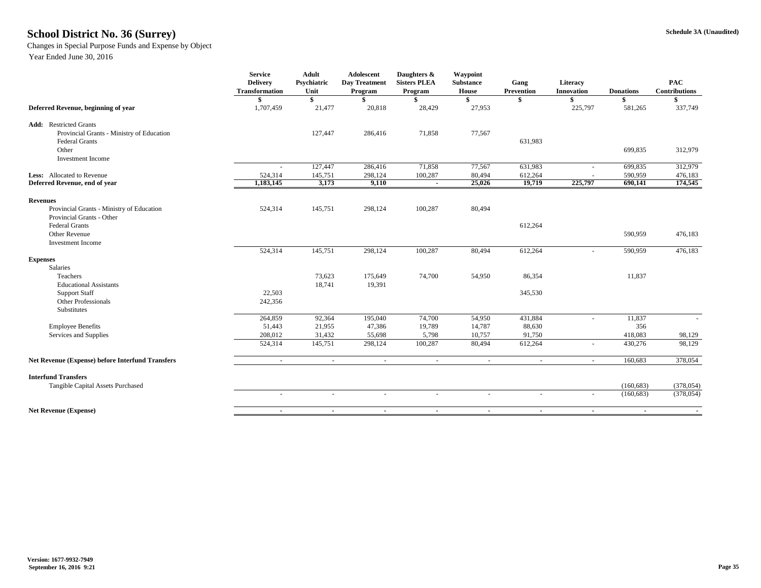# School District No. 36 (Surrey)

Schedule 3A (Unaudited)

Changes in Special Purpose Funds and Expense by Object

Year Ended June 30, 2016

| | Service Delivery Transformation | Adult Psychiatric Unit | Adolescent Day Treatment Program | Daughters & Sisters PLEA Program | Waypoint Substance House | Gang Prevention | Literacy Innovation | Donations | PAC Contributions |
|---|---|---|---|---|---|---|---|---|---|
| | $ | $ | $ | $ | $ | $ | $ | $ | $ |
| **Deferred Revenue, beginning of year** | 1,707,459 | 21,477 | 20,818 | 28,429 | 27,953 | | 225,797 | 581,265 | 337,749 |
| **Add:** Restricted Grants | | | | | | | | | |
| Provincial Grants - Ministry of Education | | 127,447 | 286,416 | 71,858 | 77,567 | | | | |
| Federal Grants | | | | | | 631,983 | | | |
| Other | | | | | | | | 699,835 | 312,979 |
| Investment Income | | | | | | | | | |
| | - | 127,447 | 286,416 | 71,858 | 77,567 | 631,983 | - | 699,835 | 312,979 |
| **Less:** Allocated to Revenue | 524,314 | 145,751 | 298,124 | 100,287 | 80,494 | 612,264 | - | 590,959 | 476,183 |
| **Deferred Revenue, end of year** | **1,183,145** | **3,173** | **9,110** | **-** | **25,026** | **19,719** | **225,797** | **690,141** | **174,545** |
| **Revenues** | | | | | | | | | |
| Provincial Grants - Ministry of Education | 524,314 | 145,751 | 298,124 | 100,287 | 80,494 | | | | |
| Provincial Grants - Other | | | | | | | | | |
| Federal Grants | | | | | | 612,264 | | | |
| Other Revenue | | | | | | | | 590,959 | 476,183 |
| Investment Income | | | | | | | | | |
| | 524,314 | 145,751 | 298,124 | 100,287 | 80,494 | 612,264 | - | 590,959 | 476,183 |
| **Expenses** | | | | | | | | | |
| Salaries | | | | | | | | | |
| Teachers | | 73,623 | 175,649 | 74,700 | 54,950 | 86,354 | | 11,837 | |
| Educational Assistants | | 18,741 | 19,391 | | | | | | |
| Support Staff | 22,503 | | | | | 345,530 | | | |
| Other Professionals | 242,356 | | | | | | | | |
| Substitutes | | | | | | | | | |
| | 264,859 | 92,364 | 195,040 | 74,700 | 54,950 | 431,884 | - | 11,837 | - |
| Employee Benefits | 51,443 | 21,955 | 47,386 | 19,789 | 14,787 | 88,630 | | 356 | |
| Services and Supplies | 208,012 | 31,432 | 55,698 | 5,798 | 10,757 | 91,750 | | 418,083 | 98,129 |
| | 524,314 | 145,751 | 298,124 | 100,287 | 80,494 | 612,264 | - | 430,276 | 98,129 |
| **Net Revenue (Expense) before Interfund Transfers** | - | - | - | - | - | - | - | 160,683 | 378,054 |
| **Interfund Transfers** | | | | | | | | | |
| Tangible Capital Assets Purchased | | | | | | | | (160,683) | (378,054) |
| | - | - | - | - | - | - | - | (160,683) | (378,054) |
| **Net Revenue (Expense)** | - | - | - | - | - | - | - | - | - |

Version: 1677-9932-7949
September 16, 2016 9:21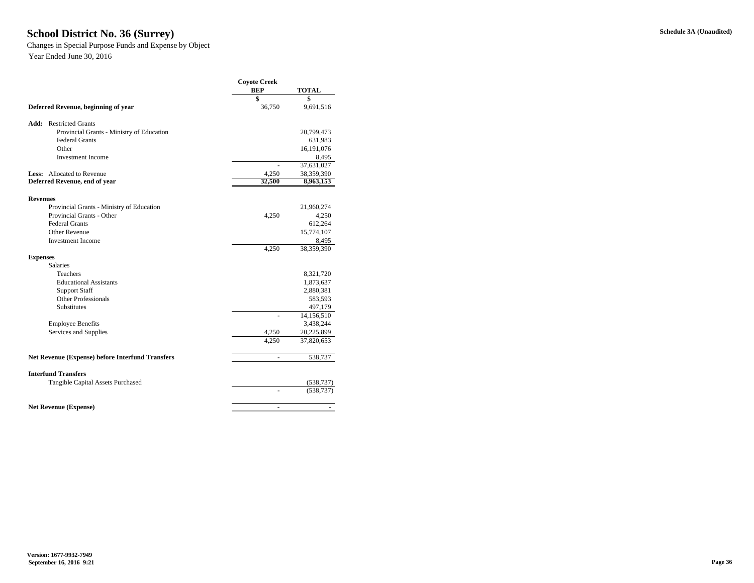# School District No. 36 (Surrey)

Changes in Special Purpose Funds and Expense by Object

Year Ended June 30, 2016

**Schedule 3A (Unaudited)**

| | Coyote Creek BEP | TOTAL |
|---|---|---|
| | $ | $ |
| **Deferred Revenue, beginning of year** | 36,750 | 9,691,516 |
| | | |
| **Add:** Restricted Grants | | |
| Provincial Grants - Ministry of Education | | 20,799,473 |
| Federal Grants | | 631,983 |
| Other | | 16,191,076 |
| Investment Income | | 8,495 |
| | - | 37,631,027 |
| **Less:** Allocated to Revenue | 4,250 | 38,359,390 |
| **Deferred Revenue, end of year** | **32,500** | **8,963,153** |
| | | |
| **Revenues** | | |
| Provincial Grants - Ministry of Education | | 21,960,274 |
| Provincial Grants - Other | 4,250 | 4,250 |
| Federal Grants | | 612,264 |
| Other Revenue | | 15,774,107 |
| Investment Income | | 8,495 |
| | 4,250 | 38,359,390 |
| **Expenses** | | |
| Salaries | | |
| Teachers | | 8,321,720 |
| Educational Assistants | | 1,873,637 |
| Support Staff | | 2,880,381 |
| Other Professionals | | 583,593 |
| Substitutes | | 497,179 |
| | - | 14,156,510 |
| Employee Benefits | | 3,438,244 |
| Services and Supplies | 4,250 | 20,225,899 |
| | 4,250 | 37,820,653 |
| | | |
| **Net Revenue (Expense) before Interfund Transfers** | - | 538,737 |
| | | |
| **Interfund Transfers** | | |
| Tangible Capital Assets Purchased | | (538,737) |
| | - | (538,737) |
| | | |
| **Net Revenue (Expense)** | - | - |

**Version: 1677-9932-7949**
**September 16, 2016 9:21**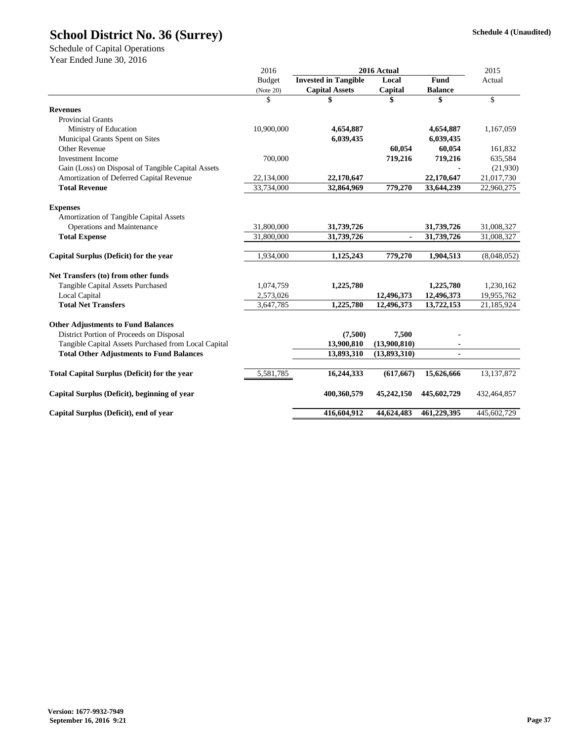# School District No. 36 (Surrey)

**Schedule 4 (Unaudited)**

Schedule of Capital Operations
Year Ended June 30, 2016

| | 2016 Budget (Note 20) | 2016 Actual Invested in Tangible Capital Assets | 2016 Actual Local Capital | 2016 Actual Fund Balance | 2015 Actual |
|---|---|---|---|---|---|
| | $ | $ | $ | $ | $ |
| **Revenues** | | | | | |
| Provincial Grants | | | | | |
| Ministry of Education | 10,900,000 | 4,654,887 | | 4,654,887 | 1,167,059 |
| Municipal Grants Spent on Sites | | 6,039,435 | | 6,039,435 | |
| Other Revenue | | | 60,054 | 60,054 | 161,832 |
| Investment Income | 700,000 | | 719,216 | 719,216 | 635,584 |
| Gain (Loss) on Disposal of Tangible Capital Assets | | | | - | (21,930) |
| Amortization of Deferred Capital Revenue | 22,134,000 | 22,170,647 | | 22,170,647 | 21,017,730 |
| **Total Revenue** | 33,734,000 | 32,864,969 | 779,270 | 33,644,239 | 22,960,275 |
| **Expenses** | | | | | |
| Amortization of Tangible Capital Assets | | | | | |
| Operations and Maintenance | 31,800,000 | 31,739,726 | | 31,739,726 | 31,008,327 |
| **Total Expense** | 31,800,000 | 31,739,726 | - | 31,739,726 | 31,008,327 |
| **Capital Surplus (Deficit) for the year** | 1,934,000 | 1,125,243 | 779,270 | 1,904,513 | (8,048,052) |
| **Net Transfers (to) from other funds** | | | | | |
| Tangible Capital Assets Purchased | 1,074,759 | 1,225,780 | | 1,225,780 | 1,230,162 |
| Local Capital | 2,573,026 | | 12,496,373 | 12,496,373 | 19,955,762 |
| **Total Net Transfers** | 3,647,785 | 1,225,780 | 12,496,373 | 13,722,153 | 21,185,924 |
| **Other Adjustments to Fund Balances** | | | | | |
| District Portion of Proceeds on Disposal | | (7,500) | 7,500 | - | |
| Tangible Capital Assets Purchased from Local Capital | | 13,900,810 | (13,900,810) | - | |
| **Total Other Adjustments to Fund Balances** | | 13,893,310 | (13,893,310) | - | |
| **Total Capital Surplus (Deficit) for the year** | 5,581,785 | 16,244,333 | (617,667) | 15,626,666 | 13,137,872 |
| **Capital Surplus (Deficit), beginning of year** | | 400,360,579 | 45,242,150 | 445,602,729 | 432,464,857 |
| **Capital Surplus (Deficit), end of year** | | 416,604,912 | 44,624,483 | 461,229,395 | 445,602,729 |

**Version: 1677-9932-7949**
**September 16, 2016 9:21**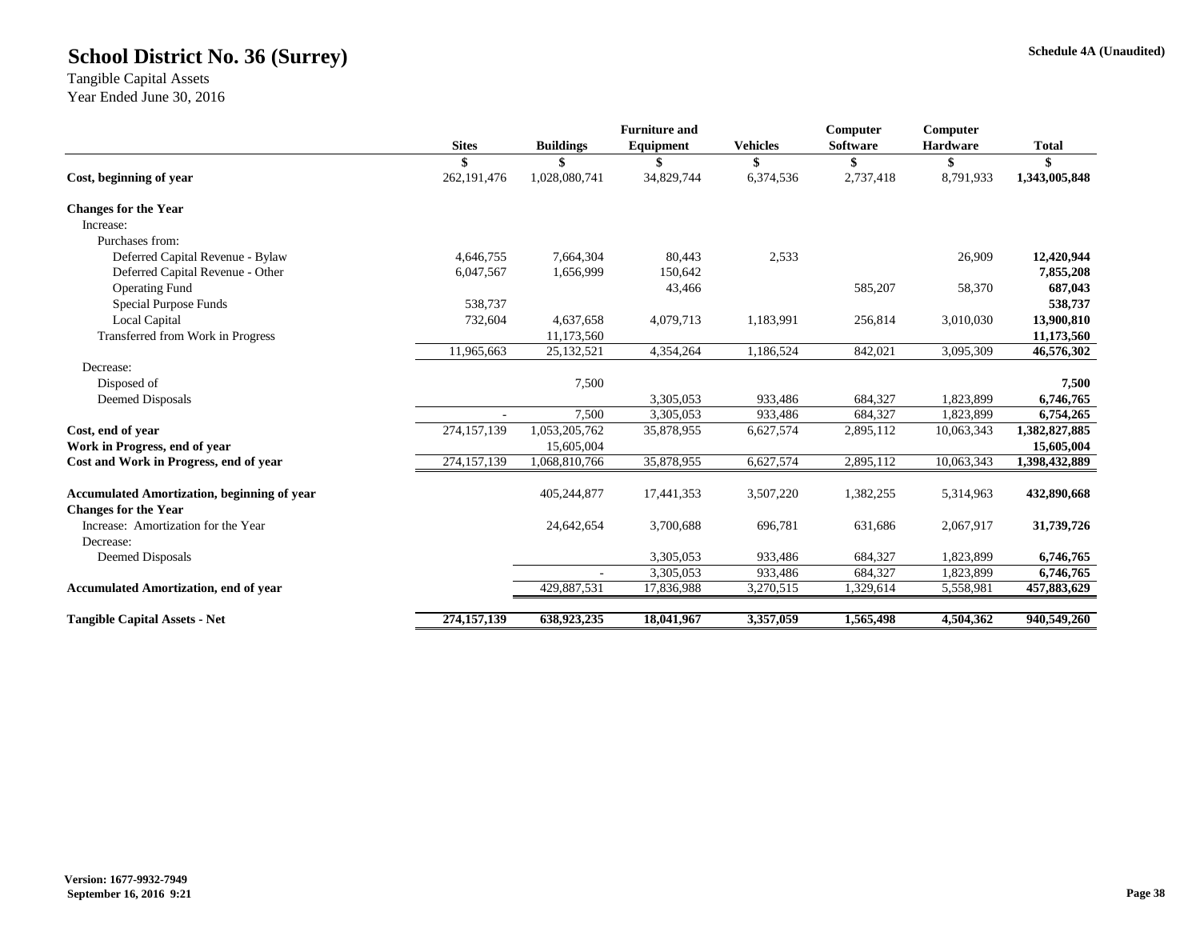# School District No. 36 (Surrey)

Schedule 4A (Unaudited)

Tangible Capital Assets
Year Ended June 30, 2016

| | Sites | Buildings | Furniture and Equipment | Vehicles | Computer Software | Computer Hardware | Total |
|---|---|---|---|---|---|---|---|
| | $ | $ | $ | $ | $ | $ | $ |
| **Cost, beginning of year** | 262,191,476 | 1,028,080,741 | 34,829,744 | 6,374,536 | 2,737,418 | 8,791,933 | **1,343,005,848** |
| **Changes for the Year** | | | | | | | |
| Increase: | | | | | | | |
| Purchases from: | | | | | | | |
| Deferred Capital Revenue - Bylaw | 4,646,755 | 7,664,304 | 80,443 | 2,533 | | 26,909 | **12,420,944** |
| Deferred Capital Revenue - Other | 6,047,567 | 1,656,999 | 150,642 | | | | **7,855,208** |
| Operating Fund | | | 43,466 | | 585,207 | 58,370 | **687,043** |
| Special Purpose Funds | 538,737 | | | | | | **538,737** |
| Local Capital | 732,604 | 4,637,658 | 4,079,713 | 1,183,991 | 256,814 | 3,010,030 | **13,900,810** |
| Transferred from Work in Progress | | 11,173,560 | | | | | **11,173,560** |
| | 11,965,663 | 25,132,521 | 4,354,264 | 1,186,524 | 842,021 | 3,095,309 | **46,576,302** |
| Decrease: | | | | | | | |
| Disposed of | | 7,500 | | | | | **7,500** |
| Deemed Disposals | | | 3,305,053 | 933,486 | 684,327 | 1,823,899 | **6,746,765** |
| | - | 7,500 | 3,305,053 | 933,486 | 684,327 | 1,823,899 | **6,754,265** |
| **Cost, end of year** | 274,157,139 | 1,053,205,762 | 35,878,955 | 6,627,574 | 2,895,112 | 10,063,343 | **1,382,827,885** |
| **Work in Progress, end of year** | | 15,605,004 | | | | | **15,605,004** |
| **Cost and Work in Progress, end of year** | 274,157,139 | 1,068,810,766 | 35,878,955 | 6,627,574 | 2,895,112 | 10,063,343 | **1,398,432,889** |
| | | | | | | | |
| **Accumulated Amortization, beginning of year** | | 405,244,877 | 17,441,353 | 3,507,220 | 1,382,255 | 5,314,963 | **432,890,668** |
| **Changes for the Year** | | | | | | | |
| Increase: Amortization for the Year | | 24,642,654 | 3,700,688 | 696,781 | 631,686 | 2,067,917 | **31,739,726** |
| Decrease: | | | | | | | |
| Deemed Disposals | | | 3,305,053 | 933,486 | 684,327 | 1,823,899 | **6,746,765** |
| | | - | 3,305,053 | 933,486 | 684,327 | 1,823,899 | **6,746,765** |
| **Accumulated Amortization, end of year** | | 429,887,531 | 17,836,988 | 3,270,515 | 1,329,614 | 5,558,981 | **457,883,629** |
| | | | | | | | |
| **Tangible Capital Assets - Net** | **274,157,139** | **638,923,235** | **18,041,967** | **3,357,059** | **1,565,498** | **4,504,362** | **940,549,260** |

**Version: 1677-9932-7949**
**September 16, 2016 9:21**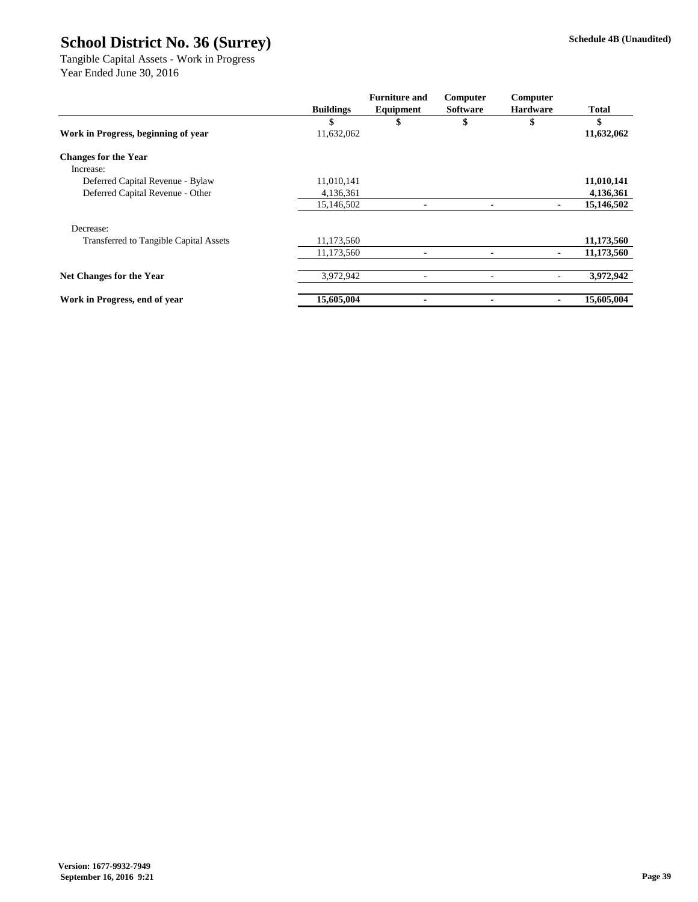# School District No. 36 (Surrey)

**Schedule 4B (Unaudited)**

Tangible Capital Assets - Work in Progress
Year Ended June 30, 2016

| | Buildings | Furniture and Equipment | Computer Software | Computer Hardware | Total |
|---|---|---|---|---|---|
| | $ | $ | $ | $ | $ |
| **Work in Progress, beginning of year** | 11,632,062 | | | | **11,632,062** |
| **Changes for the Year** | | | | | |
| Increase: | | | | | |
| Deferred Capital Revenue - Bylaw | 11,010,141 | | | | **11,010,141** |
| Deferred Capital Revenue - Other | 4,136,361 | | | | **4,136,361** |
| | 15,146,502 | - | - | - | **15,146,502** |
| Decrease: | | | | | |
| Transferred to Tangible Capital Assets | 11,173,560 | | | | **11,173,560** |
| | 11,173,560 | - | - | - | **11,173,560** |
| **Net Changes for the Year** | 3,972,942 | - | - | - | **3,972,942** |
| **Work in Progress, end of year** | **15,605,004** | **-** | **-** | **-** | **15,605,004** |

**Version: 1677-9932-7949**
**September 16, 2016 9:21**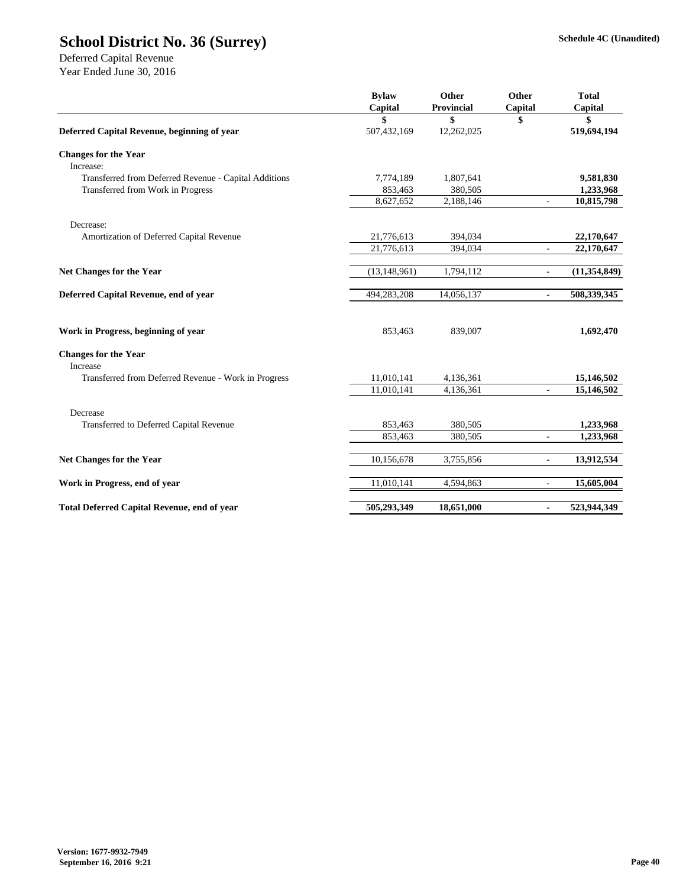# School District No. 36 (Surrey)

**Schedule 4C (Unaudited)**

Deferred Capital Revenue
Year Ended June 30, 2016

| | Bylaw Capital | Other Provincial | Other Capital | Total Capital |
|---|---|---|---|---|
| | $ | $ | $ | $ |
| **Deferred Capital Revenue, beginning of year** | 507,432,169 | 12,262,025 | | **519,694,194** |
| **Changes for the Year** | | | | |
| Increase: | | | | |
| Transferred from Deferred Revenue - Capital Additions | 7,774,189 | 1,807,641 | | **9,581,830** |
| Transferred from Work in Progress | 853,463 | 380,505 | | **1,233,968** |
| | 8,627,652 | 2,188,146 | - | **10,815,798** |
| Decrease: | | | | |
| Amortization of Deferred Capital Revenue | 21,776,613 | 394,034 | | **22,170,647** |
| | 21,776,613 | 394,034 | - | **22,170,647** |
| **Net Changes for the Year** | (13,148,961) | 1,794,112 | - | **(11,354,849)** |
| **Deferred Capital Revenue, end of year** | 494,283,208 | 14,056,137 | - | **508,339,345** |
| **Work in Progress, beginning of year** | 853,463 | 839,007 | | **1,692,470** |
| **Changes for the Year** | | | | |
| Increase | | | | |
| Transferred from Deferred Revenue - Work in Progress | 11,010,141 | 4,136,361 | | **15,146,502** |
| | 11,010,141 | 4,136,361 | - | **15,146,502** |
| Decrease | | | | |
| Transferred to Deferred Capital Revenue | 853,463 | 380,505 | | **1,233,968** |
| | 853,463 | 380,505 | - | **1,233,968** |
| **Net Changes for the Year** | 10,156,678 | 3,755,856 | - | **13,912,534** |
| **Work in Progress, end of year** | 11,010,141 | 4,594,863 | - | **15,605,004** |
| **Total Deferred Capital Revenue, end of year** | **505,293,349** | **18,651,000** | **-** | **523,944,349** |

Version: 1677-9932-7949
September 16, 2016 9:21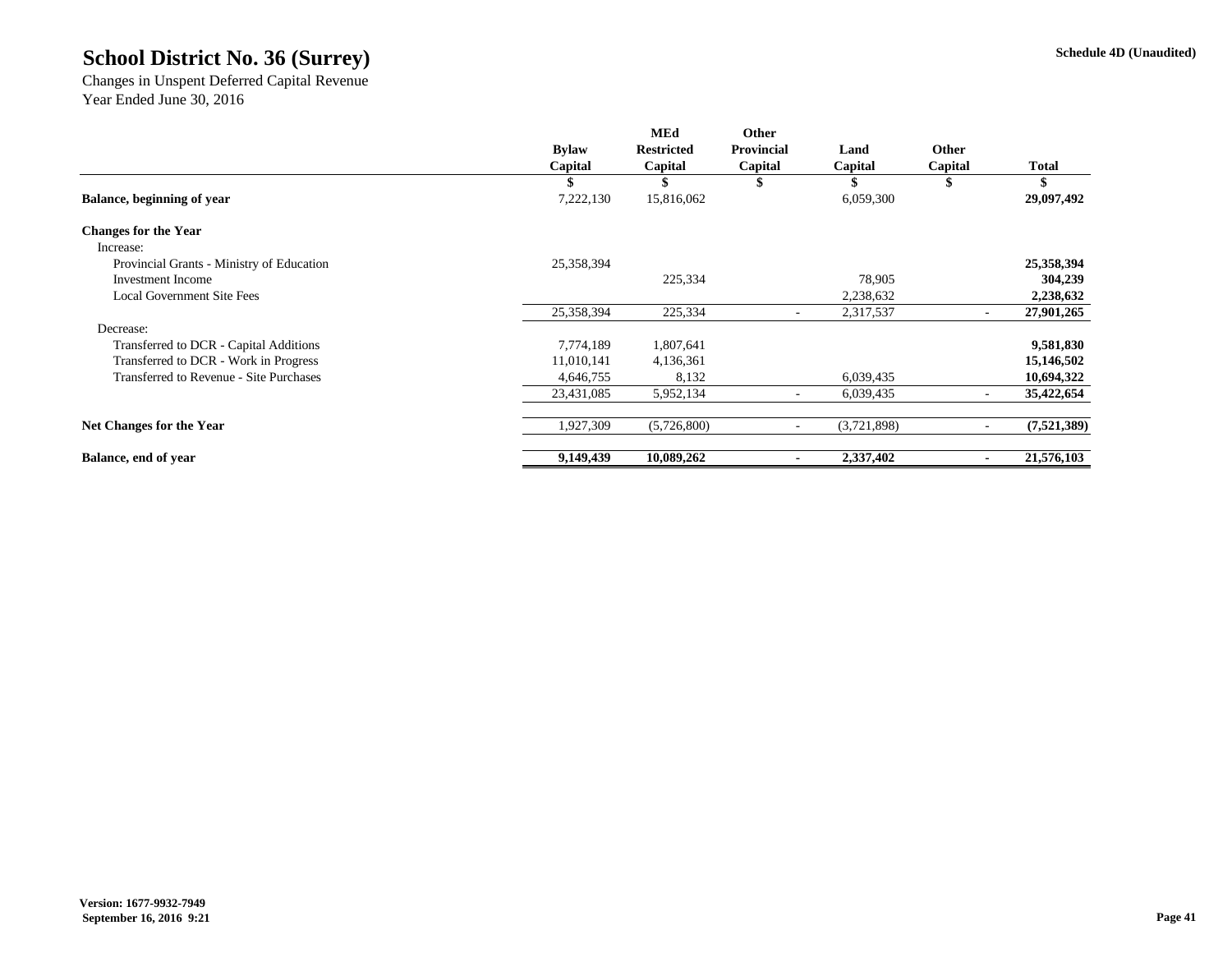# School District No. 36 (Surrey)

Schedule 4D (Unaudited)

Changes in Unspent Deferred Capital Revenue
Year Ended June 30, 2016

| | Bylaw Capital | MEd Restricted Capital | Other Provincial Capital | Land Capital | Other Capital | Total |
|---|---|---|---|---|---|---|
| | $ | $ | $ | $ | $ | $ |
| **Balance, beginning of year** | 7,222,130 | 15,816,062 | | 6,059,300 | | **29,097,492** |
| **Changes for the Year** | | | | | | |
| Increase: | | | | | | |
| Provincial Grants - Ministry of Education | 25,358,394 | | | | | **25,358,394** |
| Investment Income | | 225,334 | | 78,905 | | **304,239** |
| Local Government Site Fees | | | | 2,238,632 | | **2,238,632** |
| | 25,358,394 | 225,334 | - | 2,317,537 | - | **27,901,265** |
| Decrease: | | | | | | |
| Transferred to DCR - Capital Additions | 7,774,189 | 1,807,641 | | | | **9,581,830** |
| Transferred to DCR - Work in Progress | 11,010,141 | 4,136,361 | | | | **15,146,502** |
| Transferred to Revenue - Site Purchases | 4,646,755 | 8,132 | | 6,039,435 | | **10,694,322** |
| | 23,431,085 | 5,952,134 | - | 6,039,435 | - | **35,422,654** |
| **Net Changes for the Year** | 1,927,309 | (5,726,800) | - | (3,721,898) | - | **(7,521,389)** |
| **Balance, end of year** | **9,149,439** | **10,089,262** | **-** | **2,337,402** | **-** | **21,576,103** |

**Version: 1677-9932-7949**
**September 16, 2016 9:21**